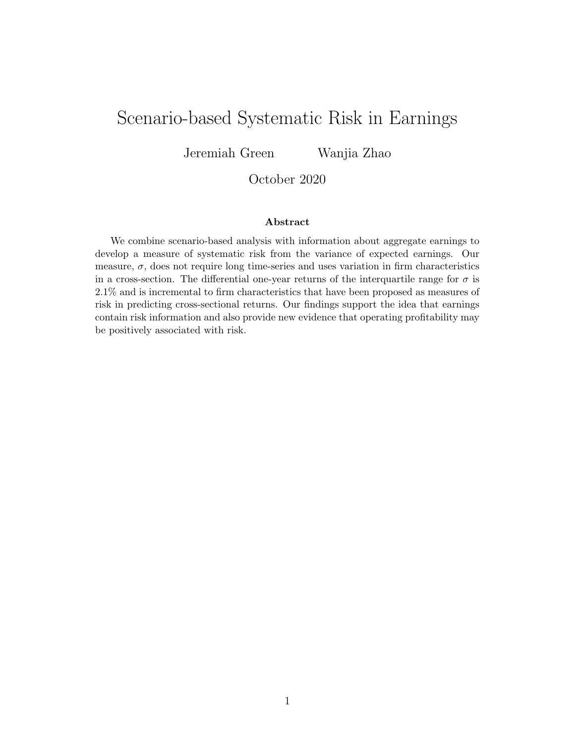# Scenario-based Systematic Risk in Earnings

Jeremiah Green  Wanjia Zhao

October 2020

**Abstract**

We combine scenario-based analysis with information about aggregate earnings to develop a measure of systematic risk from the variance of expected earnings. Our measure, $\sigma$, does not require long time-series and uses variation in firm characteristics in a cross-section. The differential one-year returns of the interquartile range for $\sigma$ is 2.1% and is incremental to firm characteristics that have been proposed as measures of risk in predicting cross-sectional returns. Our findings support the idea that earnings contain risk information and also provide new evidence that operating profitability may be positively associated with risk.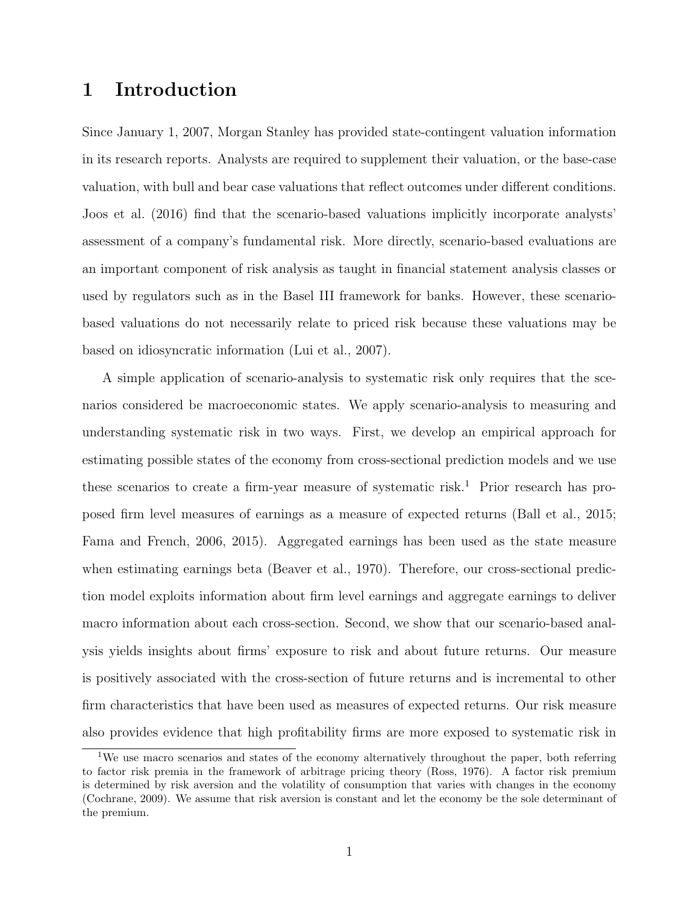# 1 Introduction

Since January 1, 2007, Morgan Stanley has provided state-contingent valuation information in its research reports. Analysts are required to supplement their valuation, or the base-case valuation, with bull and bear case valuations that reflect outcomes under different conditions. Joos et al. (2016) find that the scenario-based valuations implicitly incorporate analysts' assessment of a company's fundamental risk. More directly, scenario-based evaluations are an important component of risk analysis as taught in financial statement analysis classes or used by regulators such as in the Basel III framework for banks. However, these scenario-based valuations do not necessarily relate to priced risk because these valuations may be based on idiosyncratic information (Lui et al., 2007).

A simple application of scenario-analysis to systematic risk only requires that the scenarios considered be macroeconomic states. We apply scenario-analysis to measuring and understanding systematic risk in two ways. First, we develop an empirical approach for estimating possible states of the economy from cross-sectional prediction models and we use these scenarios to create a firm-year measure of systematic risk.[1] Prior research has proposed firm level measures of earnings as a measure of expected returns (Ball et al., 2015; Fama and French, 2006, 2015). Aggregated earnings has been used as the state measure when estimating earnings beta (Beaver et al., 1970). Therefore, our cross-sectional prediction model exploits information about firm level earnings and aggregate earnings to deliver macro information about each cross-section. Second, we show that our scenario-based analysis yields insights about firms' exposure to risk and about future returns. Our measure is positively associated with the cross-section of future returns and is incremental to other firm characteristics that have been used as measures of expected returns. Our risk measure also provides evidence that high profitability firms are more exposed to systematic risk in

[1] We use macro scenarios and states of the economy alternatively throughout the paper, both referring to factor risk premia in the framework of arbitrage pricing theory (Ross, 1976). A factor risk premium is determined by risk aversion and the volatility of consumption that varies with changes in the economy (Cochrane, 2009). We assume that risk aversion is constant and let the economy be the sole determinant of the premium.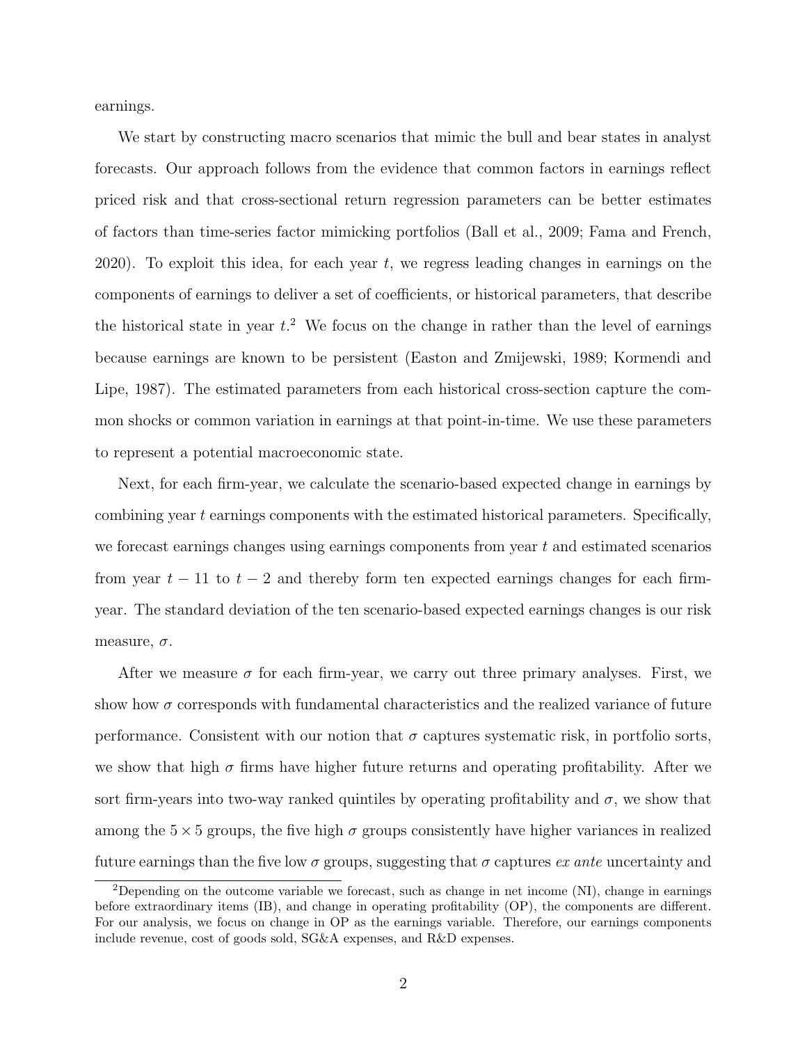earnings.

We start by constructing macro scenarios that mimic the bull and bear states in analyst forecasts. Our approach follows from the evidence that common factors in earnings reflect priced risk and that cross-sectional return regression parameters can be better estimates of factors than time-series factor mimicking portfolios (Ball et al., 2009; Fama and French, 2020). To exploit this idea, for each year $t$, we regress leading changes in earnings on the components of earnings to deliver a set of coefficients, or historical parameters, that describe the historical state in year $t$.[2] We focus on the change in rather than the level of earnings because earnings are known to be persistent (Easton and Zmijewski, 1989; Kormendi and Lipe, 1987). The estimated parameters from each historical cross-section capture the common shocks or common variation in earnings at that point-in-time. We use these parameters to represent a potential macroeconomic state.

Next, for each firm-year, we calculate the scenario-based expected change in earnings by combining year $t$ earnings components with the estimated historical parameters. Specifically, we forecast earnings changes using earnings components from year $t$ and estimated scenarios from year $t-11$ to $t-2$ and thereby form ten expected earnings changes for each firm-year. The standard deviation of the ten scenario-based expected earnings changes is our risk measure, $\sigma$.

After we measure $\sigma$ for each firm-year, we carry out three primary analyses. First, we show how $\sigma$ corresponds with fundamental characteristics and the realized variance of future performance. Consistent with our notion that $\sigma$ captures systematic risk, in portfolio sorts, we show that high $\sigma$ firms have higher future returns and operating profitability. After we sort firm-years into two-way ranked quintiles by operating profitability and $\sigma$, we show that among the $5 \times 5$ groups, the five high $\sigma$ groups consistently have higher variances in realized future earnings than the five low $\sigma$ groups, suggesting that $\sigma$ captures *ex ante* uncertainty and

[2] Depending on the outcome variable we forecast, such as change in net income (NI), change in earnings before extraordinary items (IB), and change in operating profitability (OP), the components are different. For our analysis, we focus on change in OP as the earnings variable. Therefore, our earnings components include revenue, cost of goods sold, SG&A expenses, and R&D expenses.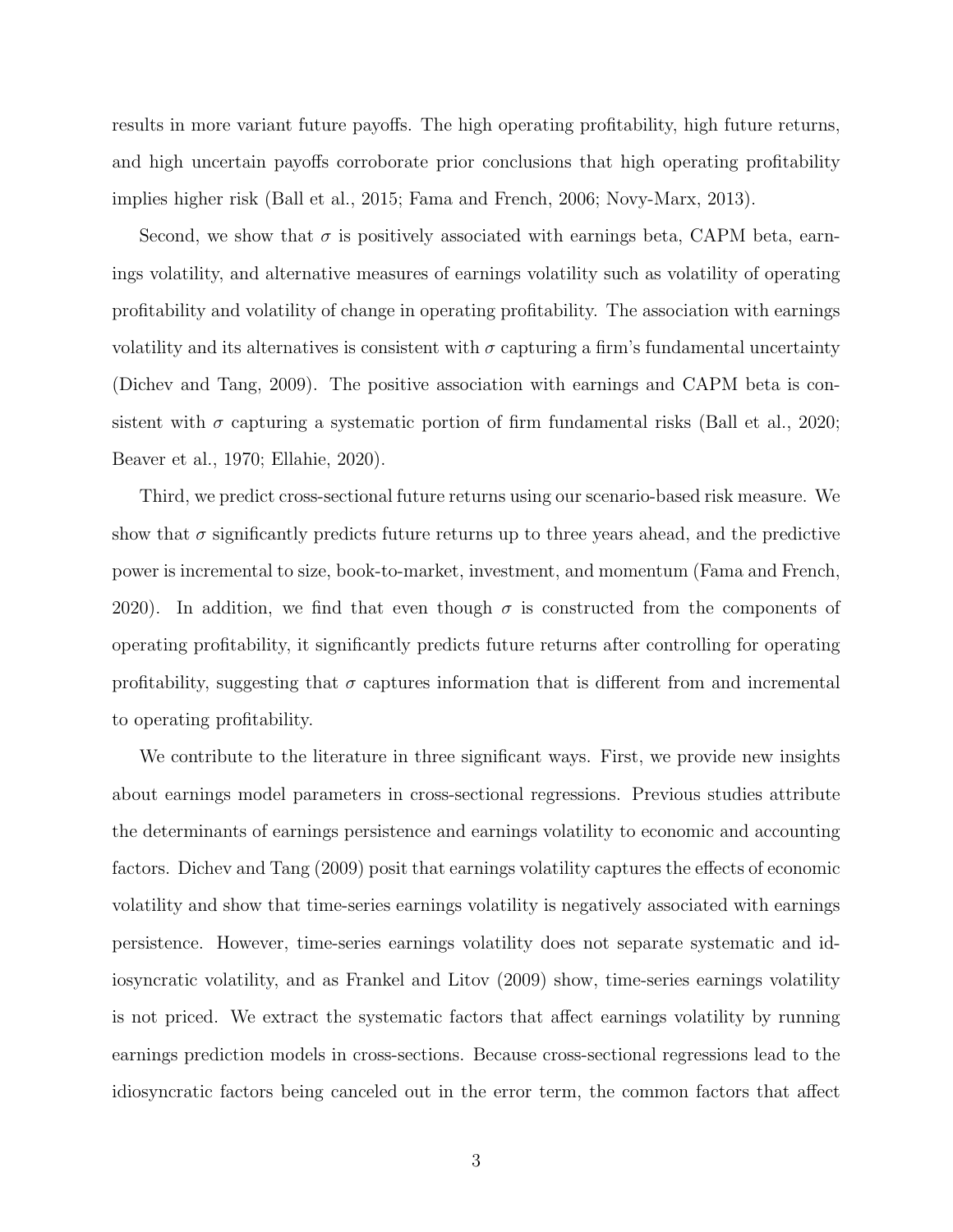results in more variant future payoffs. The high operating profitability, high future returns, and high uncertain payoffs corroborate prior conclusions that high operating profitability implies higher risk (Ball et al., 2015; Fama and French, 2006; Novy-Marx, 2013).

Second, we show that $\sigma$ is positively associated with earnings beta, CAPM beta, earnings volatility, and alternative measures of earnings volatility such as volatility of operating profitability and volatility of change in operating profitability. The association with earnings volatility and its alternatives is consistent with $\sigma$ capturing a firm's fundamental uncertainty (Dichev and Tang, 2009). The positive association with earnings and CAPM beta is consistent with $\sigma$ capturing a systematic portion of firm fundamental risks (Ball et al., 2020; Beaver et al., 1970; Ellahie, 2020).

Third, we predict cross-sectional future returns using our scenario-based risk measure. We show that $\sigma$ significantly predicts future returns up to three years ahead, and the predictive power is incremental to size, book-to-market, investment, and momentum (Fama and French, 2020). In addition, we find that even though $\sigma$ is constructed from the components of operating profitability, it significantly predicts future returns after controlling for operating profitability, suggesting that $\sigma$ captures information that is different from and incremental to operating profitability.

We contribute to the literature in three significant ways. First, we provide new insights about earnings model parameters in cross-sectional regressions. Previous studies attribute the determinants of earnings persistence and earnings volatility to economic and accounting factors. Dichev and Tang (2009) posit that earnings volatility captures the effects of economic volatility and show that time-series earnings volatility is negatively associated with earnings persistence. However, time-series earnings volatility does not separate systematic and idiosyncratic volatility, and as Frankel and Litov (2009) show, time-series earnings volatility is not priced. We extract the systematic factors that affect earnings volatility by running earnings prediction models in cross-sections. Because cross-sectional regressions lead to the idiosyncratic factors being canceled out in the error term, the common factors that affect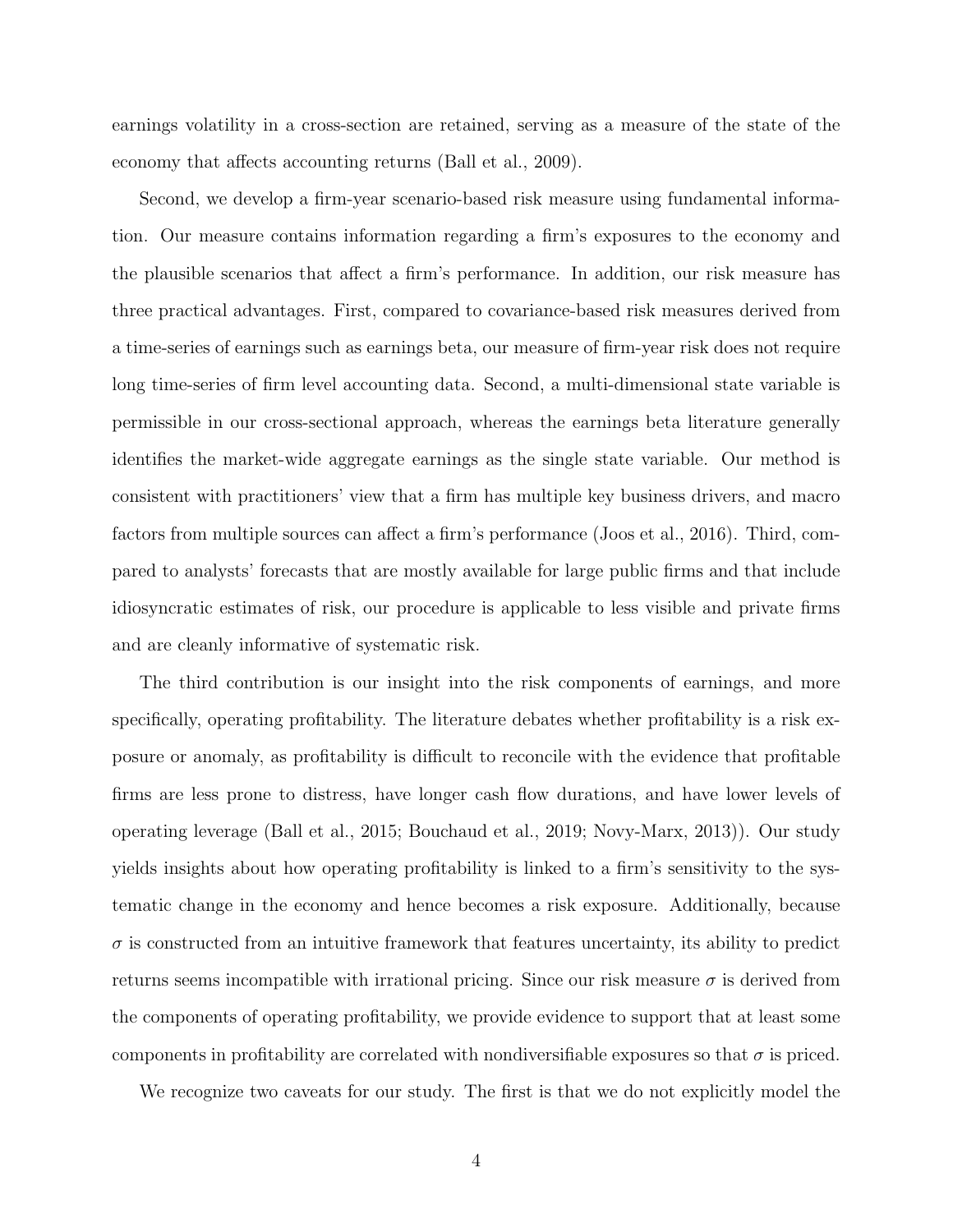earnings volatility in a cross-section are retained, serving as a measure of the state of the economy that affects accounting returns (Ball et al., 2009).

Second, we develop a firm-year scenario-based risk measure using fundamental information. Our measure contains information regarding a firm's exposures to the economy and the plausible scenarios that affect a firm's performance. In addition, our risk measure has three practical advantages. First, compared to covariance-based risk measures derived from a time-series of earnings such as earnings beta, our measure of firm-year risk does not require long time-series of firm level accounting data. Second, a multi-dimensional state variable is permissible in our cross-sectional approach, whereas the earnings beta literature generally identifies the market-wide aggregate earnings as the single state variable. Our method is consistent with practitioners' view that a firm has multiple key business drivers, and macro factors from multiple sources can affect a firm's performance (Joos et al., 2016). Third, compared to analysts' forecasts that are mostly available for large public firms and that include idiosyncratic estimates of risk, our procedure is applicable to less visible and private firms and are cleanly informative of systematic risk.

The third contribution is our insight into the risk components of earnings, and more specifically, operating profitability. The literature debates whether profitability is a risk exposure or anomaly, as profitability is difficult to reconcile with the evidence that profitable firms are less prone to distress, have longer cash flow durations, and have lower levels of operating leverage (Ball et al., 2015; Bouchaud et al., 2019; Novy-Marx, 2013)). Our study yields insights about how operating profitability is linked to a firm's sensitivity to the systematic change in the economy and hence becomes a risk exposure. Additionally, because $\sigma$ is constructed from an intuitive framework that features uncertainty, its ability to predict returns seems incompatible with irrational pricing. Since our risk measure $\sigma$ is derived from the components of operating profitability, we provide evidence to support that at least some components in profitability are correlated with nondiversifiable exposures so that $\sigma$ is priced.

We recognize two caveats for our study. The first is that we do not explicitly model the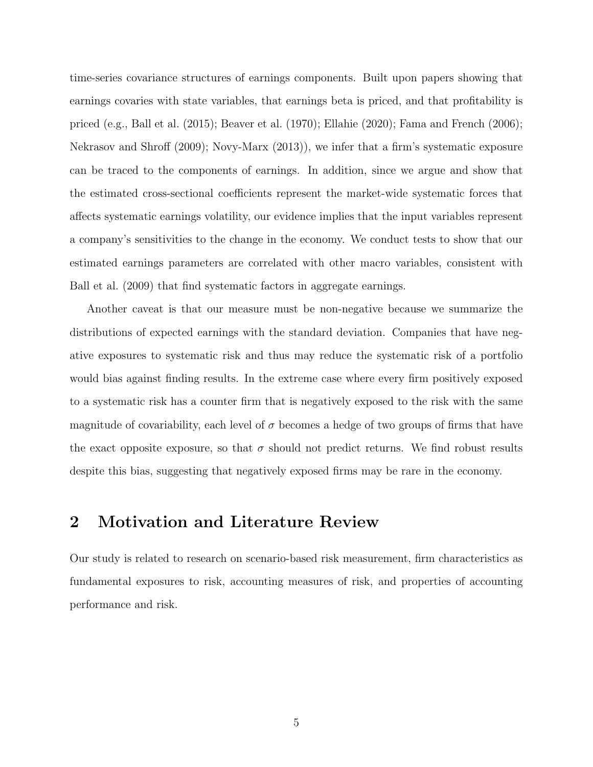time-series covariance structures of earnings components. Built upon papers showing that earnings covaries with state variables, that earnings beta is priced, and that profitability is priced (e.g., Ball et al. (2015); Beaver et al. (1970); Ellahie (2020); Fama and French (2006); Nekrasov and Shroff (2009); Novy-Marx (2013)), we infer that a firm's systematic exposure can be traced to the components of earnings. In addition, since we argue and show that the estimated cross-sectional coefficients represent the market-wide systematic forces that affects systematic earnings volatility, our evidence implies that the input variables represent a company's sensitivities to the change in the economy. We conduct tests to show that our estimated earnings parameters are correlated with other macro variables, consistent with Ball et al. (2009) that find systematic factors in aggregate earnings.

Another caveat is that our measure must be non-negative because we summarize the distributions of expected earnings with the standard deviation. Companies that have negative exposures to systematic risk and thus may reduce the systematic risk of a portfolio would bias against finding results. In the extreme case where every firm positively exposed to a systematic risk has a counter firm that is negatively exposed to the risk with the same magnitude of covariability, each level of $\sigma$ becomes a hedge of two groups of firms that have the exact opposite exposure, so that $\sigma$ should not predict returns. We find robust results despite this bias, suggesting that negatively exposed firms may be rare in the economy.

## 2 Motivation and Literature Review

Our study is related to research on scenario-based risk measurement, firm characteristics as fundamental exposures to risk, accounting measures of risk, and properties of accounting performance and risk.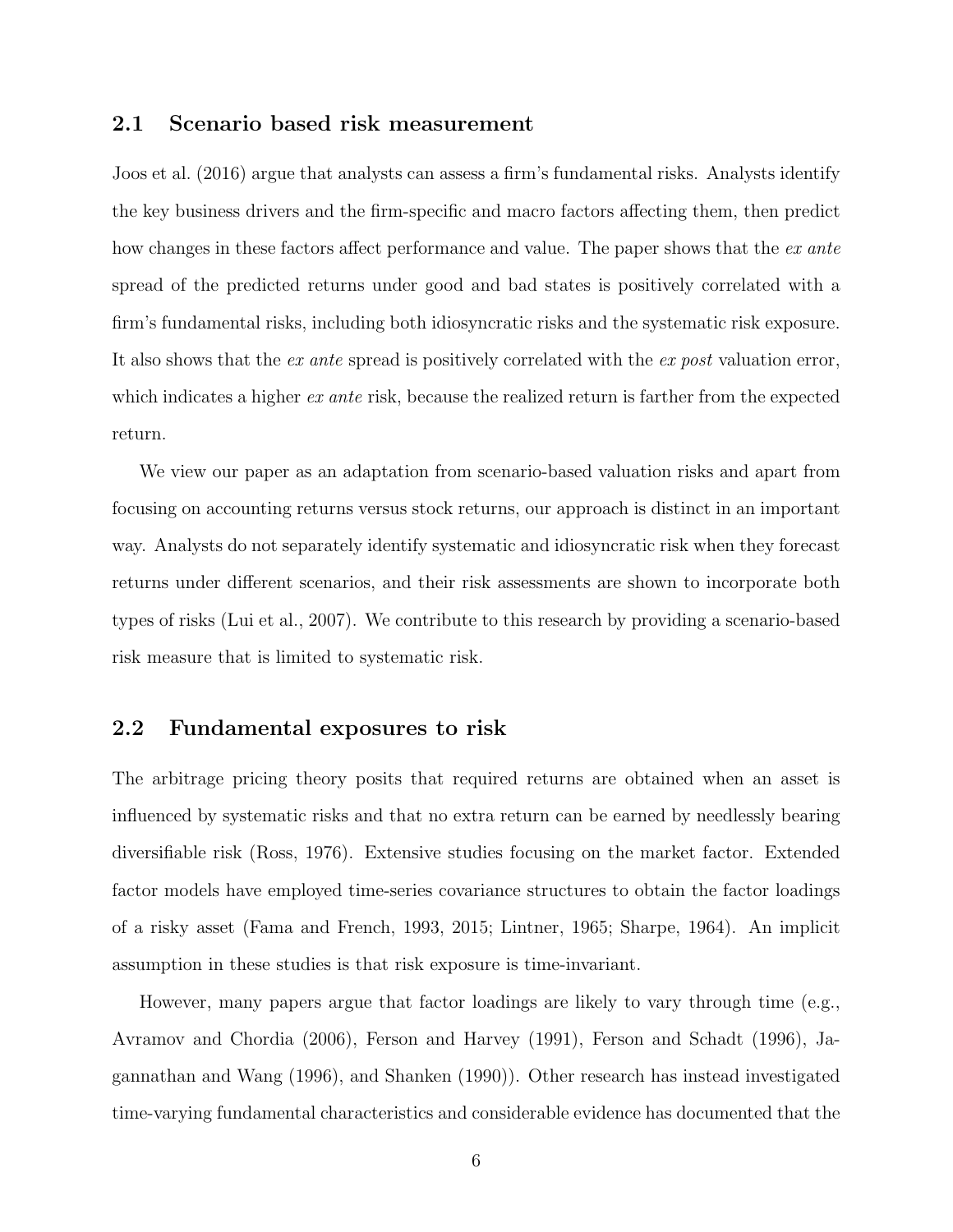## 2.1 Scenario based risk measurement

Joos et al. (2016) argue that analysts can assess a firm's fundamental risks. Analysts identify the key business drivers and the firm-specific and macro factors affecting them, then predict how changes in these factors affect performance and value. The paper shows that the *ex ante* spread of the predicted returns under good and bad states is positively correlated with a firm's fundamental risks, including both idiosyncratic risks and the systematic risk exposure. It also shows that the *ex ante* spread is positively correlated with the *ex post* valuation error, which indicates a higher *ex ante* risk, because the realized return is farther from the expected return.

We view our paper as an adaptation from scenario-based valuation risks and apart from focusing on accounting returns versus stock returns, our approach is distinct in an important way. Analysts do not separately identify systematic and idiosyncratic risk when they forecast returns under different scenarios, and their risk assessments are shown to incorporate both types of risks (Lui et al., 2007). We contribute to this research by providing a scenario-based risk measure that is limited to systematic risk.

## 2.2 Fundamental exposures to risk

The arbitrage pricing theory posits that required returns are obtained when an asset is influenced by systematic risks and that no extra return can be earned by needlessly bearing diversifiable risk (Ross, 1976). Extensive studies focusing on the market factor. Extended factor models have employed time-series covariance structures to obtain the factor loadings of a risky asset (Fama and French, 1993, 2015; Lintner, 1965; Sharpe, 1964). An implicit assumption in these studies is that risk exposure is time-invariant.

However, many papers argue that factor loadings are likely to vary through time (e.g., Avramov and Chordia (2006), Ferson and Harvey (1991), Ferson and Schadt (1996), Jagannathan and Wang (1996), and Shanken (1990)). Other research has instead investigated time-varying fundamental characteristics and considerable evidence has documented that the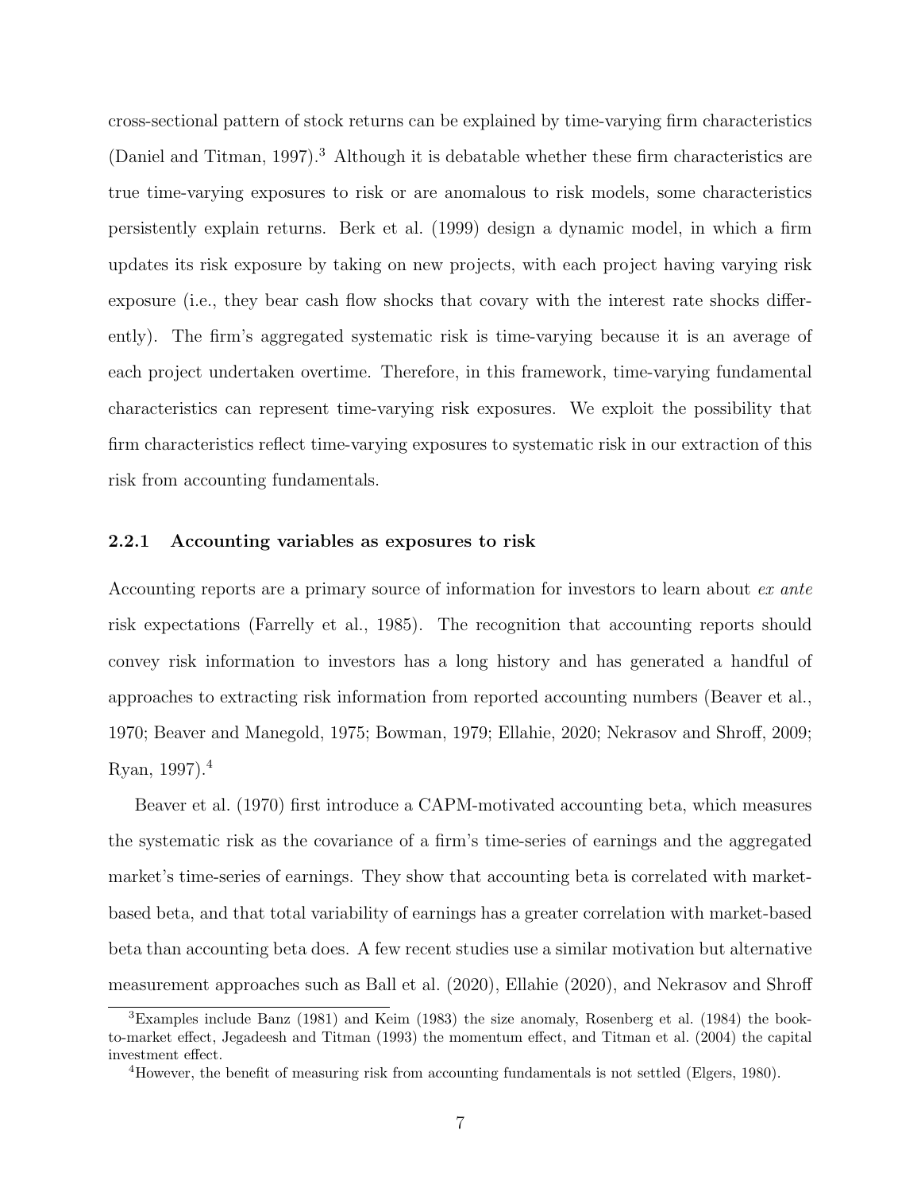cross-sectional pattern of stock returns can be explained by time-varying firm characteristics (Daniel and Titman, 1997).[3] Although it is debatable whether these firm characteristics are true time-varying exposures to risk or are anomalous to risk models, some characteristics persistently explain returns. Berk et al. (1999) design a dynamic model, in which a firm updates its risk exposure by taking on new projects, with each project having varying risk exposure (i.e., they bear cash flow shocks that covary with the interest rate shocks differently). The firm's aggregated systematic risk is time-varying because it is an average of each project undertaken overtime. Therefore, in this framework, time-varying fundamental characteristics can represent time-varying risk exposures. We exploit the possibility that firm characteristics reflect time-varying exposures to systematic risk in our extraction of this risk from accounting fundamentals.

### 2.2.1 Accounting variables as exposures to risk

Accounting reports are a primary source of information for investors to learn about *ex ante* risk expectations (Farrelly et al., 1985). The recognition that accounting reports should convey risk information to investors has a long history and has generated a handful of approaches to extracting risk information from reported accounting numbers (Beaver et al., 1970; Beaver and Manegold, 1975; Bowman, 1979; Ellahie, 2020; Nekrasov and Shroff, 2009; Ryan, 1997).[4]

Beaver et al. (1970) first introduce a CAPM-motivated accounting beta, which measures the systematic risk as the covariance of a firm's time-series of earnings and the aggregated market's time-series of earnings. They show that accounting beta is correlated with market-based beta, and that total variability of earnings has a greater correlation with market-based beta than accounting beta does. A few recent studies use a similar motivation but alternative measurement approaches such as Ball et al. (2020), Ellahie (2020), and Nekrasov and Shroff

[3] Examples include Banz (1981) and Keim (1983) the size anomaly, Rosenberg et al. (1984) the book-to-market effect, Jegadeesh and Titman (1993) the momentum effect, and Titman et al. (2004) the capital investment effect.

[4] However, the benefit of measuring risk from accounting fundamentals is not settled (Elgers, 1980).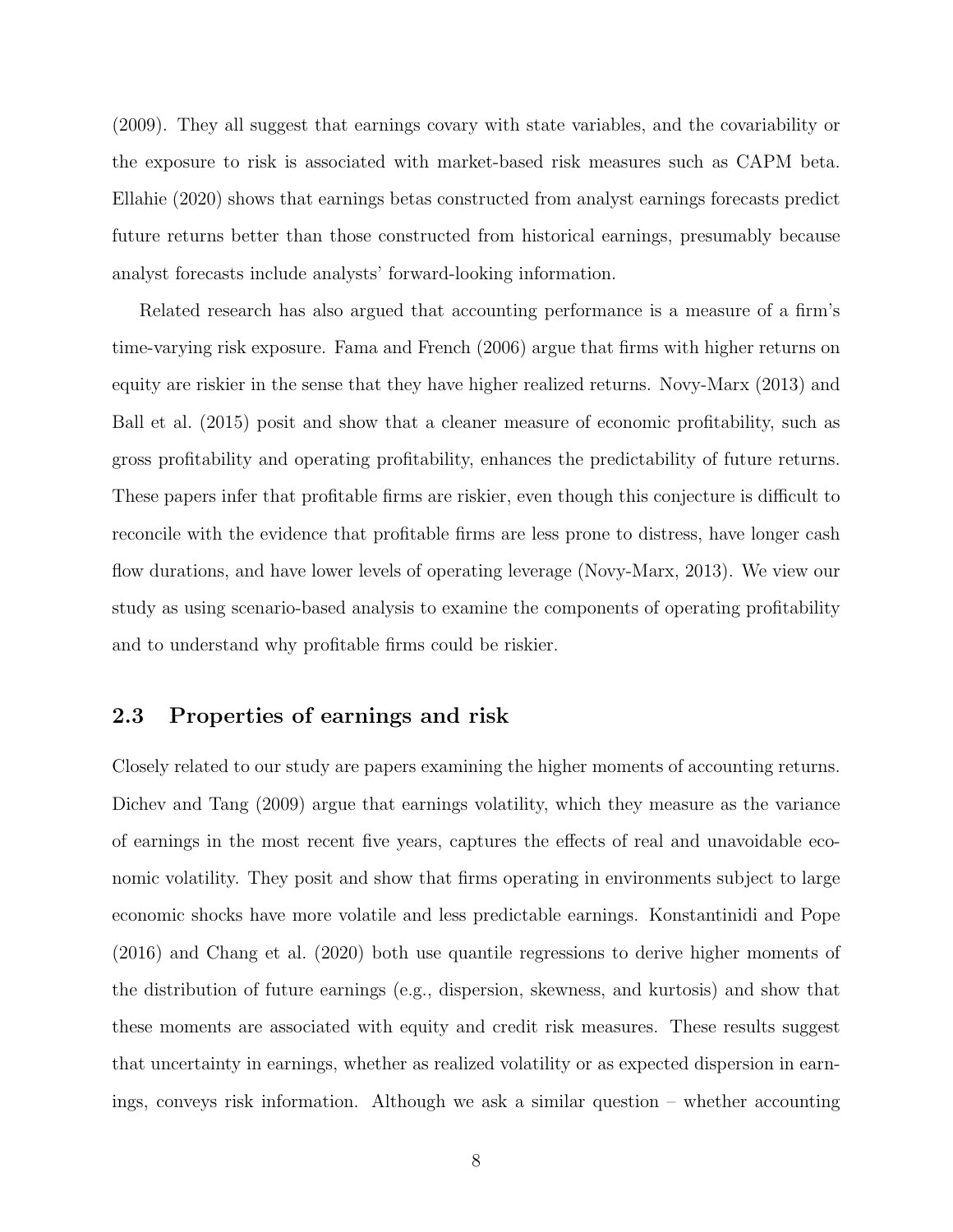(2009). They all suggest that earnings covary with state variables, and the covariability or the exposure to risk is associated with market-based risk measures such as CAPM beta. Ellahie (2020) shows that earnings betas constructed from analyst earnings forecasts predict future returns better than those constructed from historical earnings, presumably because analyst forecasts include analysts' forward-looking information.

Related research has also argued that accounting performance is a measure of a firm's time-varying risk exposure. Fama and French (2006) argue that firms with higher returns on equity are riskier in the sense that they have higher realized returns. Novy-Marx (2013) and Ball et al. (2015) posit and show that a cleaner measure of economic profitability, such as gross profitability and operating profitability, enhances the predictability of future returns. These papers infer that profitable firms are riskier, even though this conjecture is difficult to reconcile with the evidence that profitable firms are less prone to distress, have longer cash flow durations, and have lower levels of operating leverage (Novy-Marx, 2013). We view our study as using scenario-based analysis to examine the components of operating profitability and to understand why profitable firms could be riskier.

## 2.3 Properties of earnings and risk

Closely related to our study are papers examining the higher moments of accounting returns. Dichev and Tang (2009) argue that earnings volatility, which they measure as the variance of earnings in the most recent five years, captures the effects of real and unavoidable economic volatility. They posit and show that firms operating in environments subject to large economic shocks have more volatile and less predictable earnings. Konstantinidi and Pope (2016) and Chang et al. (2020) both use quantile regressions to derive higher moments of the distribution of future earnings (e.g., dispersion, skewness, and kurtosis) and show that these moments are associated with equity and credit risk measures. These results suggest that uncertainty in earnings, whether as realized volatility or as expected dispersion in earnings, conveys risk information. Although we ask a similar question – whether accounting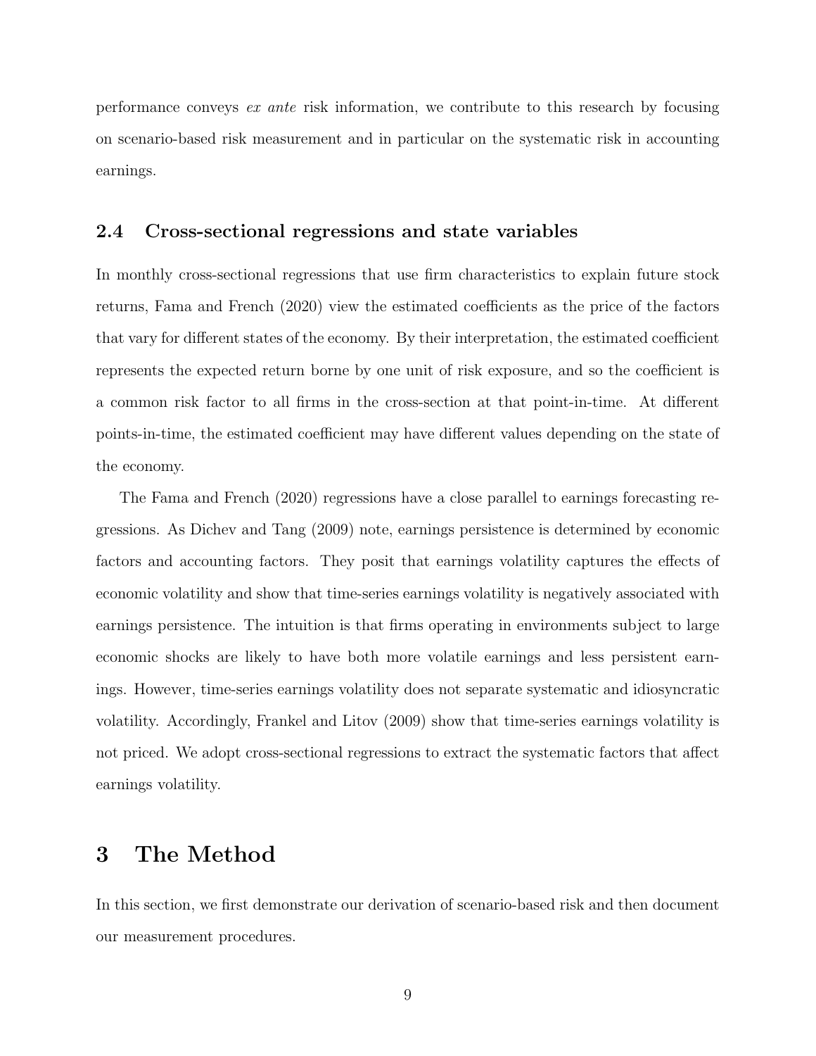performance conveys *ex ante* risk information, we contribute to this research by focusing on scenario-based risk measurement and in particular on the systematic risk in accounting earnings.

### 2.4 Cross-sectional regressions and state variables

In monthly cross-sectional regressions that use firm characteristics to explain future stock returns, Fama and French (2020) view the estimated coefficients as the price of the factors that vary for different states of the economy. By their interpretation, the estimated coefficient represents the expected return borne by one unit of risk exposure, and so the coefficient is a common risk factor to all firms in the cross-section at that point-in-time. At different points-in-time, the estimated coefficient may have different values depending on the state of the economy.

The Fama and French (2020) regressions have a close parallel to earnings forecasting regressions. As Dichev and Tang (2009) note, earnings persistence is determined by economic factors and accounting factors. They posit that earnings volatility captures the effects of economic volatility and show that time-series earnings volatility is negatively associated with earnings persistence. The intuition is that firms operating in environments subject to large economic shocks are likely to have both more volatile earnings and less persistent earnings. However, time-series earnings volatility does not separate systematic and idiosyncratic volatility. Accordingly, Frankel and Litov (2009) show that time-series earnings volatility is not priced. We adopt cross-sectional regressions to extract the systematic factors that affect earnings volatility.

## 3 The Method

In this section, we first demonstrate our derivation of scenario-based risk and then document our measurement procedures.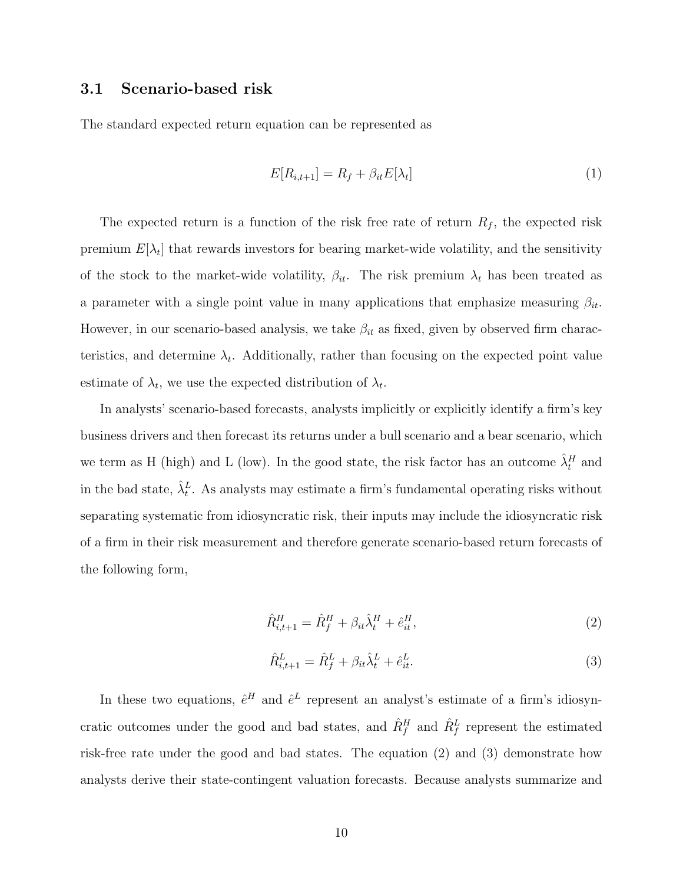### 3.1 Scenario-based risk

The standard expected return equation can be represented as

$$E[R_{i,t+1}] = R_f + \beta_{it} E[\lambda_t] \tag{1}$$

The expected return is a function of the risk free rate of return $R_f$, the expected risk premium $E[\lambda_t]$ that rewards investors for bearing market-wide volatility, and the sensitivity of the stock to the market-wide volatility, $\beta_{it}$. The risk premium $\lambda_t$ has been treated as a parameter with a single point value in many applications that emphasize measuring $\beta_{it}$. However, in our scenario-based analysis, we take $\beta_{it}$ as fixed, given by observed firm characteristics, and determine $\lambda_t$. Additionally, rather than focusing on the expected point value estimate of $\lambda_t$, we use the expected distribution of $\lambda_t$.

In analysts' scenario-based forecasts, analysts implicitly or explicitly identify a firm's key business drivers and then forecast its returns under a bull scenario and a bear scenario, which we term as H (high) and L (low). In the good state, the risk factor has an outcome $\hat{\lambda}_t^H$ and in the bad state, $\hat{\lambda}_t^L$. As analysts may estimate a firm's fundamental operating risks without separating systematic from idiosyncratic risk, their inputs may include the idiosyncratic risk of a firm in their risk measurement and therefore generate scenario-based return forecasts of the following form,

$$\hat{R}_{i,t+1}^H = \hat{R}_f^H + \beta_{it}\hat{\lambda}_t^H + \hat{e}_{it}^H, \tag{2}$$

$$\hat{R}_{i,t+1}^L = \hat{R}_f^L + \beta_{it}\hat{\lambda}_t^L + \hat{e}_{it}^L. \tag{3}$$

In these two equations, $\hat{e}^H$ and $\hat{e}^L$ represent an analyst's estimate of a firm's idiosyncratic outcomes under the good and bad states, and $\hat{R}_f^H$ and $\hat{R}_f^L$ represent the estimated risk-free rate under the good and bad states. The equation (2) and (3) demonstrate how analysts derive their state-contingent valuation forecasts. Because analysts summarize and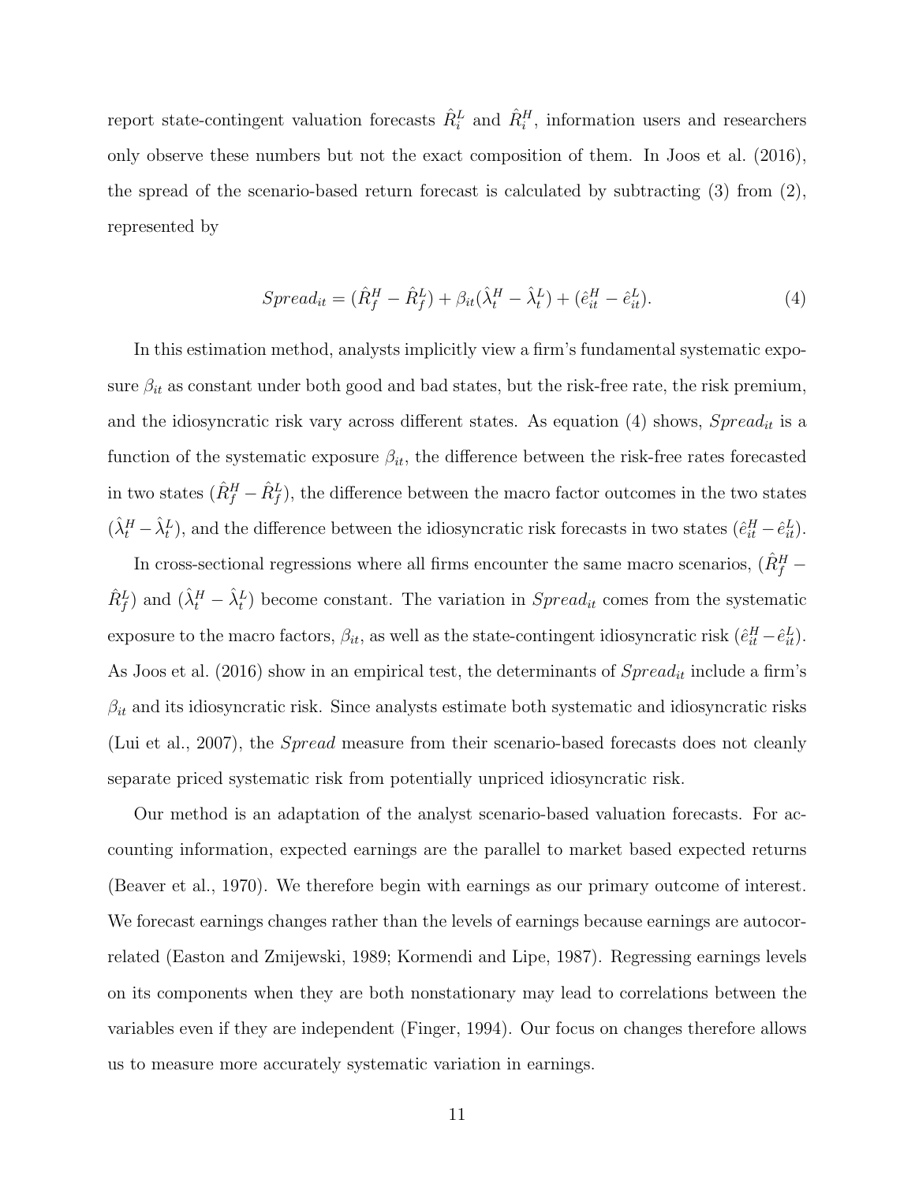report state-contingent valuation forecasts $\hat{R}_i^L$ and $\hat{R}_i^H$, information users and researchers only observe these numbers but not the exact composition of them. In Joos et al. (2016), the spread of the scenario-based return forecast is calculated by subtracting (3) from (2), represented by

$$Spread_{it} = (\hat{R}_f^H - \hat{R}_f^L) + \beta_{it}(\hat{\lambda}_t^H - \hat{\lambda}_t^L) + (\hat{e}_{it}^H - \hat{e}_{it}^L). \tag{4}$$

In this estimation method, analysts implicitly view a firm's fundamental systematic exposure $\beta_{it}$ as constant under both good and bad states, but the risk-free rate, the risk premium, and the idiosyncratic risk vary across different states. As equation (4) shows, $Spread_{it}$ is a function of the systematic exposure $\beta_{it}$, the difference between the risk-free rates forecasted in two states $(\hat{R}_f^H - \hat{R}_f^L)$, the difference between the macro factor outcomes in the two states $(\hat{\lambda}_t^H - \hat{\lambda}_t^L)$, and the difference between the idiosyncratic risk forecasts in two states $(\hat{e}_{it}^H - \hat{e}_{it}^L)$.

In cross-sectional regressions where all firms encounter the same macro scenarios, $(\hat{R}_f^H - \hat{R}_f^L)$ and $(\hat{\lambda}_t^H - \hat{\lambda}_t^L)$ become constant. The variation in $Spread_{it}$ comes from the systematic exposure to the macro factors, $\beta_{it}$, as well as the state-contingent idiosyncratic risk $(\hat{e}_{it}^H - \hat{e}_{it}^L)$. As Joos et al. (2016) show in an empirical test, the determinants of $Spread_{it}$ include a firm's $\beta_{it}$ and its idiosyncratic risk. Since analysts estimate both systematic and idiosyncratic risks (Lui et al., 2007), the *Spread* measure from their scenario-based forecasts does not cleanly separate priced systematic risk from potentially unpriced idiosyncratic risk.

Our method is an adaptation of the analyst scenario-based valuation forecasts. For accounting information, expected earnings are the parallel to market based expected returns (Beaver et al., 1970). We therefore begin with earnings as our primary outcome of interest. We forecast earnings changes rather than the levels of earnings because earnings are autocorrelated (Easton and Zmijewski, 1989; Kormendi and Lipe, 1987). Regressing earnings levels on its components when they are both nonstationary may lead to correlations between the variables even if they are independent (Finger, 1994). Our focus on changes therefore allows us to measure more accurately systematic variation in earnings.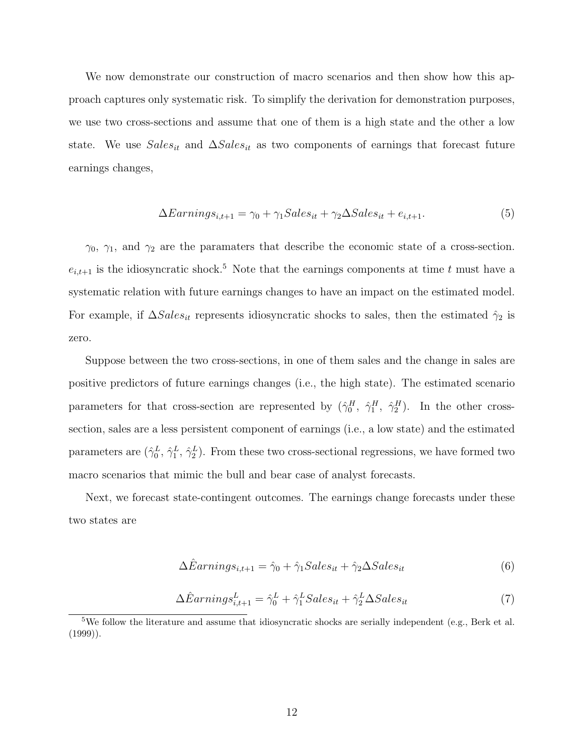We now demonstrate our construction of macro scenarios and then show how this approach captures only systematic risk. To simplify the derivation for demonstration purposes, we use two cross-sections and assume that one of them is a high state and the other a low state. We use $Sales_{it}$ and $\Delta Sales_{it}$ as two components of earnings that forecast future earnings changes,

$$\Delta Earnings_{i,t+1} = \gamma_0 + \gamma_1 Sales_{it} + \gamma_2 \Delta Sales_{it} + e_{i,t+1}. \tag{5}$$

$\gamma_0$, $\gamma_1$, and $\gamma_2$ are the paramaters that describe the economic state of a cross-section. $e_{i,t+1}$ is the idiosyncratic shock.[5] Note that the earnings components at time $t$ must have a systematic relation with future earnings changes to have an impact on the estimated model. For example, if $\Delta Sales_{it}$ represents idiosyncratic shocks to sales, then the estimated $\hat{\gamma}_2$ is zero.

Suppose between the two cross-sections, in one of them sales and the change in sales are positive predictors of future earnings changes (i.e., the high state). The estimated scenario parameters for that cross-section are represented by ($\hat{\gamma}_0^H$, $\hat{\gamma}_1^H$, $\hat{\gamma}_2^H$). In the other cross-section, sales are a less persistent component of earnings (i.e., a low state) and the estimated parameters are ($\hat{\gamma}_0^L$, $\hat{\gamma}_1^L$, $\hat{\gamma}_2^L$). From these two cross-sectional regressions, we have formed two macro scenarios that mimic the bull and bear case of analyst forecasts.

Next, we forecast state-contingent outcomes. The earnings change forecasts under these two states are

$$\Delta \hat{E}arnings_{i,t+1} = \hat{\gamma}_0 + \hat{\gamma}_1 Sales_{it} + \hat{\gamma}_2 \Delta Sales_{it} \tag{6}$$

$$\Delta \hat{E}arnings_{i,t+1}^L = \hat{\gamma}_0^L + \hat{\gamma}_1^L Sales_{it} + \hat{\gamma}_2^L \Delta Sales_{it} \tag{7}$$

[5] We follow the literature and assume that idiosyncratic shocks are serially independent (e.g., Berk et al. (1999)).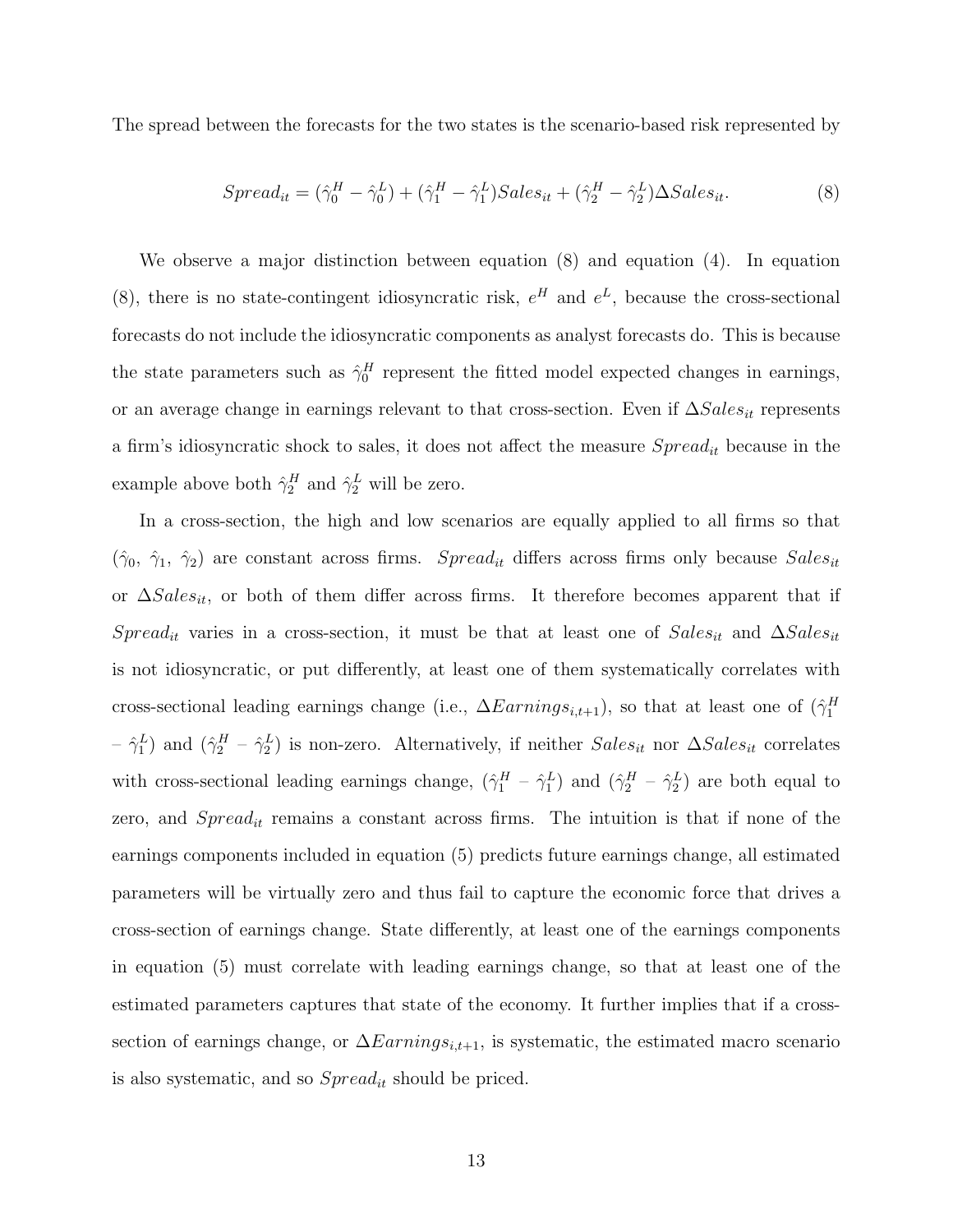The spread between the forecasts for the two states is the scenario-based risk represented by

$$Spread_{it} = (\hat{\gamma}_0^H - \hat{\gamma}_0^L) + (\hat{\gamma}_1^H - \hat{\gamma}_1^L)Sales_{it} + (\hat{\gamma}_2^H - \hat{\gamma}_2^L)\Delta Sales_{it}. \tag{8}$$

We observe a major distinction between equation (8) and equation (4). In equation (8), there is no state-contingent idiosyncratic risk, $e^H$ and $e^L$, because the cross-sectional forecasts do not include the idiosyncratic components as analyst forecasts do. This is because the state parameters such as $\hat{\gamma}_0^H$ represent the fitted model expected changes in earnings, or an average change in earnings relevant to that cross-section. Even if $\Delta Sales_{it}$ represents a firm's idiosyncratic shock to sales, it does not affect the measure $Spread_{it}$ because in the example above both $\hat{\gamma}_2^H$ and $\hat{\gamma}_2^L$ will be zero.

In a cross-section, the high and low scenarios are equally applied to all firms so that ($\hat{\gamma}_0$, $\hat{\gamma}_1$, $\hat{\gamma}_2$) are constant across firms. $Spread_{it}$ differs across firms only because $Sales_{it}$ or $\Delta Sales_{it}$, or both of them differ across firms. It therefore becomes apparent that if $Spread_{it}$ varies in a cross-section, it must be that at least one of $Sales_{it}$ and $\Delta Sales_{it}$ is not idiosyncratic, or put differently, at least one of them systematically correlates with cross-sectional leading earnings change (i.e., $\Delta Earnings_{i,t+1}$), so that at least one of ($\hat{\gamma}_1^H$ – $\hat{\gamma}_1^L$) and ($\hat{\gamma}_2^H$ – $\hat{\gamma}_2^L$) is non-zero. Alternatively, if neither $Sales_{it}$ nor $\Delta Sales_{it}$ correlates with cross-sectional leading earnings change, ($\hat{\gamma}_1^H$ – $\hat{\gamma}_1^L$) and ($\hat{\gamma}_2^H$ – $\hat{\gamma}_2^L$) are both equal to zero, and $Spread_{it}$ remains a constant across firms. The intuition is that if none of the earnings components included in equation (5) predicts future earnings change, all estimated parameters will be virtually zero and thus fail to capture the economic force that drives a cross-section of earnings change. State differently, at least one of the earnings components in equation (5) must correlate with leading earnings change, so that at least one of the estimated parameters captures that state of the economy. It further implies that if a cross-section of earnings change, or $\Delta Earnings_{i,t+1}$, is systematic, the estimated macro scenario is also systematic, and so $Spread_{it}$ should be priced.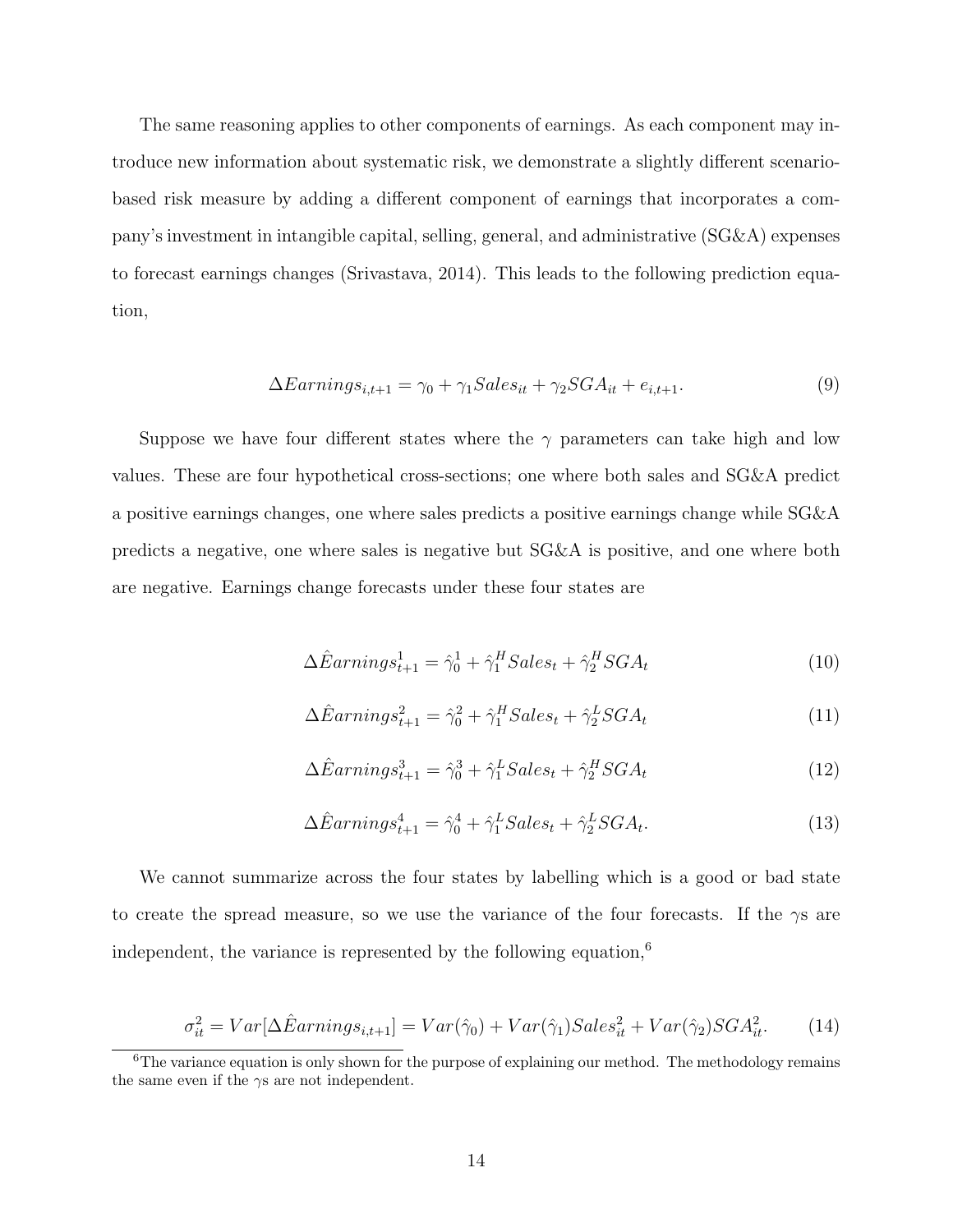The same reasoning applies to other components of earnings. As each component may introduce new information about systematic risk, we demonstrate a slightly different scenario-based risk measure by adding a different component of earnings that incorporates a company's investment in intangible capital, selling, general, and administrative (SG&A) expenses to forecast earnings changes (Srivastava, 2014). This leads to the following prediction equation,

$$\Delta Earnings_{i,t+1} = \gamma_0 + \gamma_1 Sales_{it} + \gamma_2 SGA_{it} + e_{i,t+1}. \tag{9}$$

Suppose we have four different states where the $\gamma$ parameters can take high and low values. These are four hypothetical cross-sections; one where both sales and SG&A predict a positive earnings changes, one where sales predicts a positive earnings change while SG&A predicts a negative, one where sales is negative but SG&A is positive, and one where both are negative. Earnings change forecasts under these four states are

$$\Delta \hat{E}arnings^1_{t+1} = \hat{\gamma}^1_0 + \hat{\gamma}^H_1 Sales_t + \hat{\gamma}^H_2 SGA_t \tag{10}$$

$$\Delta \hat{E}arnings^2_{t+1} = \hat{\gamma}^2_0 + \hat{\gamma}^H_1 Sales_t + \hat{\gamma}^L_2 SGA_t \tag{11}$$

$$\Delta \hat{E}arnings^3_{t+1} = \hat{\gamma}^3_0 + \hat{\gamma}^L_1 Sales_t + \hat{\gamma}^H_2 SGA_t \tag{12}$$

$$\Delta \hat{E}arnings^4_{t+1} = \hat{\gamma}^4_0 + \hat{\gamma}^L_1 Sales_t + \hat{\gamma}^L_2 SGA_t. \tag{13}$$

We cannot summarize across the four states by labelling which is a good or bad state to create the spread measure, so we use the variance of the four forecasts. If the $\gamma$s are independent, the variance is represented by the following equation,[6]

$$\sigma^2_{it} = Var[\Delta \hat{E}arnings_{i,t+1}] = Var(\hat{\gamma}_0) + Var(\hat{\gamma}_1) Sales^2_{it} + Var(\hat{\gamma}_2) SGA^2_{it}. \tag{14}$$

[6]The variance equation is only shown for the purpose of explaining our method. The methodology remains the same even if the $\gamma$s are not independent.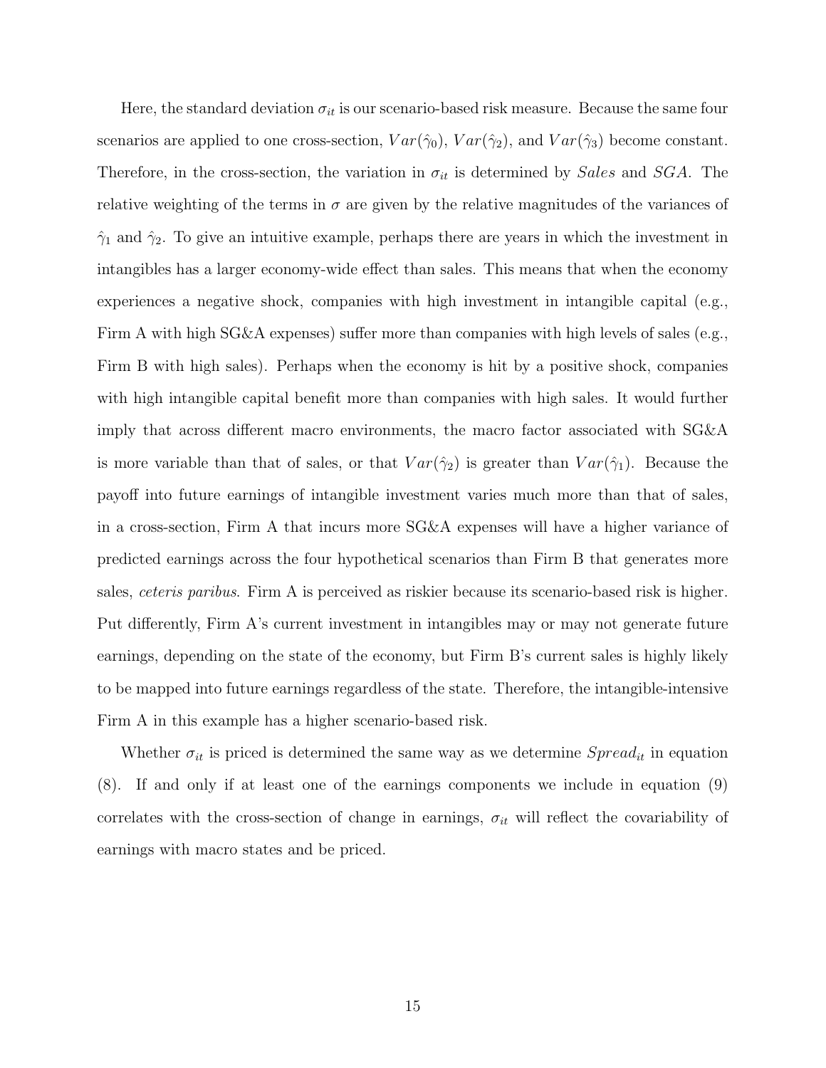Here, the standard deviation $\sigma_{it}$ is our scenario-based risk measure. Because the same four scenarios are applied to one cross-section, $Var(\hat{\gamma}_0)$, $Var(\hat{\gamma}_2)$, and $Var(\hat{\gamma}_3)$ become constant. Therefore, in the cross-section, the variation in $\sigma_{it}$ is determined by *Sales* and *SGA*. The relative weighting of the terms in $\sigma$ are given by the relative magnitudes of the variances of $\hat{\gamma}_1$ and $\hat{\gamma}_2$. To give an intuitive example, perhaps there are years in which the investment in intangibles has a larger economy-wide effect than sales. This means that when the economy experiences a negative shock, companies with high investment in intangible capital (e.g., Firm A with high SG&A expenses) suffer more than companies with high levels of sales (e.g., Firm B with high sales). Perhaps when the economy is hit by a positive shock, companies with high intangible capital benefit more than companies with high sales. It would further imply that across different macro environments, the macro factor associated with SG&A is more variable than that of sales, or that $Var(\hat{\gamma}_2)$ is greater than $Var(\hat{\gamma}_1)$. Because the payoff into future earnings of intangible investment varies much more than that of sales, in a cross-section, Firm A that incurs more SG&A expenses will have a higher variance of predicted earnings across the four hypothetical scenarios than Firm B that generates more sales, *ceteris paribus*. Firm A is perceived as riskier because its scenario-based risk is higher. Put differently, Firm A's current investment in intangibles may or may not generate future earnings, depending on the state of the economy, but Firm B's current sales is highly likely to be mapped into future earnings regardless of the state. Therefore, the intangible-intensive Firm A in this example has a higher scenario-based risk.

Whether $\sigma_{it}$ is priced is determined the same way as we determine $Spread_{it}$ in equation (8). If and only if at least one of the earnings components we include in equation (9) correlates with the cross-section of change in earnings, $\sigma_{it}$ will reflect the covariability of earnings with macro states and be priced.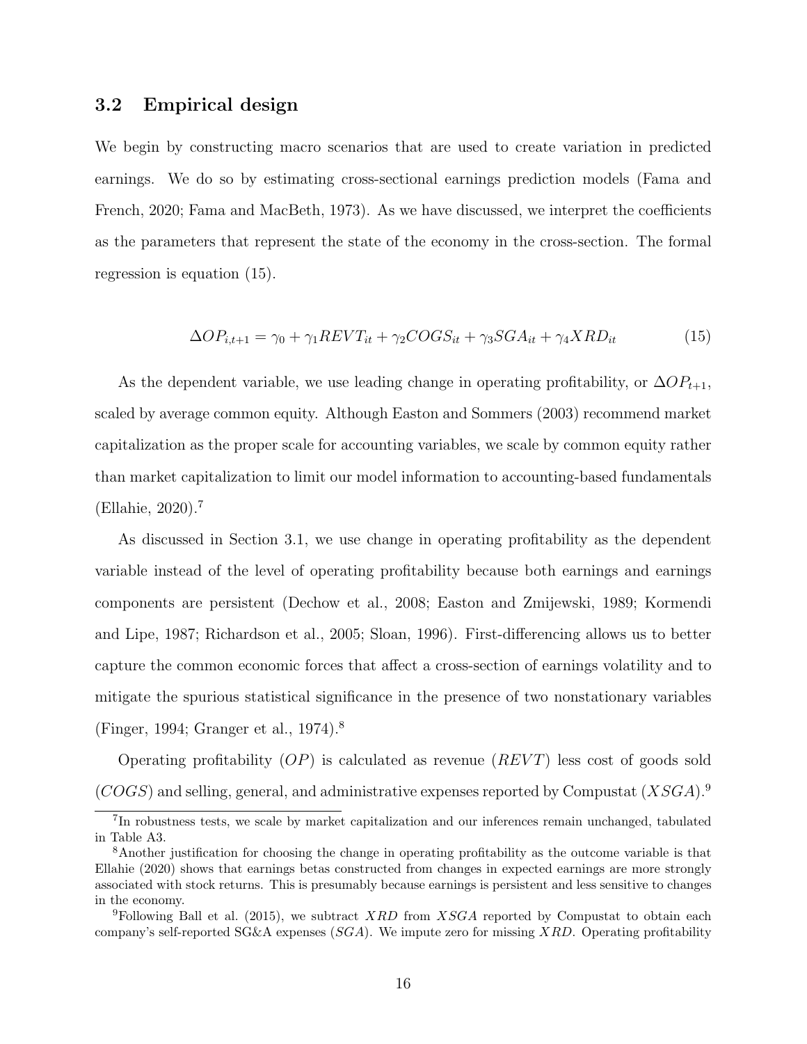## 3.2 Empirical design

We begin by constructing macro scenarios that are used to create variation in predicted earnings. We do so by estimating cross-sectional earnings prediction models (Fama and French, 2020; Fama and MacBeth, 1973). As we have discussed, we interpret the coefficients as the parameters that represent the state of the economy in the cross-section. The formal regression is equation (15).

$$\Delta OP_{i,t+1} = \gamma_0 + \gamma_1 REVT_{it} + \gamma_2 COGS_{it} + \gamma_3 SGA_{it} + \gamma_4 XRD_{it} \tag{15}$$

As the dependent variable, we use leading change in operating profitability, or $\Delta OP_{t+1}$, scaled by average common equity. Although Easton and Sommers (2003) recommend market capitalization as the proper scale for accounting variables, we scale by common equity rather than market capitalization to limit our model information to accounting-based fundamentals (Ellahie, 2020).[7]

As discussed in Section 3.1, we use change in operating profitability as the dependent variable instead of the level of operating profitability because both earnings and earnings components are persistent (Dechow et al., 2008; Easton and Zmijewski, 1989; Kormendi and Lipe, 1987; Richardson et al., 2005; Sloan, 1996). First-differencing allows us to better capture the common economic forces that affect a cross-section of earnings volatility and to mitigate the spurious statistical significance in the presence of two nonstationary variables (Finger, 1994; Granger et al., 1974).[8]

Operating profitability ($OP$) is calculated as revenue ($REVT$) less cost of goods sold ($COGS$) and selling, general, and administrative expenses reported by Compustat ($XSGA$).[9]

[7] In robustness tests, we scale by market capitalization and our inferences remain unchanged, tabulated in Table A3.

[8] Another justification for choosing the change in operating profitability as the outcome variable is that Ellahie (2020) shows that earnings betas constructed from changes in expected earnings are more strongly associated with stock returns. This is presumably because earnings is persistent and less sensitive to changes in the economy.

[9] Following Ball et al. (2015), we subtract $XRD$ from $XSGA$ reported by Compustat to obtain each company's self-reported SG&A expenses ($SGA$). We impute zero for missing $XRD$. Operating profitability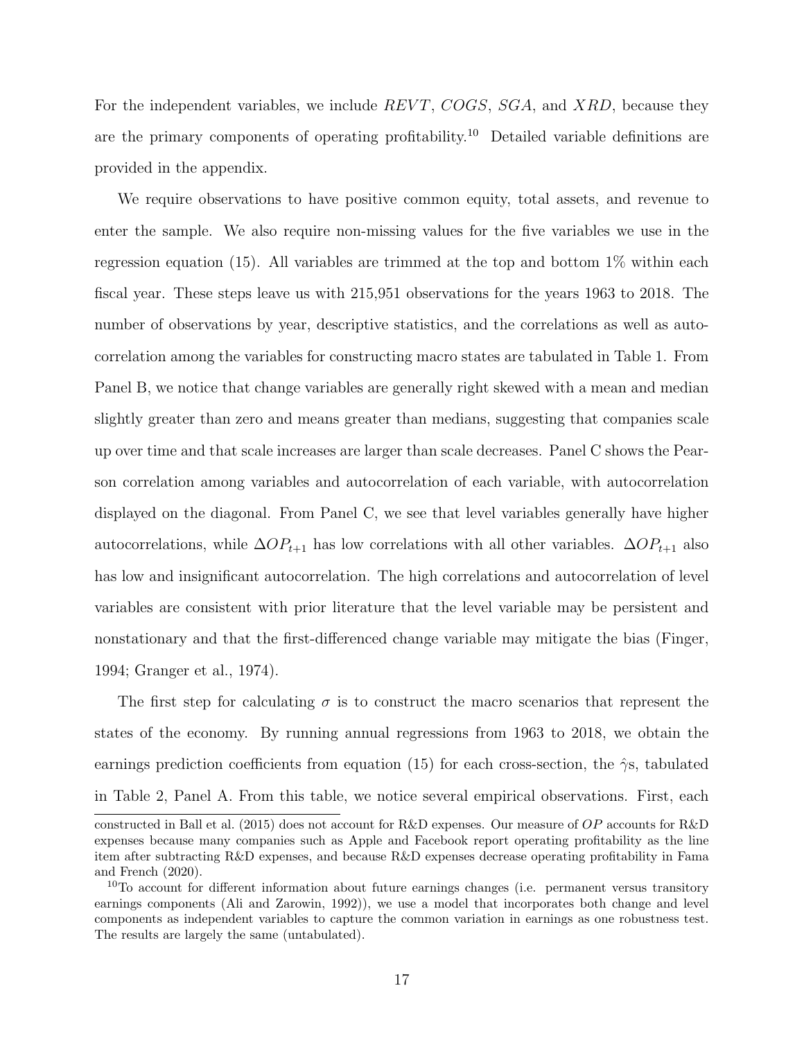For the independent variables, we include $REVT$, $COGS$, $SGA$, and $XRD$, because they are the primary components of operating profitability.[10] Detailed variable definitions are provided in the appendix.

We require observations to have positive common equity, total assets, and revenue to enter the sample. We also require non-missing values for the five variables we use in the regression equation (15). All variables are trimmed at the top and bottom 1% within each fiscal year. These steps leave us with 215,951 observations for the years 1963 to 2018. The number of observations by year, descriptive statistics, and the correlations as well as autocorrelation among the variables for constructing macro states are tabulated in Table 1. From Panel B, we notice that change variables are generally right skewed with a mean and median slightly greater than zero and means greater than medians, suggesting that companies scale up over time and that scale increases are larger than scale decreases. Panel C shows the Pearson correlation among variables and autocorrelation of each variable, with autocorrelation displayed on the diagonal. From Panel C, we see that level variables generally have higher autocorrelations, while $\Delta OP_{t+1}$ has low correlations with all other variables. $\Delta OP_{t+1}$ also has low and insignificant autocorrelation. The high correlations and autocorrelation of level variables are consistent with prior literature that the level variable may be persistent and nonstationary and that the first-differenced change variable may mitigate the bias (Finger, 1994; Granger et al., 1974).

The first step for calculating $\sigma$ is to construct the macro scenarios that represent the states of the economy. By running annual regressions from 1963 to 2018, we obtain the earnings prediction coefficients from equation (15) for each cross-section, the $\hat{\gamma}$s, tabulated in Table 2, Panel A. From this table, we notice several empirical observations. First, each

constructed in Ball et al. (2015) does not account for R&D expenses. Our measure of $OP$ accounts for R&D expenses because many companies such as Apple and Facebook report operating profitability as the line item after subtracting R&D expenses, and because R&D expenses decrease operating profitability in Fama and French (2020).

[10] To account for different information about future earnings changes (i.e. permanent versus transitory earnings components (Ali and Zarowin, 1992)), we use a model that incorporates both change and level components as independent variables to capture the common variation in earnings as one robustness test. The results are largely the same (untabulated).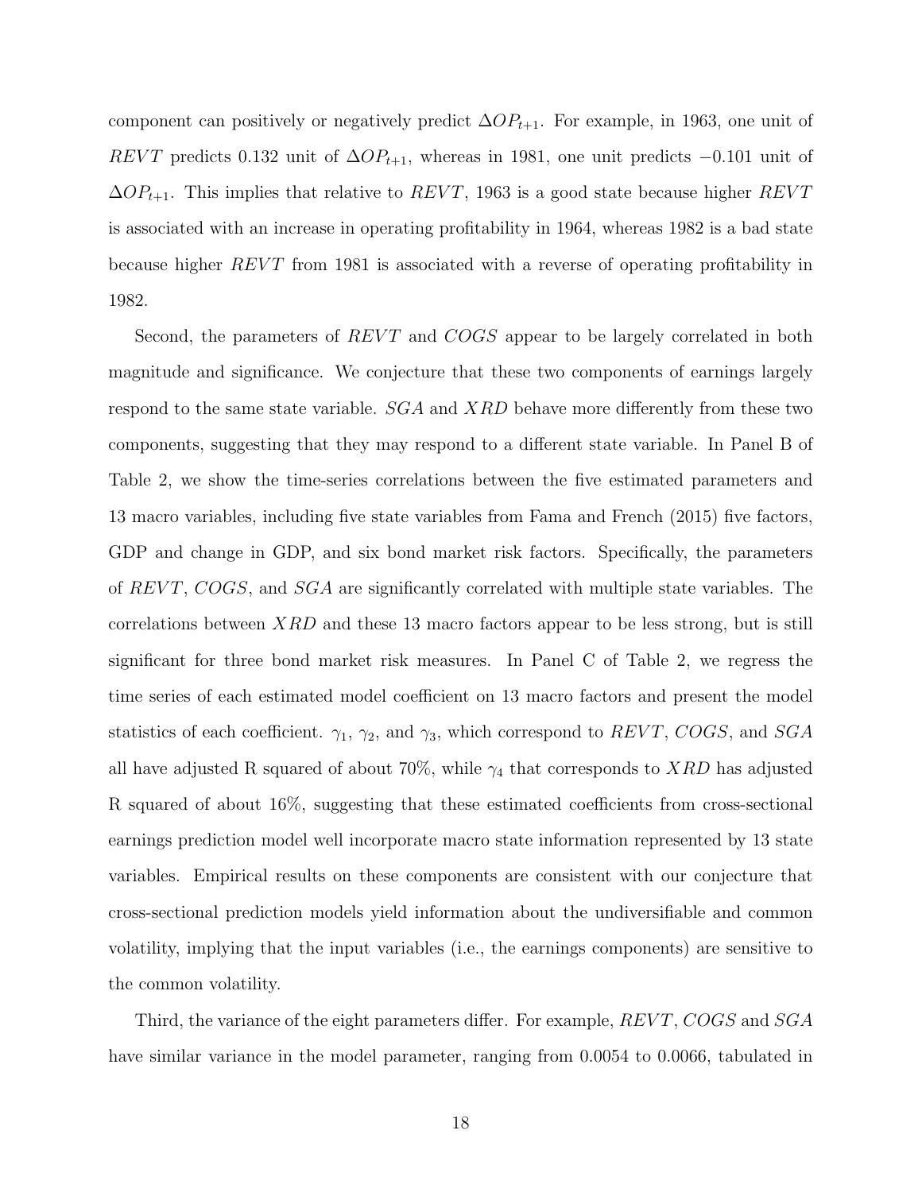component can positively or negatively predict $\Delta OP_{t+1}$. For example, in 1963, one unit of $REVT$ predicts 0.132 unit of $\Delta OP_{t+1}$, whereas in 1981, one unit predicts $-0.101$ unit of $\Delta OP_{t+1}$. This implies that relative to $REVT$, 1963 is a good state because higher $REVT$ is associated with an increase in operating profitability in 1964, whereas 1982 is a bad state because higher $REVT$ from 1981 is associated with a reverse of operating profitability in 1982.

Second, the parameters of $REVT$ and $COGS$ appear to be largely correlated in both magnitude and significance. We conjecture that these two components of earnings largely respond to the same state variable. $SGA$ and $XRD$ behave more differently from these two components, suggesting that they may respond to a different state variable. In Panel B of Table 2, we show the time-series correlations between the five estimated parameters and 13 macro variables, including five state variables from Fama and French (2015) five factors, GDP and change in GDP, and six bond market risk factors. Specifically, the parameters of $REVT$, $COGS$, and $SGA$ are significantly correlated with multiple state variables. The correlations between $XRD$ and these 13 macro factors appear to be less strong, but is still significant for three bond market risk measures. In Panel C of Table 2, we regress the time series of each estimated model coefficient on 13 macro factors and present the model statistics of each coefficient. $\gamma_1$, $\gamma_2$, and $\gamma_3$, which correspond to $REVT$, $COGS$, and $SGA$ all have adjusted R squared of about 70%, while $\gamma_4$ that corresponds to $XRD$ has adjusted R squared of about 16%, suggesting that these estimated coefficients from cross-sectional earnings prediction model well incorporate macro state information represented by 13 state variables. Empirical results on these components are consistent with our conjecture that cross-sectional prediction models yield information about the undiversifiable and common volatility, implying that the input variables (i.e., the earnings components) are sensitive to the common volatility.

Third, the variance of the eight parameters differ. For example, $REVT$, $COGS$ and $SGA$ have similar variance in the model parameter, ranging from 0.0054 to 0.0066, tabulated in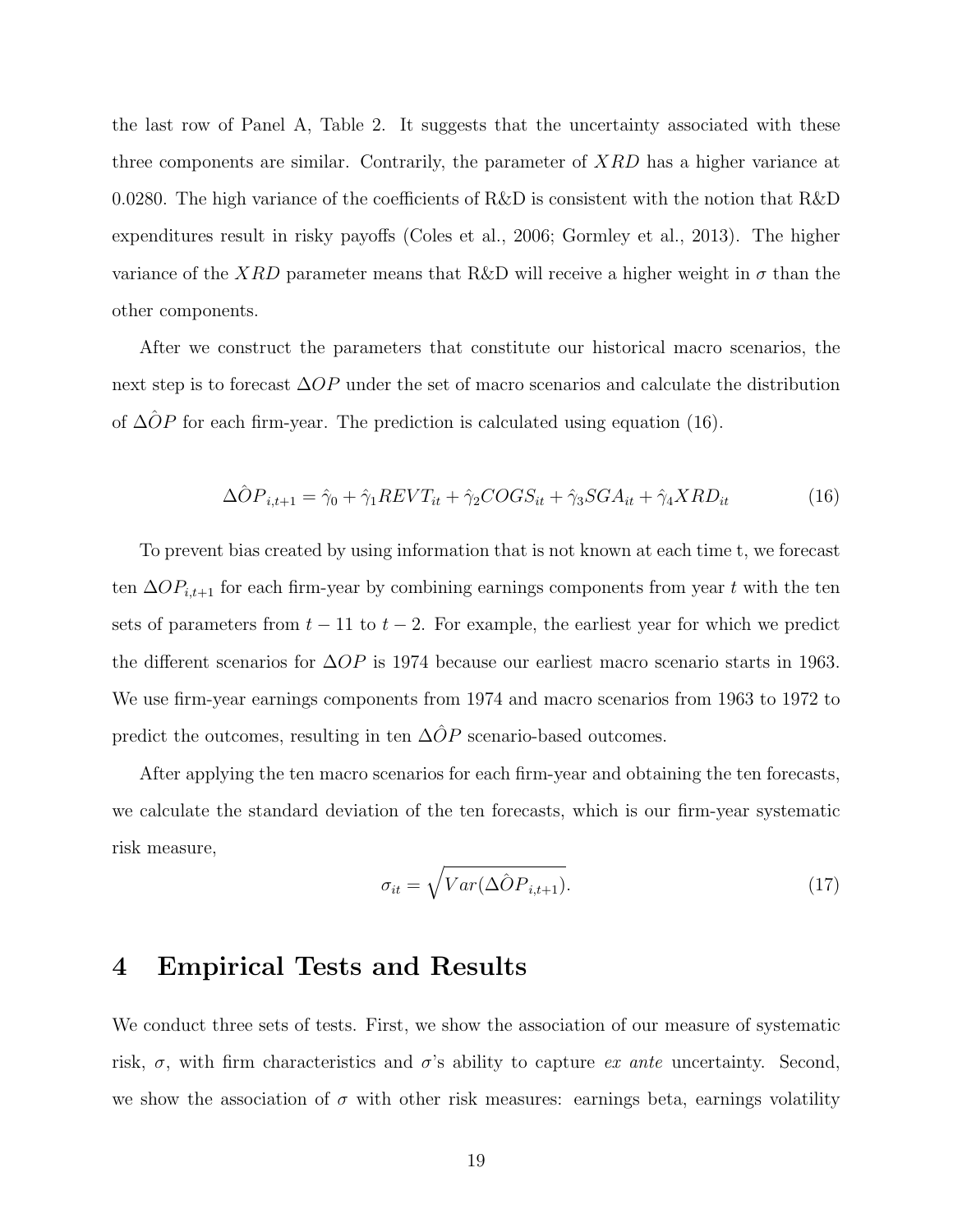the last row of Panel A, Table 2. It suggests that the uncertainty associated with these three components are similar. Contrarily, the parameter of $XRD$ has a higher variance at 0.0280. The high variance of the coefficients of R&D is consistent with the notion that R&D expenditures result in risky payoffs (Coles et al., 2006; Gormley et al., 2013). The higher variance of the $XRD$ parameter means that R&D will receive a higher weight in $\sigma$ than the other components.

After we construct the parameters that constitute our historical macro scenarios, the next step is to forecast $\Delta OP$ under the set of macro scenarios and calculate the distribution of $\Delta \hat{O}P$ for each firm-year. The prediction is calculated using equation (16).

$$\Delta \hat{O}P_{i,t+1} = \hat{\gamma}_0 + \hat{\gamma}_1 REVT_{it} + \hat{\gamma}_2 COGS_{it} + \hat{\gamma}_3 SGA_{it} + \hat{\gamma}_4 XRD_{it} \tag{16}$$

To prevent bias created by using information that is not known at each time t, we forecast ten $\Delta OP_{i,t+1}$ for each firm-year by combining earnings components from year $t$ with the ten sets of parameters from $t-11$ to $t-2$. For example, the earliest year for which we predict the different scenarios for $\Delta OP$ is 1974 because our earliest macro scenario starts in 1963. We use firm-year earnings components from 1974 and macro scenarios from 1963 to 1972 to predict the outcomes, resulting in ten $\Delta \hat{O}P$ scenario-based outcomes.

After applying the ten macro scenarios for each firm-year and obtaining the ten forecasts, we calculate the standard deviation of the ten forecasts, which is our firm-year systematic risk measure,

$$\sigma_{it} = \sqrt{Var(\Delta \hat{O}P_{i,t+1})}. \tag{17}$$

# 4 Empirical Tests and Results

We conduct three sets of tests. First, we show the association of our measure of systematic risk, $\sigma$, with firm characteristics and $\sigma$'s ability to capture *ex ante* uncertainty. Second, we show the association of $\sigma$ with other risk measures: earnings beta, earnings volatility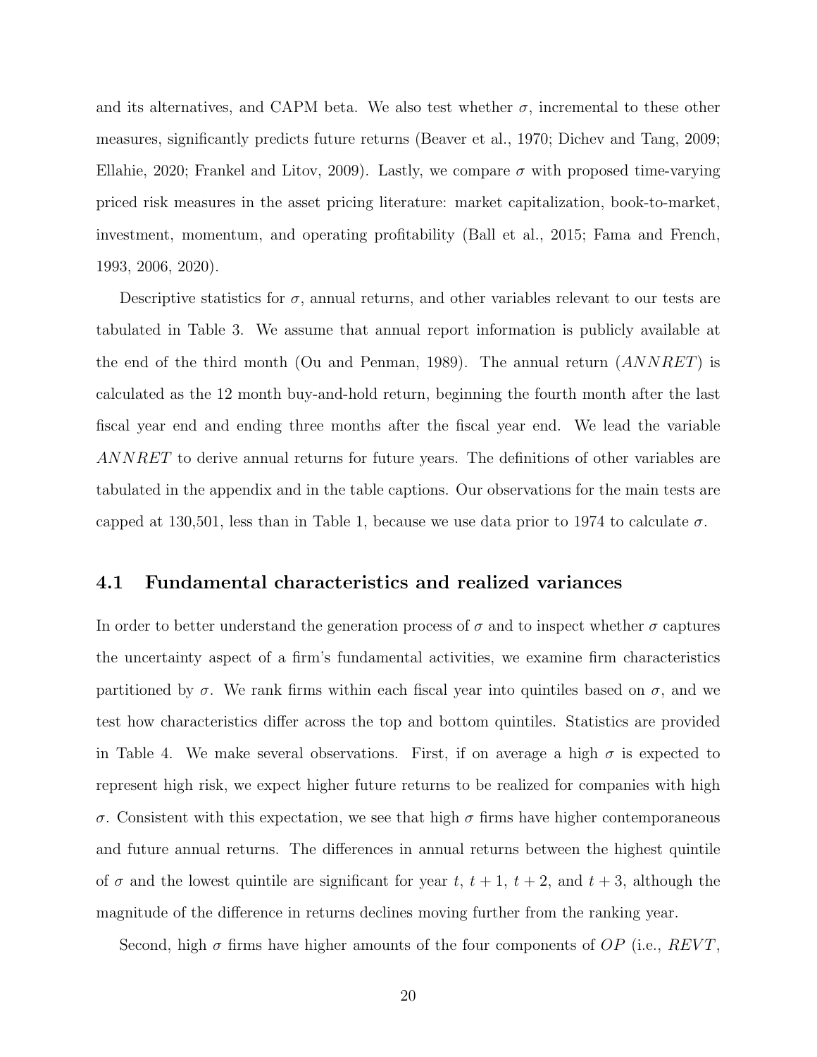and its alternatives, and CAPM beta. We also test whether $\sigma$, incremental to these other measures, significantly predicts future returns (Beaver et al., 1970; Dichev and Tang, 2009; Ellahie, 2020; Frankel and Litov, 2009). Lastly, we compare $\sigma$ with proposed time-varying priced risk measures in the asset pricing literature: market capitalization, book-to-market, investment, momentum, and operating profitability (Ball et al., 2015; Fama and French, 1993, 2006, 2020).

Descriptive statistics for $\sigma$, annual returns, and other variables relevant to our tests are tabulated in Table 3. We assume that annual report information is publicly available at the end of the third month (Ou and Penman, 1989). The annual return ($ANNRET$) is calculated as the 12 month buy-and-hold return, beginning the fourth month after the last fiscal year end and ending three months after the fiscal year end. We lead the variable $ANNRET$ to derive annual returns for future years. The definitions of other variables are tabulated in the appendix and in the table captions. Our observations for the main tests are capped at 130,501, less than in Table 1, because we use data prior to 1974 to calculate $\sigma$.

## 4.1 Fundamental characteristics and realized variances

In order to better understand the generation process of $\sigma$ and to inspect whether $\sigma$ captures the uncertainty aspect of a firm's fundamental activities, we examine firm characteristics partitioned by $\sigma$. We rank firms within each fiscal year into quintiles based on $\sigma$, and we test how characteristics differ across the top and bottom quintiles. Statistics are provided in Table 4. We make several observations. First, if on average a high $\sigma$ is expected to represent high risk, we expect higher future returns to be realized for companies with high $\sigma$. Consistent with this expectation, we see that high $\sigma$ firms have higher contemporaneous and future annual returns. The differences in annual returns between the highest quintile of $\sigma$ and the lowest quintile are significant for year $t$, $t+1$, $t+2$, and $t+3$, although the magnitude of the difference in returns declines moving further from the ranking year.

Second, high $\sigma$ firms have higher amounts of the four components of $OP$ (i.e., $REVT$,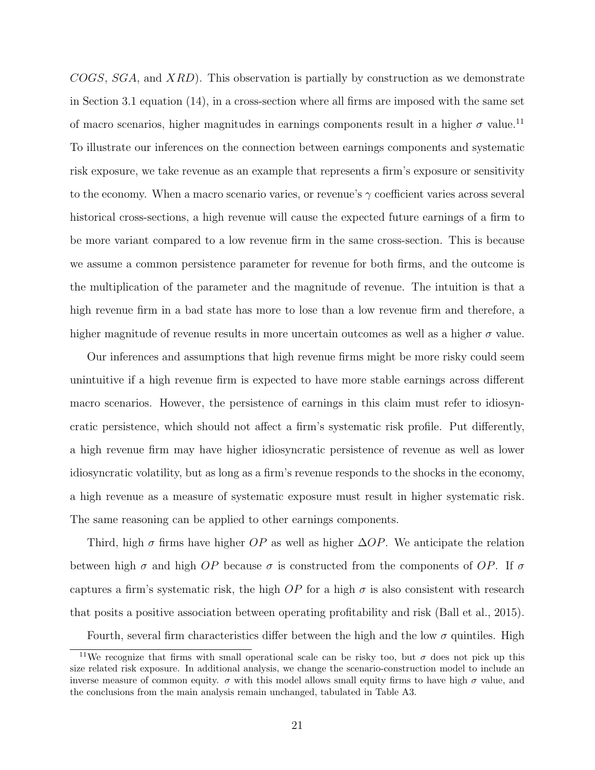$COGS$, $SGA$, and $XRD$). This observation is partially by construction as we demonstrate in Section 3.1 equation (14), in a cross-section where all firms are imposed with the same set of macro scenarios, higher magnitudes in earnings components result in a higher $\sigma$ value.[11] To illustrate our inferences on the connection between earnings components and systematic risk exposure, we take revenue as an example that represents a firm's exposure or sensitivity to the economy. When a macro scenario varies, or revenue's $\gamma$ coefficient varies across several historical cross-sections, a high revenue will cause the expected future earnings of a firm to be more variant compared to a low revenue firm in the same cross-section. This is because we assume a common persistence parameter for revenue for both firms, and the outcome is the multiplication of the parameter and the magnitude of revenue. The intuition is that a high revenue firm in a bad state has more to lose than a low revenue firm and therefore, a higher magnitude of revenue results in more uncertain outcomes as well as a higher $\sigma$ value.

Our inferences and assumptions that high revenue firms might be more risky could seem unintuitive if a high revenue firm is expected to have more stable earnings across different macro scenarios. However, the persistence of earnings in this claim must refer to idiosyncratic persistence, which should not affect a firm's systematic risk profile. Put differently, a high revenue firm may have higher idiosyncratic persistence of revenue as well as lower idiosyncratic volatility, but as long as a firm's revenue responds to the shocks in the economy, a high revenue as a measure of systematic exposure must result in higher systematic risk. The same reasoning can be applied to other earnings components.

Third, high $\sigma$ firms have higher $OP$ as well as higher $\Delta OP$. We anticipate the relation between high $\sigma$ and high $OP$ because $\sigma$ is constructed from the components of $OP$. If $\sigma$ captures a firm's systematic risk, the high $OP$ for a high $\sigma$ is also consistent with research that posits a positive association between operating profitability and risk (Ball et al., 2015).

Fourth, several firm characteristics differ between the high and the low $\sigma$ quintiles. High

[11] We recognize that firms with small operational scale can be risky too, but $\sigma$ does not pick up this size related risk exposure. In additional analysis, we change the scenario-construction model to include an inverse measure of common equity. $\sigma$ with this model allows small equity firms to have high $\sigma$ value, and the conclusions from the main analysis remain unchanged, tabulated in Table A3.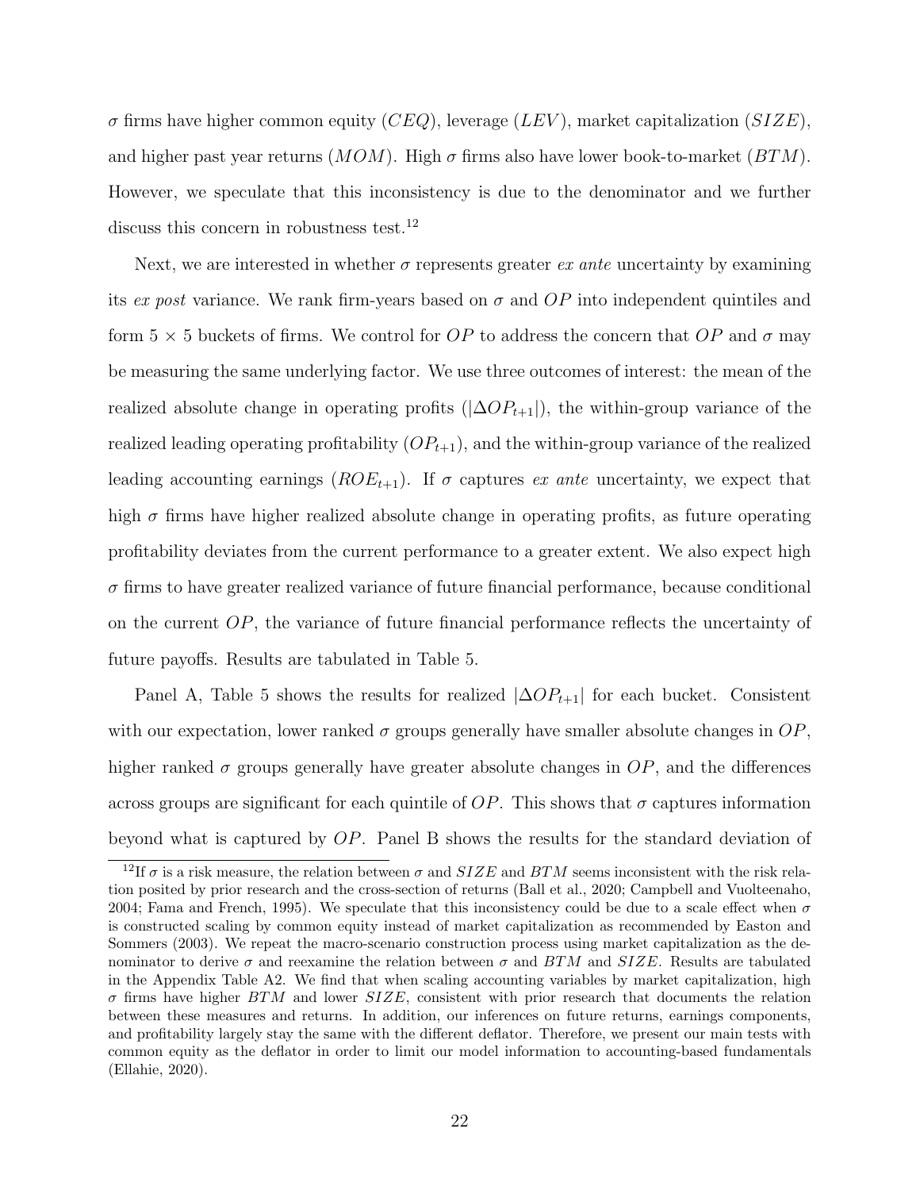$\sigma$ firms have higher common equity ($CEQ$), leverage ($LEV$), market capitalization ($SIZE$), and higher past year returns ($MOM$). High $\sigma$ firms also have lower book-to-market ($BTM$). However, we speculate that this inconsistency is due to the denominator and we further discuss this concern in robustness test.[12]

Next, we are interested in whether $\sigma$ represents greater *ex ante* uncertainty by examining its *ex post* variance. We rank firm-years based on $\sigma$ and $OP$ into independent quintiles and form $5 \times 5$ buckets of firms. We control for $OP$ to address the concern that $OP$ and $\sigma$ may be measuring the same underlying factor. We use three outcomes of interest: the mean of the realized absolute change in operating profits ($|\Delta OP_{t+1}|$), the within-group variance of the realized leading operating profitability ($OP_{t+1}$), and the within-group variance of the realized leading accounting earnings ($ROE_{t+1}$). If $\sigma$ captures *ex ante* uncertainty, we expect that high $\sigma$ firms have higher realized absolute change in operating profits, as future operating profitability deviates from the current performance to a greater extent. We also expect high $\sigma$ firms to have greater realized variance of future financial performance, because conditional on the current $OP$, the variance of future financial performance reflects the uncertainty of future payoffs. Results are tabulated in Table 5.

Panel A, Table 5 shows the results for realized $|\Delta OP_{t+1}|$ for each bucket. Consistent with our expectation, lower ranked $\sigma$ groups generally have smaller absolute changes in $OP$, higher ranked $\sigma$ groups generally have greater absolute changes in $OP$, and the differences across groups are significant for each quintile of $OP$. This shows that $\sigma$ captures information beyond what is captured by $OP$. Panel B shows the results for the standard deviation of

[12] If $\sigma$ is a risk measure, the relation between $\sigma$ and $SIZE$ and $BTM$ seems inconsistent with the risk relation posited by prior research and the cross-section of returns (Ball et al., 2020; Campbell and Vuolteenaho, 2004; Fama and French, 1995). We speculate that this inconsistency could be due to a scale effect when $\sigma$ is constructed scaling by common equity instead of market capitalization as recommended by Easton and Sommers (2003). We repeat the macro-scenario construction process using market capitalization as the denominator to derive $\sigma$ and reexamine the relation between $\sigma$ and $BTM$ and $SIZE$. Results are tabulated in the Appendix Table A2. We find that when scaling accounting variables by market capitalization, high $\sigma$ firms have higher $BTM$ and lower $SIZE$, consistent with prior research that documents the relation between these measures and returns. In addition, our inferences on future returns, earnings components, and profitability largely stay the same with the different deflator. Therefore, we present our main tests with common equity as the deflator in order to limit our model information to accounting-based fundamentals (Ellahie, 2020).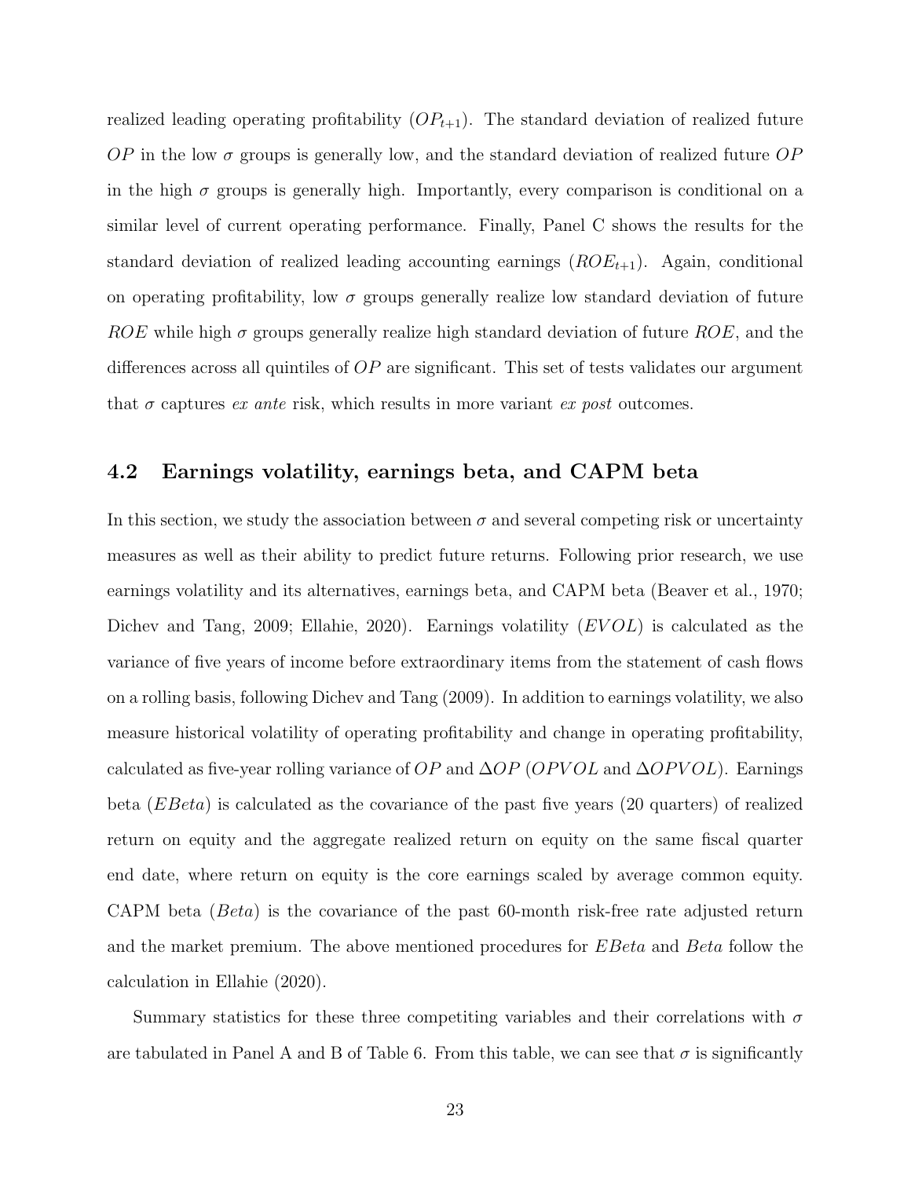realized leading operating profitability ($OP_{t+1}$). The standard deviation of realized future $OP$ in the low $\sigma$ groups is generally low, and the standard deviation of realized future $OP$ in the high $\sigma$ groups is generally high. Importantly, every comparison is conditional on a similar level of current operating performance. Finally, Panel C shows the results for the standard deviation of realized leading accounting earnings ($ROE_{t+1}$). Again, conditional on operating profitability, low $\sigma$ groups generally realize low standard deviation of future $ROE$ while high $\sigma$ groups generally realize high standard deviation of future $ROE$, and the differences across all quintiles of $OP$ are significant. This set of tests validates our argument that $\sigma$ captures *ex ante* risk, which results in more variant *ex post* outcomes.

## 4.2 Earnings volatility, earnings beta, and CAPM beta

In this section, we study the association between $\sigma$ and several competing risk or uncertainty measures as well as their ability to predict future returns. Following prior research, we use earnings volatility and its alternatives, earnings beta, and CAPM beta (Beaver et al., 1970; Dichev and Tang, 2009; Ellahie, 2020). Earnings volatility ($EVOL$) is calculated as the variance of five years of income before extraordinary items from the statement of cash flows on a rolling basis, following Dichev and Tang (2009). In addition to earnings volatility, we also measure historical volatility of operating profitability and change in operating profitability, calculated as five-year rolling variance of $OP$ and $\Delta OP$ ($OPVOL$ and $\Delta OPVOL$). Earnings beta ($EBeta$) is calculated as the covariance of the past five years (20 quarters) of realized return on equity and the aggregate realized return on equity on the same fiscal quarter end date, where return on equity is the core earnings scaled by average common equity. CAPM beta ($Beta$) is the covariance of the past 60-month risk-free rate adjusted return and the market premium. The above mentioned procedures for $EBeta$ and $Beta$ follow the calculation in Ellahie (2020).

Summary statistics for these three competiting variables and their correlations with $\sigma$ are tabulated in Panel A and B of Table 6. From this table, we can see that $\sigma$ is significantly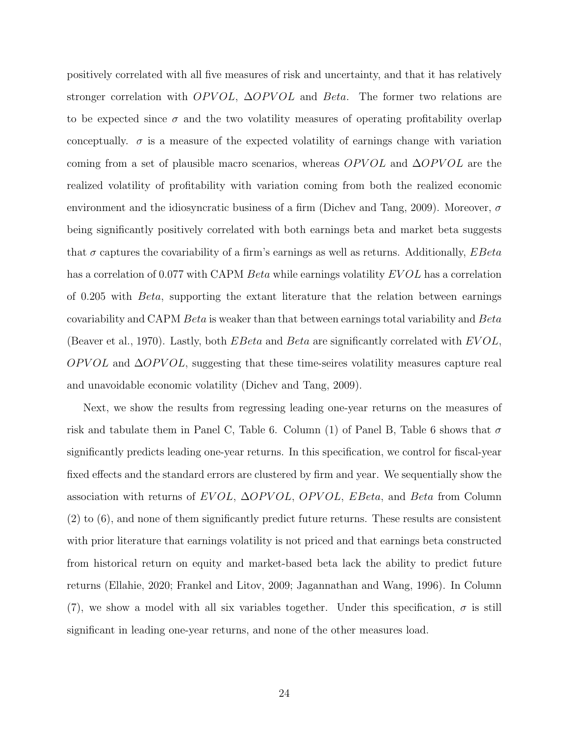positively correlated with all five measures of risk and uncertainty, and that it has relatively stronger correlation with $OPVOL$, $\Delta OPVOL$ and $Beta$. The former two relations are to be expected since $\sigma$ and the two volatility measures of operating profitability overlap conceptually. $\sigma$ is a measure of the expected volatility of earnings change with variation coming from a set of plausible macro scenarios, whereas $OPVOL$ and $\Delta OPVOL$ are the realized volatility of profitability with variation coming from both the realized economic environment and the idiosyncratic business of a firm (Dichev and Tang, 2009). Moreover, $\sigma$ being significantly positively correlated with both earnings beta and market beta suggests that $\sigma$ captures the covariability of a firm's earnings as well as returns. Additionally, $EBeta$ has a correlation of 0.077 with CAPM $Beta$ while earnings volatility $EVOL$ has a correlation of 0.205 with $Beta$, supporting the extant literature that the relation between earnings covariability and CAPM $Beta$ is weaker than that between earnings total variability and $Beta$ (Beaver et al., 1970). Lastly, both $EBeta$ and $Beta$ are significantly correlated with $EVOL$, $OPVOL$ and $\Delta OPVOL$, suggesting that these time-seires volatility measures capture real and unavoidable economic volatility (Dichev and Tang, 2009).

Next, we show the results from regressing leading one-year returns on the measures of risk and tabulate them in Panel C, Table 6. Column (1) of Panel B, Table 6 shows that $\sigma$ significantly predicts leading one-year returns. In this specification, we control for fiscal-year fixed effects and the standard errors are clustered by firm and year. We sequentially show the association with returns of $EVOL$, $\Delta OPVOL$, $OPVOL$, $EBeta$, and $Beta$ from Column (2) to (6), and none of them significantly predict future returns. These results are consistent with prior literature that earnings volatility is not priced and that earnings beta constructed from historical return on equity and market-based beta lack the ability to predict future returns (Ellahie, 2020; Frankel and Litov, 2009; Jagannathan and Wang, 1996). In Column (7), we show a model with all six variables together. Under this specification, $\sigma$ is still significant in leading one-year returns, and none of the other measures load.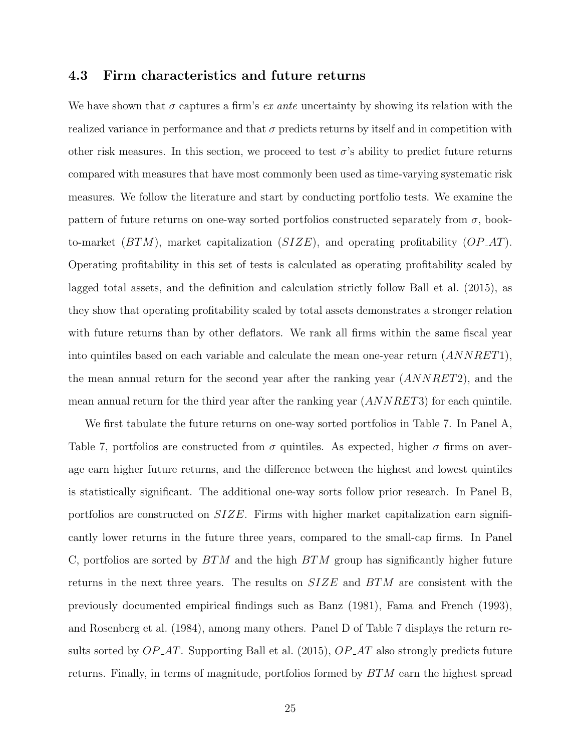### 4.3 Firm characteristics and future returns

We have shown that $\sigma$ captures a firm's *ex ante* uncertainty by showing its relation with the realized variance in performance and that $\sigma$ predicts returns by itself and in competition with other risk measures. In this section, we proceed to test $\sigma$'s ability to predict future returns compared with measures that have most commonly been used as time-varying systematic risk measures. We follow the literature and start by conducting portfolio tests. We examine the pattern of future returns on one-way sorted portfolios constructed separately from $\sigma$, book-to-market ($BTM$), market capitalization ($SIZE$), and operating profitability ($OP\_AT$). Operating profitability in this set of tests is calculated as operating profitability scaled by lagged total assets, and the definition and calculation strictly follow Ball et al. (2015), as they show that operating profitability scaled by total assets demonstrates a stronger relation with future returns than by other deflators. We rank all firms within the same fiscal year into quintiles based on each variable and calculate the mean one-year return ($ANNRET1$), the mean annual return for the second year after the ranking year ($ANNRET2$), and the mean annual return for the third year after the ranking year ($ANNRET3$) for each quintile.

We first tabulate the future returns on one-way sorted portfolios in Table 7. In Panel A, Table 7, portfolios are constructed from $\sigma$ quintiles. As expected, higher $\sigma$ firms on average earn higher future returns, and the difference between the highest and lowest quintiles is statistically significant. The additional one-way sorts follow prior research. In Panel B, portfolios are constructed on $SIZE$. Firms with higher market capitalization earn significantly lower returns in the future three years, compared to the small-cap firms. In Panel C, portfolios are sorted by $BTM$ and the high $BTM$ group has significantly higher future returns in the next three years. The results on $SIZE$ and $BTM$ are consistent with the previously documented empirical findings such as Banz (1981), Fama and French (1993), and Rosenberg et al. (1984), among many others. Panel D of Table 7 displays the return results sorted by $OP\_AT$. Supporting Ball et al. (2015), $OP\_AT$ also strongly predicts future returns. Finally, in terms of magnitude, portfolios formed by $BTM$ earn the highest spread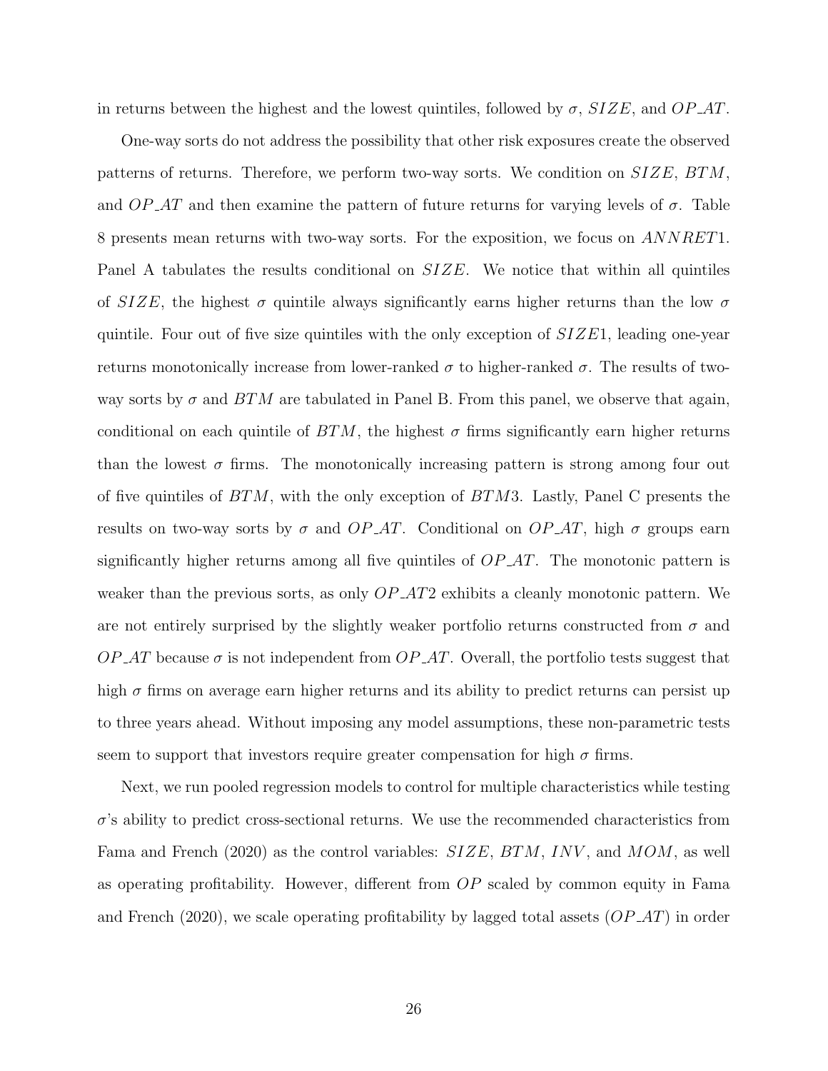in returns between the highest and the lowest quintiles, followed by $\sigma$, $SIZE$, and $OP\_AT$.

One-way sorts do not address the possibility that other risk exposures create the observed patterns of returns. Therefore, we perform two-way sorts. We condition on $SIZE$, $BTM$, and $OP\_AT$ and then examine the pattern of future returns for varying levels of $\sigma$. Table 8 presents mean returns with two-way sorts. For the exposition, we focus on $ANNRET1$. Panel A tabulates the results conditional on $SIZE$. We notice that within all quintiles of $SIZE$, the highest $\sigma$ quintile always significantly earns higher returns than the low $\sigma$ quintile. Four out of five size quintiles with the only exception of $SIZE1$, leading one-year returns monotonically increase from lower-ranked $\sigma$ to higher-ranked $\sigma$. The results of two-way sorts by $\sigma$ and $BTM$ are tabulated in Panel B. From this panel, we observe that again, conditional on each quintile of $BTM$, the highest $\sigma$ firms significantly earn higher returns than the lowest $\sigma$ firms. The monotonically increasing pattern is strong among four out of five quintiles of $BTM$, with the only exception of $BTM3$. Lastly, Panel C presents the results on two-way sorts by $\sigma$ and $OP\_AT$. Conditional on $OP\_AT$, high $\sigma$ groups earn significantly higher returns among all five quintiles of $OP\_AT$. The monotonic pattern is weaker than the previous sorts, as only $OP\_AT2$ exhibits a cleanly monotonic pattern. We are not entirely surprised by the slightly weaker portfolio returns constructed from $\sigma$ and $OP\_AT$ because $\sigma$ is not independent from $OP\_AT$. Overall, the portfolio tests suggest that high $\sigma$ firms on average earn higher returns and its ability to predict returns can persist up to three years ahead. Without imposing any model assumptions, these non-parametric tests seem to support that investors require greater compensation for high $\sigma$ firms.

Next, we run pooled regression models to control for multiple characteristics while testing $\sigma$'s ability to predict cross-sectional returns. We use the recommended characteristics from Fama and French (2020) as the control variables: $SIZE$, $BTM$, $INV$, and $MOM$, as well as operating profitability. However, different from $OP$ scaled by common equity in Fama and French (2020), we scale operating profitability by lagged total assets ($OP\_AT$) in order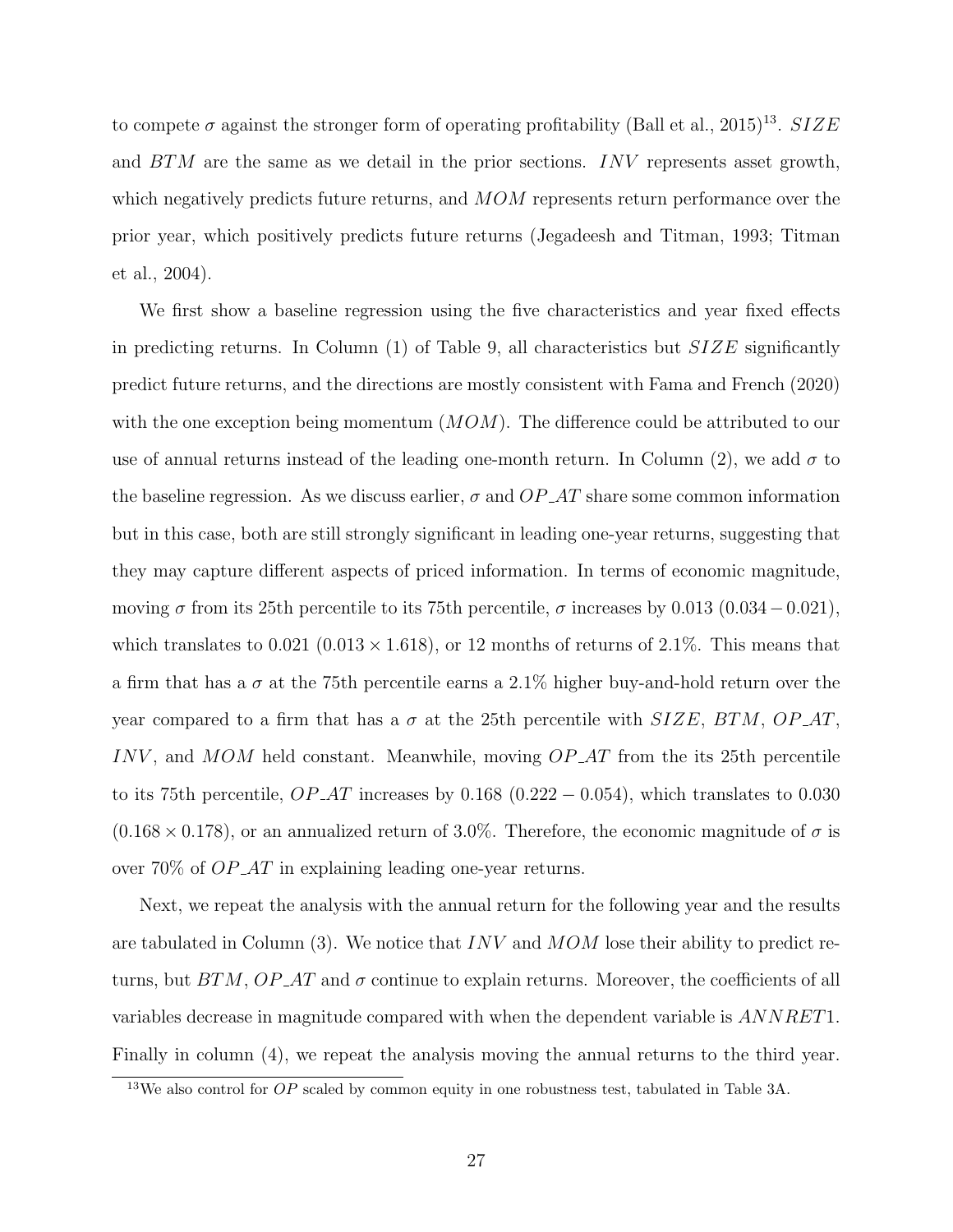to compete $\sigma$ against the stronger form of operating profitability (Ball et al., 2015)[13]. $SIZE$ and $BTM$ are the same as we detail in the prior sections. $INV$ represents asset growth, which negatively predicts future returns, and $MOM$ represents return performance over the prior year, which positively predicts future returns (Jegadeesh and Titman, 1993; Titman et al., 2004).

We first show a baseline regression using the five characteristics and year fixed effects in predicting returns. In Column (1) of Table 9, all characteristics but $SIZE$ significantly predict future returns, and the directions are mostly consistent with Fama and French (2020) with the one exception being momentum ($MOM$). The difference could be attributed to our use of annual returns instead of the leading one-month return. In Column (2), we add $\sigma$ to the baseline regression. As we discuss earlier, $\sigma$ and $OP\_AT$ share some common information but in this case, both are still strongly significant in leading one-year returns, suggesting that they may capture different aspects of priced information. In terms of economic magnitude, moving $\sigma$ from its 25th percentile to its 75th percentile, $\sigma$ increases by 0.013 $(0.034 - 0.021)$, which translates to 0.021 $(0.013 \times 1.618)$, or 12 months of returns of 2.1%. This means that a firm that has a $\sigma$ at the 75th percentile earns a 2.1% higher buy-and-hold return over the year compared to a firm that has a $\sigma$ at the 25th percentile with $SIZE$, $BTM$, $OP\_AT$, $INV$, and $MOM$ held constant. Meanwhile, moving $OP\_AT$ from the its 25th percentile to its 75th percentile, $OP\_AT$ increases by 0.168 $(0.222 - 0.054)$, which translates to 0.030 $(0.168 \times 0.178)$, or an annualized return of 3.0%. Therefore, the economic magnitude of $\sigma$ is over 70% of $OP\_AT$ in explaining leading one-year returns.

Next, we repeat the analysis with the annual return for the following year and the results are tabulated in Column (3). We notice that $INV$ and $MOM$ lose their ability to predict returns, but $BTM$, $OP\_AT$ and $\sigma$ continue to explain returns. Moreover, the coefficients of all variables decrease in magnitude compared with when the dependent variable is $ANNRET1$. Finally in column (4), we repeat the analysis moving the annual returns to the third year.

[13] We also control for $OP$ scaled by common equity in one robustness test, tabulated in Table 3A.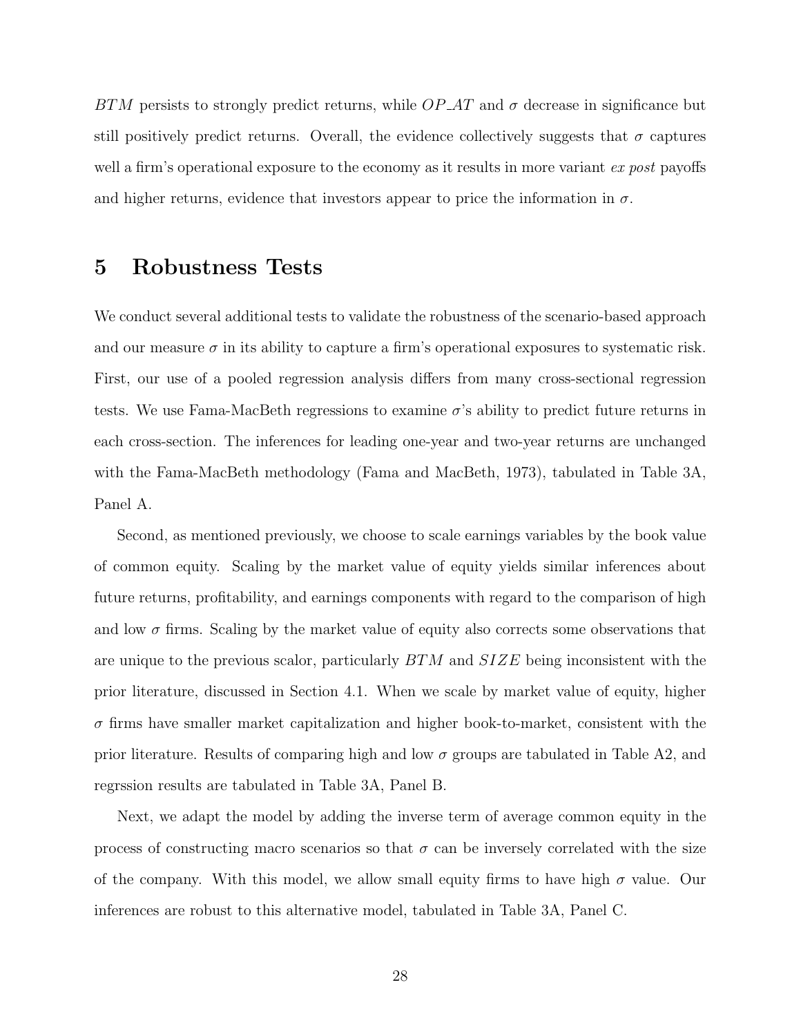$BTM$ persists to strongly predict returns, while $OP\_AT$ and $\sigma$ decrease in significance but still positively predict returns. Overall, the evidence collectively suggests that $\sigma$ captures well a firm's operational exposure to the economy as it results in more variant *ex post* payoffs and higher returns, evidence that investors appear to price the information in $\sigma$.

# 5 Robustness Tests

We conduct several additional tests to validate the robustness of the scenario-based approach and our measure $\sigma$ in its ability to capture a firm's operational exposures to systematic risk. First, our use of a pooled regression analysis differs from many cross-sectional regression tests. We use Fama-MacBeth regressions to examine $\sigma$'s ability to predict future returns in each cross-section. The inferences for leading one-year and two-year returns are unchanged with the Fama-MacBeth methodology (Fama and MacBeth, 1973), tabulated in Table 3A, Panel A.

Second, as mentioned previously, we choose to scale earnings variables by the book value of common equity. Scaling by the market value of equity yields similar inferences about future returns, profitability, and earnings components with regard to the comparison of high and low $\sigma$ firms. Scaling by the market value of equity also corrects some observations that are unique to the previous scalor, particularly $BTM$ and $SIZE$ being inconsistent with the prior literature, discussed in Section 4.1. When we scale by market value of equity, higher $\sigma$ firms have smaller market capitalization and higher book-to-market, consistent with the prior literature. Results of comparing high and low $\sigma$ groups are tabulated in Table A2, and regrssion results are tabulated in Table 3A, Panel B.

Next, we adapt the model by adding the inverse term of average common equity in the process of constructing macro scenarios so that $\sigma$ can be inversely correlated with the size of the company. With this model, we allow small equity firms to have high $\sigma$ value. Our inferences are robust to this alternative model, tabulated in Table 3A, Panel C.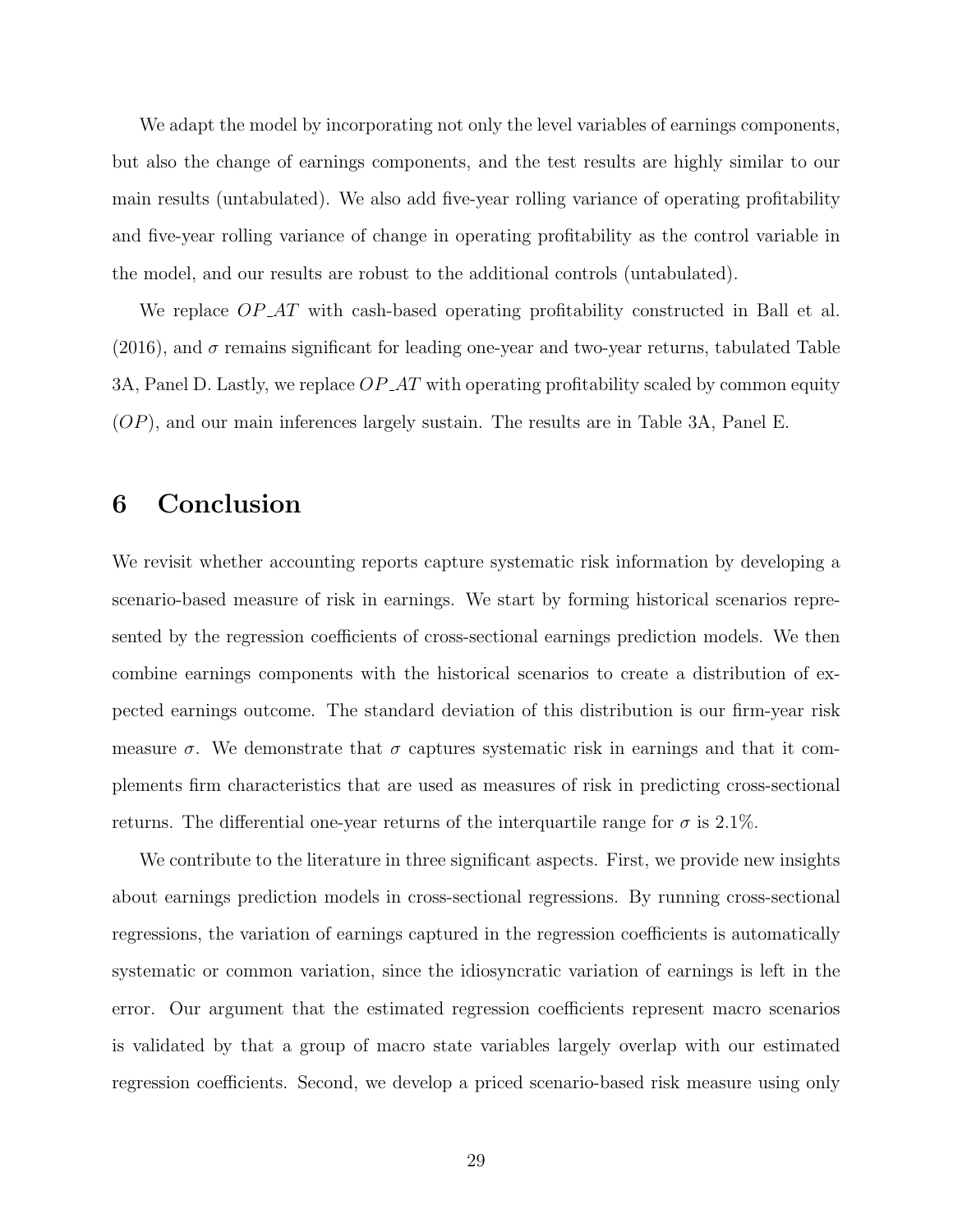We adapt the model by incorporating not only the level variables of earnings components, but also the change of earnings components, and the test results are highly similar to our main results (untabulated). We also add five-year rolling variance of operating profitability and five-year rolling variance of change in operating profitability as the control variable in the model, and our results are robust to the additional controls (untabulated).

We replace $OP\_AT$ with cash-based operating profitability constructed in Ball et al. (2016), and $\sigma$ remains significant for leading one-year and two-year returns, tabulated Table 3A, Panel D. Lastly, we replace $OP\_AT$ with operating profitability scaled by common equity ($OP$), and our main inferences largely sustain. The results are in Table 3A, Panel E.

# 6 Conclusion

We revisit whether accounting reports capture systematic risk information by developing a scenario-based measure of risk in earnings. We start by forming historical scenarios represented by the regression coefficients of cross-sectional earnings prediction models. We then combine earnings components with the historical scenarios to create a distribution of expected earnings outcome. The standard deviation of this distribution is our firm-year risk measure $\sigma$. We demonstrate that $\sigma$ captures systematic risk in earnings and that it complements firm characteristics that are used as measures of risk in predicting cross-sectional returns. The differential one-year returns of the interquartile range for $\sigma$ is 2.1%.

We contribute to the literature in three significant aspects. First, we provide new insights about earnings prediction models in cross-sectional regressions. By running cross-sectional regressions, the variation of earnings captured in the regression coefficients is automatically systematic or common variation, since the idiosyncratic variation of earnings is left in the error. Our argument that the estimated regression coefficients represent macro scenarios is validated by that a group of macro state variables largely overlap with our estimated regression coefficients. Second, we develop a priced scenario-based risk measure using only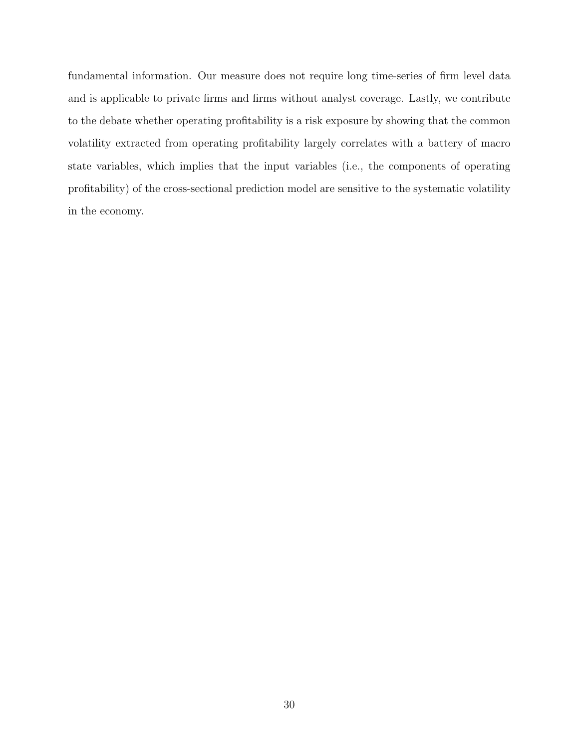fundamental information. Our measure does not require long time-series of firm level data and is applicable to private firms and firms without analyst coverage. Lastly, we contribute to the debate whether operating profitability is a risk exposure by showing that the common volatility extracted from operating profitability largely correlates with a battery of macro state variables, which implies that the input variables (i.e., the components of operating profitability) of the cross-sectional prediction model are sensitive to the systematic volatility in the economy.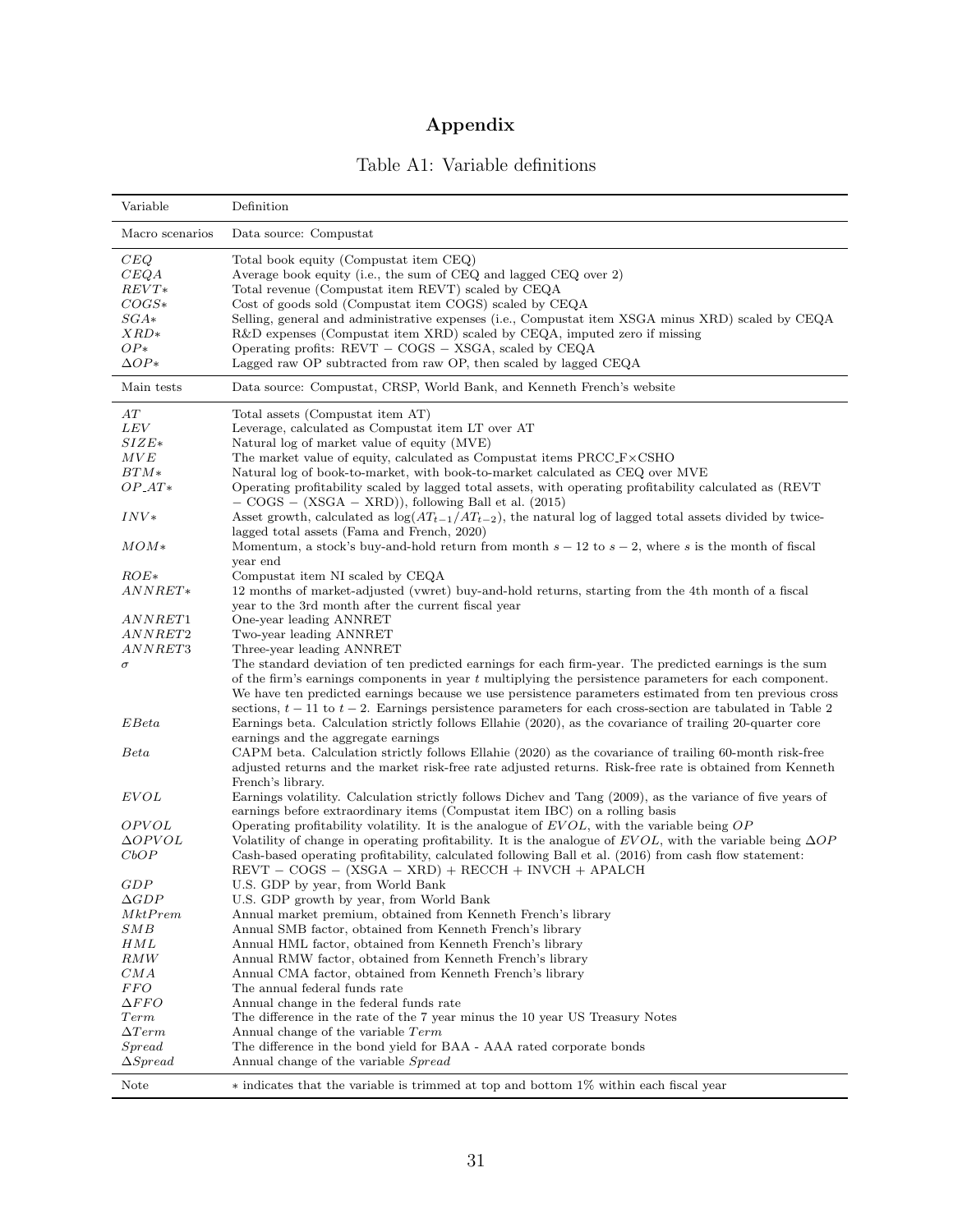# Appendix

Table A1: Variable definitions

| Variable | Definition |
|---|---|
| Macro scenarios | Data source: Compustat |
| $CEQ$ | Total book equity (Compustat item CEQ) |
| $CEQA$ | Average book equity (i.e., the sum of CEQ and lagged CEQ over 2) |
| $REVT*$ | Total revenue (Compustat item REVT) scaled by CEQA |
| $COGS*$ | Cost of goods sold (Compustat item COGS) scaled by CEQA |
| $SGA*$ | Selling, general and administrative expenses (i.e., Compustat item XSGA minus XRD) scaled by CEQA |
| $XRD*$ | R&D expenses (Compustat item XRD) scaled by CEQA, imputed zero if missing |
| $OP*$ | Operating profits: REVT − COGS − XSGA, scaled by CEQA |
| $\Delta OP*$ | Lagged raw OP subtracted from raw OP, then scaled by lagged CEQA |
| Main tests | Data source: Compustat, CRSP, World Bank, and Kenneth French's website |
| $AT$ | Total assets (Compustat item AT) |
| $LEV$ | Leverage, calculated as Compustat item LT over AT |
| $SIZE*$ | Natural log of market value of equity (MVE) |
| $MVE$ | The market value of equity, calculated as Compustat items PRCC_F×CSHO |
| $BTM*$ | Natural log of book-to-market, with book-to-market calculated as CEQ over MVE |
| $OP\_AT*$ | Operating profitability scaled by lagged total assets, with operating profitability calculated as (REVT − COGS − (XSGA − XRD)), following Ball et al. (2015) |
| $INV*$ | Asset growth, calculated as $\log(AT_{t-1}/AT_{t-2})$, the natural log of lagged total assets divided by twice-lagged total assets (Fama and French, 2020) |
| $MOM*$ | Momentum, a stock's buy-and-hold return from month $s-12$ to $s-2$, where $s$ is the month of fiscal year end |
| $ROE*$ | Compustat item NI scaled by CEQA |
| $ANNRET*$ | 12 months of market-adjusted (vwret) buy-and-hold returns, starting from the 4th month of a fiscal year to the 3rd month after the current fiscal year |
| $ANNRET1$ | One-year leading ANNRET |
| $ANNRET2$ | Two-year leading ANNRET |
| $ANNRET3$ | Three-year leading ANNRET |
| $\sigma$ | The standard deviation of ten predicted earnings for each firm-year. The predicted earnings is the sum of the firm's earnings components in year $t$ multiplying the persistence parameters for each component. We have ten predicted earnings because we use persistence parameters estimated from ten previous cross sections, $t-11$ to $t-2$. Earnings persistence parameters for each cross-section are tabulated in Table 2 |
| $EBeta$ | Earnings beta. Calculation strictly follows Ellahie (2020), as the covariance of trailing 20-quarter core earnings and the aggregate earnings |
| $Beta$ | CAPM beta. Calculation strictly follows Ellahie (2020) as the covariance of trailing 60-month risk-free adjusted returns and the market risk-free rate adjusted returns. Risk-free rate is obtained from Kenneth French's library. |
| $EVOL$ | Earnings volatility. Calculation strictly follows Dichev and Tang (2009), as the variance of five years of earnings before extraordinary items (Compustat item IBC) on a rolling basis |
| $OPVOL$ | Operating profitability volatility. It is the analogue of $EVOL$, with the variable being $OP$ |
| $\Delta OPVOL$ | Volatility of change in operating profitability. It is the analogue of $EVOL$, with the variable being $\Delta OP$ |
| $CbOP$ | Cash-based operating profitability, calculated following Ball et al. (2016) from cash flow statement: REVT − COGS − (XSGA − XRD) + RECCH + INVCH + APALCH |
| $GDP$ | U.S. GDP by year, from World Bank |
| $\Delta GDP$ | U.S. GDP growth by year, from World Bank |
| $MktPrem$ | Annual market premium, obtained from Kenneth French's library |
| $SMB$ | Annual SMB factor, obtained from Kenneth French's library |
| $HML$ | Annual HML factor, obtained from Kenneth French's library |
| $RMW$ | Annual RMW factor, obtained from Kenneth French's library |
| $CMA$ | Annual CMA factor, obtained from Kenneth French's library |
| $FFO$ | The annual federal funds rate |
| $\Delta FFO$ | Annual change in the federal funds rate |
| $Term$ | The difference in the rate of the 7 year minus the 10 year US Treasury Notes |
| $\Delta Term$ | Annual change of the variable $Term$ |
| $Spread$ | The difference in the bond yield for BAA - AAA rated corporate bonds |
| $\Delta Spread$ | Annual change of the variable $Spread$ |
| Note | * indicates that the variable is trimmed at top and bottom 1% within each fiscal year |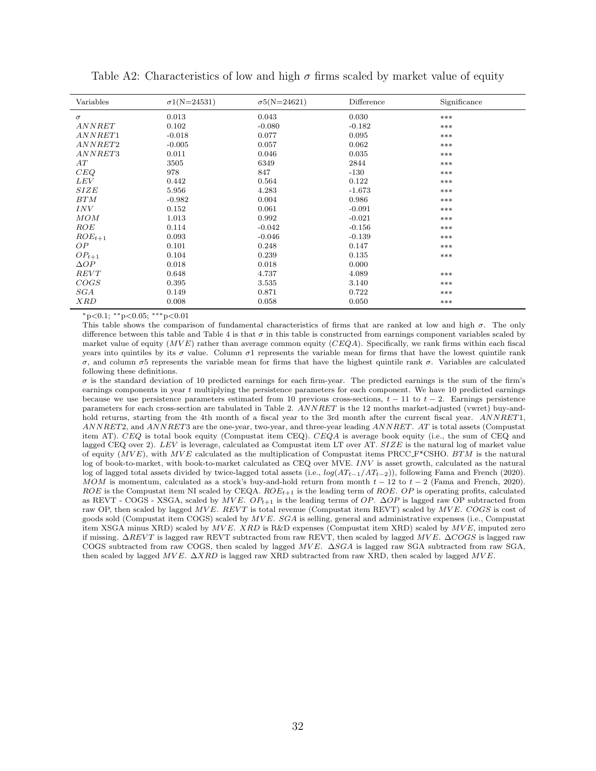Table A2: Characteristics of low and high $\sigma$ firms scaled by market value of equity

| Variables | $\sigma$1(N=24531) | $\sigma$5(N=24621) | Difference | Significance |
|---|---|---|---|---|
| $\sigma$ | 0.013 | 0.043 | 0.030 | *** |
| $ANNRET$ | 0.102 | -0.080 | -0.182 | *** |
| $ANNRET1$ | -0.018 | 0.077 | 0.095 | *** |
| $ANNRET2$ | -0.005 | 0.057 | 0.062 | *** |
| $ANNRET3$ | 0.011 | 0.046 | 0.035 | *** |
| $AT$ | 3505 | 6349 | 2844 | *** |
| $CEQ$ | 978 | 847 | -130 | *** |
| $LEV$ | 0.442 | 0.564 | 0.122 | *** |
| $SIZE$ | 5.956 | 4.283 | -1.673 | *** |
| $BTM$ | -0.982 | 0.004 | 0.986 | *** |
| $INV$ | 0.152 | 0.061 | -0.091 | *** |
| $MOM$ | 1.013 | 0.992 | -0.021 | *** |
| $ROE$ | 0.114 | -0.042 | -0.156 | *** |
| $ROE_{t+1}$ | 0.093 | -0.046 | -0.139 | *** |
| $OP$ | 0.101 | 0.248 | 0.147 | *** |
| $OP_{t+1}$ | 0.104 | 0.239 | 0.135 | *** |
| $\Delta OP$ | 0.018 | 0.018 | 0.000 | |
| $REVT$ | 0.648 | 4.737 | 4.089 | *** |
| $COGS$ | 0.395 | 3.535 | 3.140 | *** |
| $SGA$ | 0.149 | 0.871 | 0.722 | *** |
| $XRD$ | 0.008 | 0.058 | 0.050 | *** |

*p<0.1; **p<0.05; ***p<0.01

This table shows the comparison of fundamental characteristics of firms that are ranked at low and high $\sigma$. The only difference between this table and Table 4 is that $\sigma$ in this table is constructed from earnings component variables scaled by market value of equity ($MVE$) rather than average common equity ($CEQA$). Specifically, we rank firms within each fiscal years into quintiles by its $\sigma$ value. Column $\sigma$1 represents the variable mean for firms that have the lowest quintile rank $\sigma$, and column $\sigma$5 represents the variable mean for firms that have the highest quintile rank $\sigma$. Variables are calculated following these definitions.

$\sigma$ is the standard deviation of 10 predicted earnings for each firm-year. The predicted earnings is the sum of the firm's earnings components in year $t$ multiplying the persistence parameters for each component. We have 10 predicted earnings because we use persistence parameters estimated from 10 previous cross-sections, $t-11$ to $t-2$. Earnings persistence parameters for each cross-section are tabulated in Table 2. $ANNRET$ is the 12 months market-adjusted (vwret) buy-and-hold returns, starting from the 4th month of a fiscal year to the 3rd month after the current fiscal year. $ANNRET1$, $ANNRET2$, and $ANNRET3$ are the one-year, two-year, and three-year leading $ANNRET$. $AT$ is total assets (Compustat item AT). $CEQ$ is total book equity (Compustat item CEQ). $CEQA$ is average book equity (i.e., the sum of CEQ and lagged CEQ over 2). $LEV$ is leverage, calculated as Compustat item LT over AT. $SIZE$ is the natural log of market value of equity ($MVE$), with $MVE$ calculated as the multiplication of Compustat items PRCC_F*CSHO. $BTM$ is the natural log of book-to-market, with book-to-market calculated as CEQ over MVE. $INV$ is asset growth, calculated as the natural log of lagged total assets divided by twice-lagged total assets (i.e., $log(AT_{t-1}/AT_{t-2})$), following Fama and French (2020). $MOM$ is momentum, calculated as a stock's buy-and-hold return from month $t-12$ to $t-2$ (Fama and French, 2020). $ROE$ is the Compustat item NI scaled by CEQA. $ROE_{t+1}$ is the leading term of $ROE$. $OP$ is operating profits, calculated as REVT - COGS - XSGA, scaled by $MVE$. $OP_{t+1}$ is the leading terms of $OP$. $\Delta OP$ is lagged raw OP subtracted from raw OP, then scaled by lagged $MVE$. $REVT$ is total revenue (Compustat item REVT) scaled by $MVE$. $COGS$ is cost of goods sold (Compustat item COGS) scaled by $MVE$. $SGA$ is selling, general and administrative expenses (i.e., Compustat item XSGA minus XRD) scaled by $MVE$. $XRD$ is R&D expenses (Compustat item XRD) scaled by $MVE$, imputed zero if missing. $\Delta REVT$ is lagged raw REVT subtracted from raw REVT, then scaled by lagged $MVE$. $\Delta COGS$ is lagged raw COGS subtracted from raw COGS, then scaled by lagged $MVE$. $\Delta SGA$ is lagged raw SGA subtracted from raw SGA, then scaled by lagged $MVE$. $\Delta XRD$ is lagged raw XRD subtracted from raw XRD, then scaled by lagged $MVE$.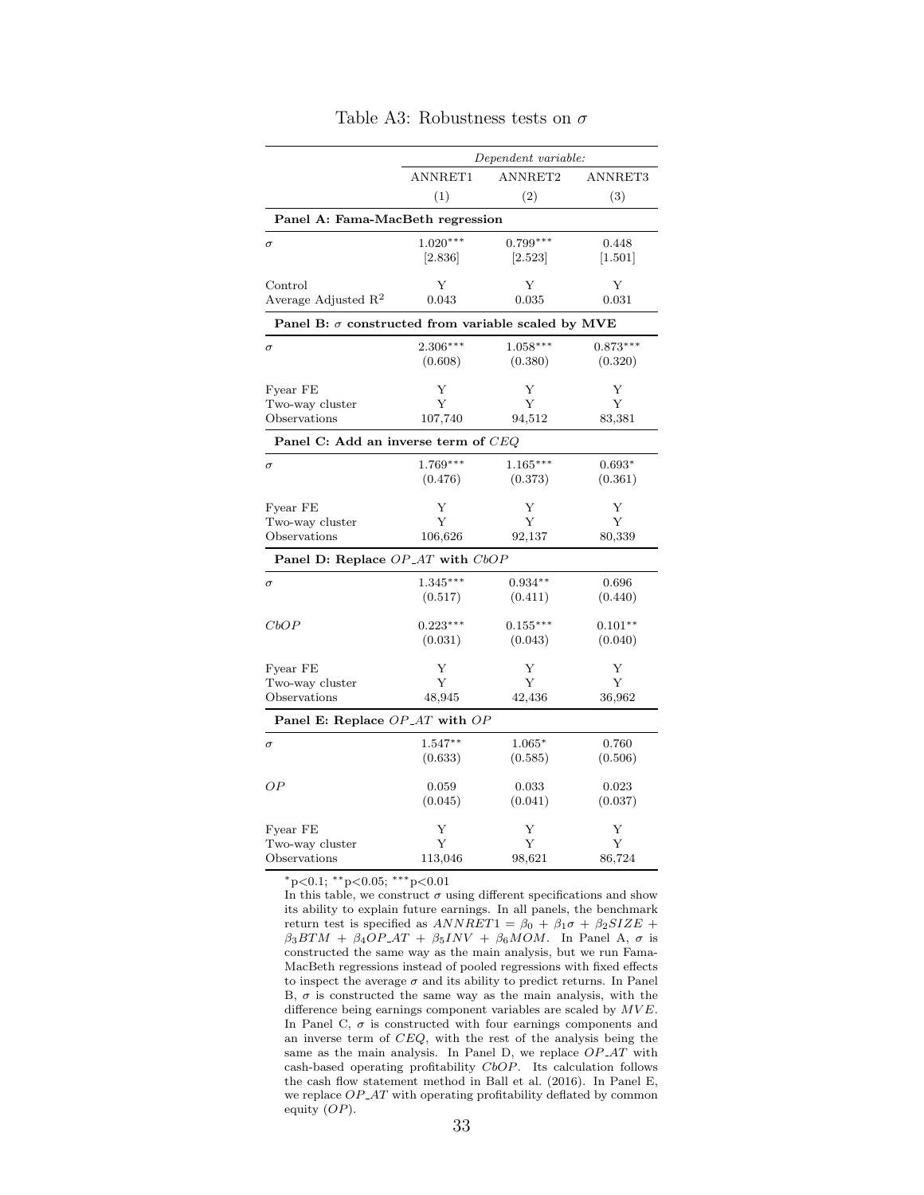Table A3: Robustness tests on $\sigma$

| | *Dependent variable:* | | |
|---|---|---|---|
| | ANNRET1 | ANNRET2 | ANNRET3 |
| | (1) | (2) | (3) |
| **Panel A: Fama-MacBeth regression** | | | |
| $\sigma$ | 1.020*** | 0.799*** | 0.448 |
| | [2.836] | [2.523] | [1.501] |
| Control | Y | Y | Y |
| Average Adjusted $R^2$ | 0.043 | 0.035 | 0.031 |
| **Panel B: $\sigma$ constructed from variable scaled by MVE** | | | |
| $\sigma$ | 2.306*** | 1.058*** | 0.873*** |
| | (0.608) | (0.380) | (0.320) |
| Fyear FE | Y | Y | Y |
| Two-way cluster | Y | Y | Y |
| Observations | 107,740 | 94,512 | 83,381 |
| **Panel C: Add an inverse term of $CEQ$** | | | |
| $\sigma$ | 1.769*** | 1.165*** | 0.693* |
| | (0.476) | (0.373) | (0.361) |
| Fyear FE | Y | Y | Y |
| Two-way cluster | Y | Y | Y |
| Observations | 106,626 | 92,137 | 80,339 |
| **Panel D: Replace $OP\_AT$ with $CbOP$** | | | |
| $\sigma$ | 1.345*** | 0.934** | 0.696 |
| | (0.517) | (0.411) | (0.440) |
| $CbOP$ | 0.223*** | 0.155*** | 0.101** |
| | (0.031) | (0.043) | (0.040) |
| Fyear FE | Y | Y | Y |
| Two-way cluster | Y | Y | Y |
| Observations | 48,945 | 42,436 | 36,962 |
| **Panel E: Replace $OP\_AT$ with $OP$** | | | |
| $\sigma$ | 1.547** | 1.065* | 0.760 |
| | (0.633) | (0.585) | (0.506) |
| $OP$ | 0.059 | 0.033 | 0.023 |
| | (0.045) | (0.041) | (0.037) |
| Fyear FE | Y | Y | Y |
| Two-way cluster | Y | Y | Y |
| Observations | 113,046 | 98,621 | 86,724 |

*p<0.1; **p<0.05; ***p<0.01

In this table, we construct $\sigma$ using different specifications and show its ability to explain future earnings. In all panels, the benchmark return test is specified as $ANNRET1 = \beta_0 + \beta_1\sigma + \beta_2 SIZE + \beta_3 BTM + \beta_4 OP\_AT + \beta_5 INV + \beta_6 MOM$. In Panel A, $\sigma$ is constructed the same way as the main analysis, but we run Fama-MacBeth regressions instead of pooled regressions with fixed effects to inspect the average $\sigma$ and its ability to predict returns. In Panel B, $\sigma$ is constructed the same way as the main analysis, with the difference being earnings component variables are scaled by $MVE$. In Panel C, $\sigma$ is constructed with four earnings components and an inverse term of $CEQ$, with the rest of the analysis being the same as the main analysis. In Panel D, we replace $OP\_AT$ with cash-based operating profitability $CbOP$. Its calculation follows the cash flow statement method in Ball et al. (2016). In Panel E, we replace $OP\_AT$ with operating profitability deflated by common equity ($OP$).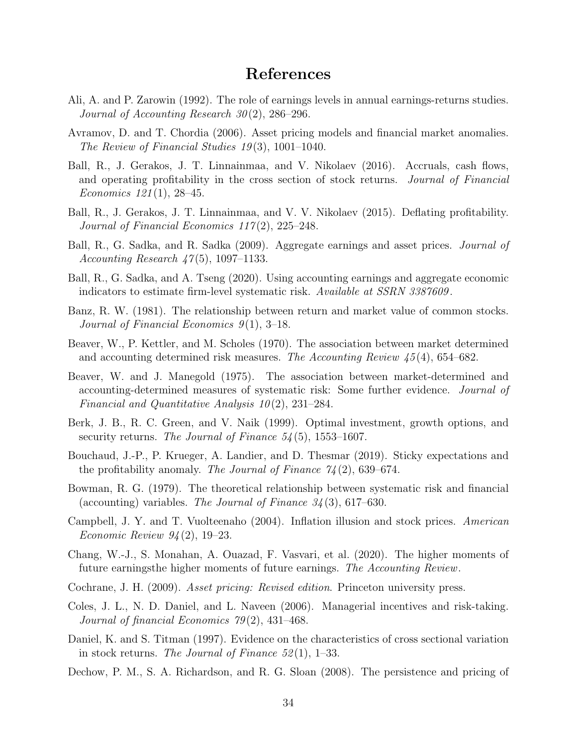# References

Ali, A. and P. Zarowin (1992). The role of earnings levels in annual earnings-returns studies. *Journal of Accounting Research 30*(2), 286–296.

Avramov, D. and T. Chordia (2006). Asset pricing models and financial market anomalies. *The Review of Financial Studies 19*(3), 1001–1040.

Ball, R., J. Gerakos, J. T. Linnainmaa, and V. Nikolaev (2016). Accruals, cash flows, and operating profitability in the cross section of stock returns. *Journal of Financial Economics 121*(1), 28–45.

Ball, R., J. Gerakos, J. T. Linnainmaa, and V. V. Nikolaev (2015). Deflating profitability. *Journal of Financial Economics 117*(2), 225–248.

Ball, R., G. Sadka, and R. Sadka (2009). Aggregate earnings and asset prices. *Journal of Accounting Research 47*(5), 1097–1133.

Ball, R., G. Sadka, and A. Tseng (2020). Using accounting earnings and aggregate economic indicators to estimate firm-level systematic risk. *Available at SSRN 3387609*.

Banz, R. W. (1981). The relationship between return and market value of common stocks. *Journal of Financial Economics 9*(1), 3–18.

Beaver, W., P. Kettler, and M. Scholes (1970). The association between market determined and accounting determined risk measures. *The Accounting Review 45*(4), 654–682.

Beaver, W. and J. Manegold (1975). The association between market-determined and accounting-determined measures of systematic risk: Some further evidence. *Journal of Financial and Quantitative Analysis 10*(2), 231–284.

Berk, J. B., R. C. Green, and V. Naik (1999). Optimal investment, growth options, and security returns. *The Journal of Finance 54*(5), 1553–1607.

Bouchaud, J.-P., P. Krueger, A. Landier, and D. Thesmar (2019). Sticky expectations and the profitability anomaly. *The Journal of Finance 74*(2), 639–674.

Bowman, R. G. (1979). The theoretical relationship between systematic risk and financial (accounting) variables. *The Journal of Finance 34*(3), 617–630.

Campbell, J. Y. and T. Vuolteenaho (2004). Inflation illusion and stock prices. *American Economic Review 94*(2), 19–23.

Chang, W.-J., S. Monahan, A. Ouazad, F. Vasvari, et al. (2020). The higher moments of future earningsthe higher moments of future earnings. *The Accounting Review*.

Cochrane, J. H. (2009). *Asset pricing: Revised edition*. Princeton university press.

Coles, J. L., N. D. Daniel, and L. Naveen (2006). Managerial incentives and risk-taking. *Journal of financial Economics 79*(2), 431–468.

Daniel, K. and S. Titman (1997). Evidence on the characteristics of cross sectional variation in stock returns. *The Journal of Finance 52*(1), 1–33.

Dechow, P. M., S. A. Richardson, and R. G. Sloan (2008). The persistence and pricing of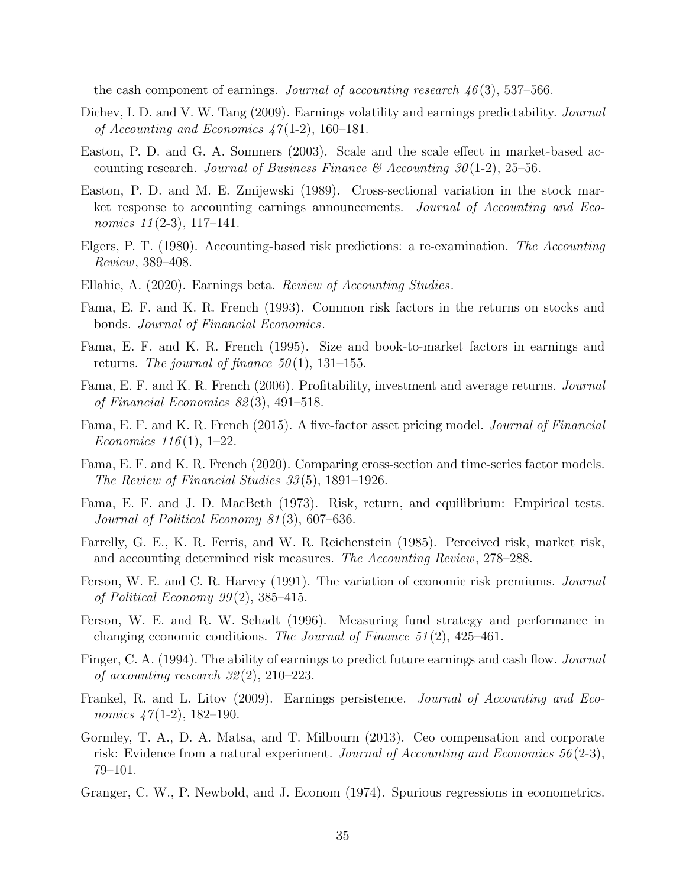the cash component of earnings. *Journal of accounting research 46*(3), 537–566.

Dichev, I. D. and V. W. Tang (2009). Earnings volatility and earnings predictability. *Journal of Accounting and Economics 47*(1-2), 160–181.

Easton, P. D. and G. A. Sommers (2003). Scale and the scale effect in market-based accounting research. *Journal of Business Finance & Accounting 30*(1-2), 25–56.

Easton, P. D. and M. E. Zmijewski (1989). Cross-sectional variation in the stock market response to accounting earnings announcements. *Journal of Accounting and Economics 11*(2-3), 117–141.

Elgers, P. T. (1980). Accounting-based risk predictions: a re-examination. *The Accounting Review*, 389–408.

Ellahie, A. (2020). Earnings beta. *Review of Accounting Studies*.

Fama, E. F. and K. R. French (1993). Common risk factors in the returns on stocks and bonds. *Journal of Financial Economics*.

Fama, E. F. and K. R. French (1995). Size and book-to-market factors in earnings and returns. *The journal of finance 50*(1), 131–155.

Fama, E. F. and K. R. French (2006). Profitability, investment and average returns. *Journal of Financial Economics 82*(3), 491–518.

Fama, E. F. and K. R. French (2015). A five-factor asset pricing model. *Journal of Financial Economics 116*(1), 1–22.

Fama, E. F. and K. R. French (2020). Comparing cross-section and time-series factor models. *The Review of Financial Studies 33*(5), 1891–1926.

Fama, E. F. and J. D. MacBeth (1973). Risk, return, and equilibrium: Empirical tests. *Journal of Political Economy 81*(3), 607–636.

Farrelly, G. E., K. R. Ferris, and W. R. Reichenstein (1985). Perceived risk, market risk, and accounting determined risk measures. *The Accounting Review*, 278–288.

Ferson, W. E. and C. R. Harvey (1991). The variation of economic risk premiums. *Journal of Political Economy 99*(2), 385–415.

Ferson, W. E. and R. W. Schadt (1996). Measuring fund strategy and performance in changing economic conditions. *The Journal of Finance 51*(2), 425–461.

Finger, C. A. (1994). The ability of earnings to predict future earnings and cash flow. *Journal of accounting research 32*(2), 210–223.

Frankel, R. and L. Litov (2009). Earnings persistence. *Journal of Accounting and Economics 47*(1-2), 182–190.

Gormley, T. A., D. A. Matsa, and T. Milbourn (2013). Ceo compensation and corporate risk: Evidence from a natural experiment. *Journal of Accounting and Economics 56*(2-3), 79–101.

Granger, C. W., P. Newbold, and J. Econom (1974). Spurious regressions in econometrics.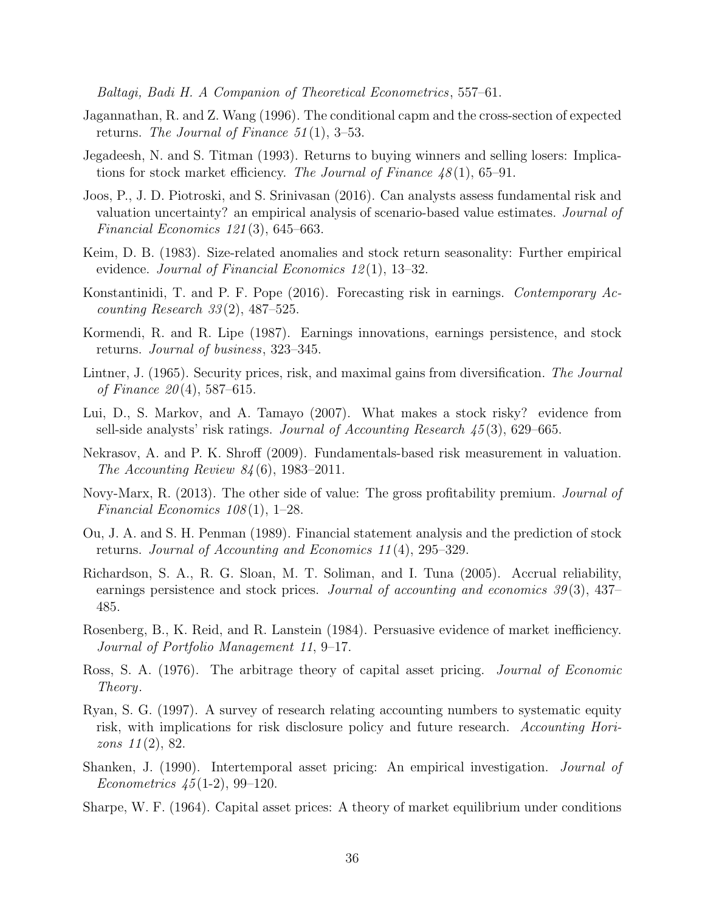*Baltagi, Badi H. A Companion of Theoretical Econometrics*, 557–61.

Jagannathan, R. and Z. Wang (1996). The conditional capm and the cross-section of expected returns. *The Journal of Finance 51*(1), 3–53.

Jegadeesh, N. and S. Titman (1993). Returns to buying winners and selling losers: Implications for stock market efficiency. *The Journal of Finance 48*(1), 65–91.

Joos, P., J. D. Piotroski, and S. Srinivasan (2016). Can analysts assess fundamental risk and valuation uncertainty? an empirical analysis of scenario-based value estimates. *Journal of Financial Economics 121*(3), 645–663.

Keim, D. B. (1983). Size-related anomalies and stock return seasonality: Further empirical evidence. *Journal of Financial Economics 12*(1), 13–32.

Konstantinidi, T. and P. F. Pope (2016). Forecasting risk in earnings. *Contemporary Accounting Research 33*(2), 487–525.

Kormendi, R. and R. Lipe (1987). Earnings innovations, earnings persistence, and stock returns. *Journal of business*, 323–345.

Lintner, J. (1965). Security prices, risk, and maximal gains from diversification. *The Journal of Finance 20*(4), 587–615.

Lui, D., S. Markov, and A. Tamayo (2007). What makes a stock risky? evidence from sell-side analysts' risk ratings. *Journal of Accounting Research 45*(3), 629–665.

Nekrasov, A. and P. K. Shroff (2009). Fundamentals-based risk measurement in valuation. *The Accounting Review 84*(6), 1983–2011.

Novy-Marx, R. (2013). The other side of value: The gross profitability premium. *Journal of Financial Economics 108*(1), 1–28.

Ou, J. A. and S. H. Penman (1989). Financial statement analysis and the prediction of stock returns. *Journal of Accounting and Economics 11*(4), 295–329.

Richardson, S. A., R. G. Sloan, M. T. Soliman, and I. Tuna (2005). Accrual reliability, earnings persistence and stock prices. *Journal of accounting and economics 39*(3), 437–485.

Rosenberg, B., K. Reid, and R. Lanstein (1984). Persuasive evidence of market inefficiency. *Journal of Portfolio Management 11*, 9–17.

Ross, S. A. (1976). The arbitrage theory of capital asset pricing. *Journal of Economic Theory*.

Ryan, S. G. (1997). A survey of research relating accounting numbers to systematic equity risk, with implications for risk disclosure policy and future research. *Accounting Horizons 11*(2), 82.

Shanken, J. (1990). Intertemporal asset pricing: An empirical investigation. *Journal of Econometrics 45*(1-2), 99–120.

Sharpe, W. F. (1964). Capital asset prices: A theory of market equilibrium under conditions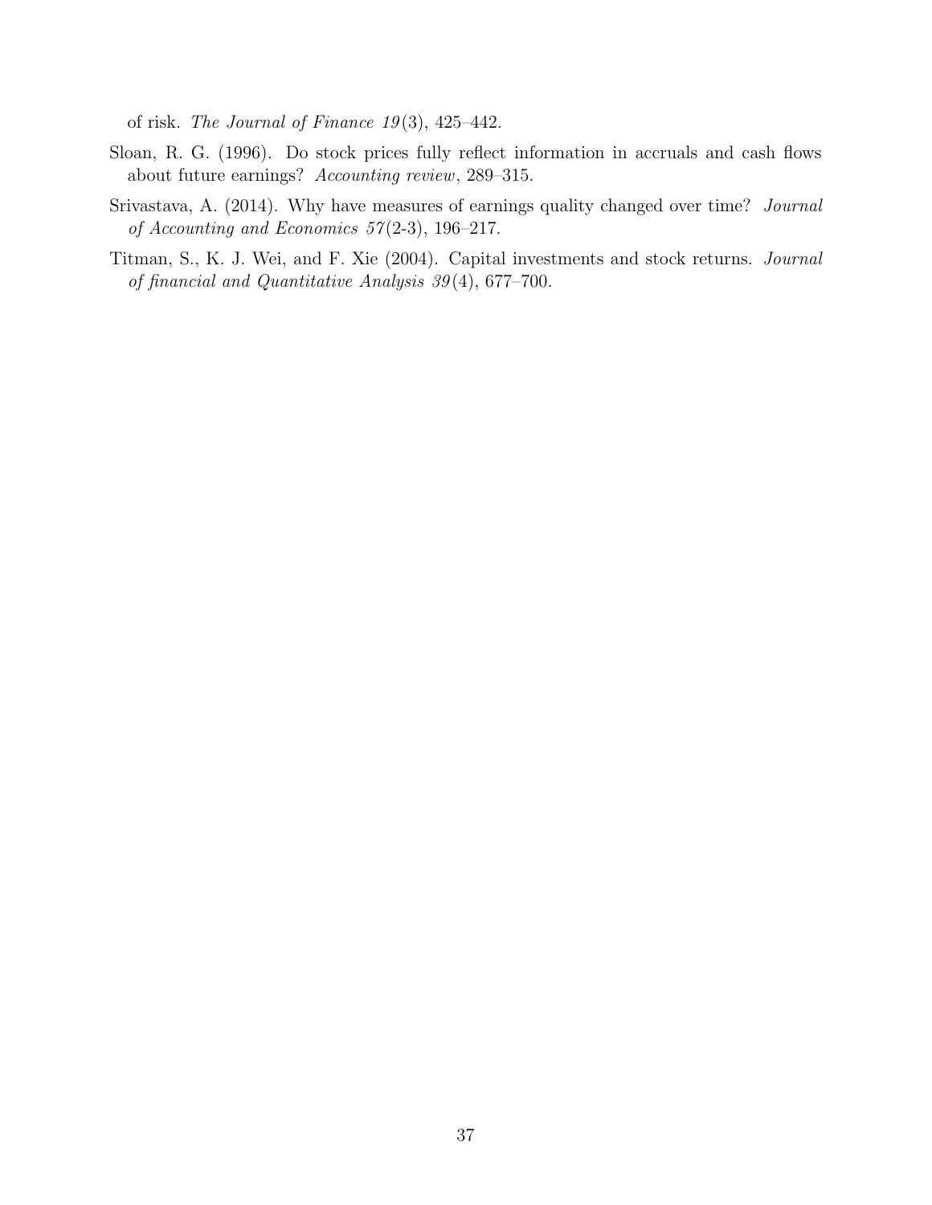of risk. *The Journal of Finance 19*(3), 425–442.

Sloan, R. G. (1996). Do stock prices fully reflect information in accruals and cash flows about future earnings? *Accounting review*, 289–315.

Srivastava, A. (2014). Why have measures of earnings quality changed over time? *Journal of Accounting and Economics 57*(2-3), 196–217.

Titman, S., K. J. Wei, and F. Xie (2004). Capital investments and stock returns. *Journal of financial and Quantitative Analysis 39*(4), 677–700.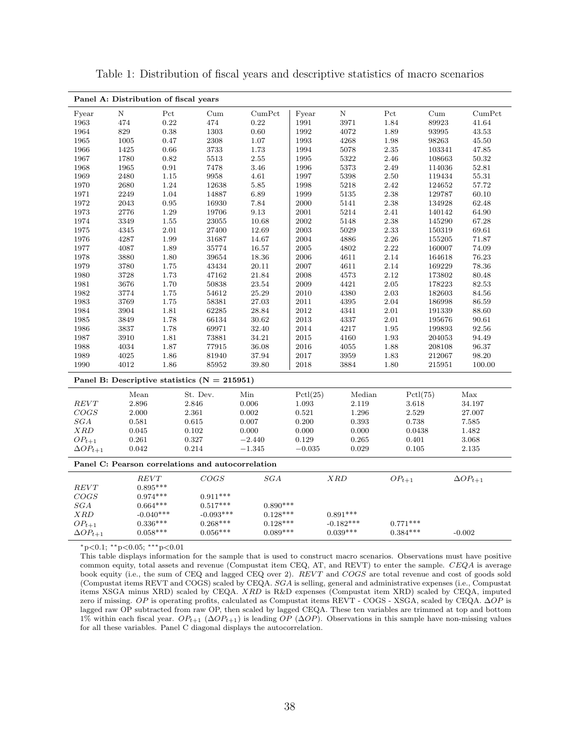Table 1: Distribution of fiscal years and descriptive statistics of macro scenarios

**Panel A: Distribution of fiscal years**

| Fyear | N | Pct | Cum | CumPct | Fyear | N | Pct | Cum | CumPct |
|---|---|---|---|---|---|---|---|---|---|
| 1963 | 474 | 0.22 | 474 | 0.22 | 1991 | 3971 | 1.84 | 89923 | 41.64 |
| 1964 | 829 | 0.38 | 1303 | 0.60 | 1992 | 4072 | 1.89 | 93995 | 43.53 |
| 1965 | 1005 | 0.47 | 2308 | 1.07 | 1993 | 4268 | 1.98 | 98263 | 45.50 |
| 1966 | 1425 | 0.66 | 3733 | 1.73 | 1994 | 5078 | 2.35 | 103341 | 47.85 |
| 1967 | 1780 | 0.82 | 5513 | 2.55 | 1995 | 5322 | 2.46 | 108663 | 50.32 |
| 1968 | 1965 | 0.91 | 7478 | 3.46 | 1996 | 5373 | 2.49 | 114036 | 52.81 |
| 1969 | 2480 | 1.15 | 9958 | 4.61 | 1997 | 5398 | 2.50 | 119434 | 55.31 |
| 1970 | 2680 | 1.24 | 12638 | 5.85 | 1998 | 5218 | 2.42 | 124652 | 57.72 |
| 1971 | 2249 | 1.04 | 14887 | 6.89 | 1999 | 5135 | 2.38 | 129787 | 60.10 |
| 1972 | 2043 | 0.95 | 16930 | 7.84 | 2000 | 5141 | 2.38 | 134928 | 62.48 |
| 1973 | 2776 | 1.29 | 19706 | 9.13 | 2001 | 5214 | 2.41 | 140142 | 64.90 |
| 1974 | 3349 | 1.55 | 23055 | 10.68 | 2002 | 5148 | 2.38 | 145290 | 67.28 |
| 1975 | 4345 | 2.01 | 27400 | 12.69 | 2003 | 5029 | 2.33 | 150319 | 69.61 |
| 1976 | 4287 | 1.99 | 31687 | 14.67 | 2004 | 4886 | 2.26 | 155205 | 71.87 |
| 1977 | 4087 | 1.89 | 35774 | 16.57 | 2005 | 4802 | 2.22 | 160007 | 74.09 |
| 1978 | 3880 | 1.80 | 39654 | 18.36 | 2006 | 4611 | 2.14 | 164618 | 76.23 |
| 1979 | 3780 | 1.75 | 43434 | 20.11 | 2007 | 4611 | 2.14 | 169229 | 78.36 |
| 1980 | 3728 | 1.73 | 47162 | 21.84 | 2008 | 4573 | 2.12 | 173802 | 80.48 |
| 1981 | 3676 | 1.70 | 50838 | 23.54 | 2009 | 4421 | 2.05 | 178223 | 82.53 |
| 1982 | 3774 | 1.75 | 54612 | 25.29 | 2010 | 4380 | 2.03 | 182603 | 84.56 |
| 1983 | 3769 | 1.75 | 58381 | 27.03 | 2011 | 4395 | 2.04 | 186998 | 86.59 |
| 1984 | 3904 | 1.81 | 62285 | 28.84 | 2012 | 4341 | 2.01 | 191339 | 88.60 |
| 1985 | 3849 | 1.78 | 66134 | 30.62 | 2013 | 4337 | 2.01 | 195676 | 90.61 |
| 1986 | 3837 | 1.78 | 69971 | 32.40 | 2014 | 4217 | 1.95 | 199893 | 92.56 |
| 1987 | 3910 | 1.81 | 73881 | 34.21 | 2015 | 4160 | 1.93 | 204053 | 94.49 |
| 1988 | 4034 | 1.87 | 77915 | 36.08 | 2016 | 4055 | 1.88 | 208108 | 96.37 |
| 1989 | 4025 | 1.86 | 81940 | 37.94 | 2017 | 3959 | 1.83 | 212067 | 98.20 |
| 1990 | 4012 | 1.86 | 85952 | 39.80 | 2018 | 3884 | 1.80 | 215951 | 100.00 |

**Panel B: Descriptive statistics (N = 215951)**

| | Mean | St. Dev. | Min | Pctl(25) | Median | Pctl(75) | Max |
|---|---|---|---|---|---|---|---|
| $REVT$ | 2.896 | 2.846 | 0.006 | 1.093 | 2.119 | 3.618 | 34.197 |
| $COGS$ | 2.000 | 2.361 | 0.002 | 0.521 | 1.296 | 2.529 | 27.007 |
| $SGA$ | 0.581 | 0.615 | 0.007 | 0.200 | 0.393 | 0.738 | 7.585 |
| $XRD$ | 0.045 | 0.102 | 0.000 | 0.000 | 0.000 | 0.0438 | 1.482 |
| $OP_{t+1}$ | 0.261 | 0.327 | $-2.440$ | 0.129 | 0.265 | 0.401 | 3.068 |
| $\Delta OP_{t+1}$ | 0.042 | 0.214 | $-1.345$ | $-0.035$ | 0.029 | 0.105 | 2.135 |

**Panel C: Pearson correlations and autocorrelation**

| | $REVT$ | $COGS$ | $SGA$ | $XRD$ | $OP_{t+1}$ | $\Delta OP_{t+1}$ |
|---|---|---|---|---|---|---|
| $REVT$ | 0.895*** | | | | | |
| $COGS$ | 0.974*** | 0.911*** | | | | |
| $SGA$ | 0.664*** | 0.517*** | 0.890*** | | | |
| $XRD$ | -0.040*** | -0.093*** | 0.128*** | 0.891*** | | |
| $OP_{t+1}$ | 0.336*** | 0.268*** | 0.128*** | -0.182*** | 0.771*** | |
| $\Delta OP_{t+1}$ | 0.058*** | 0.056*** | 0.089*** | 0.039*** | 0.384*** | -0.002 |

*p<0.1; **p<0.05; ***p<0.01

This table displays information for the sample that is used to construct macro scenarios. Observations must have positive common equity, total assets and revenue (Compustat item CEQ, AT, and REVT) to enter the sample. $CEQA$ is average book equity (i.e., the sum of CEQ and lagged CEQ over 2). $REVT$ and $COGS$ are total revenue and cost of goods sold (Compustat items REVT and COGS) scaled by CEQA. $SGA$ is selling, general and administrative expenses (i.e., Compustat items XSGA minus XRD) scaled by CEQA. $XRD$ is R&D expenses (Compustat item XRD) scaled by CEQA, imputed zero if missing. $OP$ is operating profits, calculated as Compustat items REVT - COGS - XSGA, scaled by CEQA. $\Delta OP$ is lagged raw OP subtracted from raw OP, then scaled by lagged CEQA. These ten variables are trimmed at top and bottom 1% within each fiscal year. $OP_{t+1}$ ($\Delta OP_{t+1}$) is leading $OP$ ($\Delta OP$). Observations in this sample have non-missing values for all these variables. Panel C diagonal displays the autocorrelation.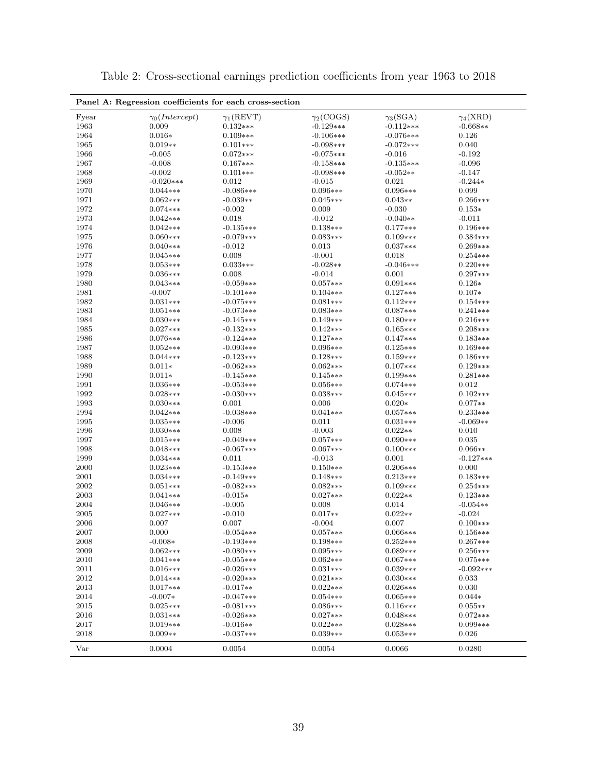Table 2: Cross-sectional earnings prediction coefficients from year 1963 to 2018

**Panel A: Regression coefficients for each cross-section**

| Fyear | $\gamma_0(Intercept)$ | $\gamma_1$(REVT) | $\gamma_2$(COGS) | $\gamma_3$(SGA) | $\gamma_4$(XRD) |
|---|---|---|---|---|---|
| 1963 | 0.009 | 0.132*** | -0.129*** | -0.112*** | -0.668** |
| 1964 | 0.016* | 0.109*** | -0.106*** | -0.076*** | 0.126 |
| 1965 | 0.019** | 0.101*** | -0.098*** | -0.072*** | 0.040 |
| 1966 | -0.005 | 0.072*** | -0.075*** | -0.016 | -0.192 |
| 1967 | -0.008 | 0.167*** | -0.158*** | -0.135*** | -0.096 |
| 1968 | -0.002 | 0.101*** | -0.098*** | -0.052** | -0.147 |
| 1969 | -0.020*** | 0.012 | -0.015 | 0.021 | -0.244* |
| 1970 | 0.044*** | -0.086*** | 0.096*** | 0.096*** | 0.099 |
| 1971 | 0.062*** | -0.039** | 0.045*** | 0.043** | 0.266*** |
| 1972 | 0.074*** | -0.002 | 0.009 | -0.030 | 0.153* |
| 1973 | 0.042*** | 0.018 | -0.012 | -0.040** | -0.011 |
| 1974 | 0.042*** | -0.135*** | 0.138*** | 0.177*** | 0.196*** |
| 1975 | 0.060*** | -0.079*** | 0.083*** | 0.109*** | 0.384*** |
| 1976 | 0.040*** | -0.012 | 0.013 | 0.037*** | 0.269*** |
| 1977 | 0.045*** | 0.008 | -0.001 | 0.018 | 0.254*** |
| 1978 | 0.053*** | 0.033*** | -0.028** | -0.046*** | 0.220*** |
| 1979 | 0.036*** | 0.008 | -0.014 | 0.001 | 0.297*** |
| 1980 | 0.043*** | -0.059*** | 0.057*** | 0.091*** | 0.126* |
| 1981 | -0.007 | -0.101*** | 0.104*** | 0.127*** | 0.107* |
| 1982 | 0.031*** | -0.075*** | 0.081*** | 0.112*** | 0.154*** |
| 1983 | 0.051*** | -0.073*** | 0.083*** | 0.087*** | 0.241*** |
| 1984 | 0.030*** | -0.145*** | 0.149*** | 0.180*** | 0.216*** |
| 1985 | 0.027*** | -0.132*** | 0.142*** | 0.165*** | 0.208*** |
| 1986 | 0.076*** | -0.124*** | 0.127*** | 0.147*** | 0.183*** |
| 1987 | 0.052*** | -0.093*** | 0.096*** | 0.125*** | 0.169*** |
| 1988 | 0.044*** | -0.123*** | 0.128*** | 0.159*** | 0.186*** |
| 1989 | 0.011* | -0.062*** | 0.062*** | 0.107*** | 0.129*** |
| 1990 | 0.011* | -0.145*** | 0.145*** | 0.199*** | 0.281*** |
| 1991 | 0.036*** | -0.053*** | 0.056*** | 0.074*** | 0.012 |
| 1992 | 0.028*** | -0.030*** | 0.038*** | 0.045*** | 0.102*** |
| 1993 | 0.030*** | 0.001 | 0.006 | 0.020* | 0.077** |
| 1994 | 0.042*** | -0.038*** | 0.041*** | 0.057*** | 0.233*** |
| 1995 | 0.035*** | -0.006 | 0.011 | 0.031*** | -0.069** |
| 1996 | 0.030*** | 0.008 | -0.003 | 0.022** | 0.010 |
| 1997 | 0.015*** | -0.049*** | 0.057*** | 0.090*** | 0.035 |
| 1998 | 0.048*** | -0.067*** | 0.067*** | 0.100*** | 0.066** |
| 1999 | 0.034*** | 0.011 | -0.013 | 0.001 | -0.127*** |
| 2000 | 0.023*** | -0.153*** | 0.150*** | 0.206*** | 0.000 |
| 2001 | 0.034*** | -0.149*** | 0.148*** | 0.213*** | 0.183*** |
| 2002 | 0.051*** | -0.082*** | 0.082*** | 0.109*** | 0.254*** |
| 2003 | 0.041*** | -0.015* | 0.027*** | 0.022** | 0.123*** |
| 2004 | 0.046*** | -0.005 | 0.008 | 0.014 | -0.054** |
| 2005 | 0.027*** | -0.010 | 0.017** | 0.022** | -0.024 |
| 2006 | 0.007 | 0.007 | -0.004 | 0.007 | 0.100*** |
| 2007 | 0.000 | -0.054*** | 0.057*** | 0.066*** | 0.156*** |
| 2008 | -0.008* | -0.193*** | 0.198*** | 0.252*** | 0.267*** |
| 2009 | 0.062*** | -0.080*** | 0.095*** | 0.089*** | 0.256*** |
| 2010 | 0.041*** | -0.055*** | 0.062*** | 0.067*** | 0.075*** |
| 2011 | 0.016*** | -0.026*** | 0.031*** | 0.039*** | -0.092*** |
| 2012 | 0.014*** | -0.020*** | 0.021*** | 0.030*** | 0.033 |
| 2013 | 0.017*** | -0.017** | 0.022*** | 0.026*** | 0.030 |
| 2014 | -0.007* | -0.047*** | 0.054*** | 0.065*** | 0.044* |
| 2015 | 0.025*** | -0.081*** | 0.086*** | 0.116*** | 0.055** |
| 2016 | 0.031*** | -0.026*** | 0.027*** | 0.048*** | 0.072*** |
| 2017 | 0.019*** | -0.016** | 0.022*** | 0.028*** | 0.099*** |
| 2018 | 0.009** | -0.037*** | 0.039*** | 0.053*** | 0.026 |
| Var | 0.0004 | 0.0054 | 0.0054 | 0.0066 | 0.0280 |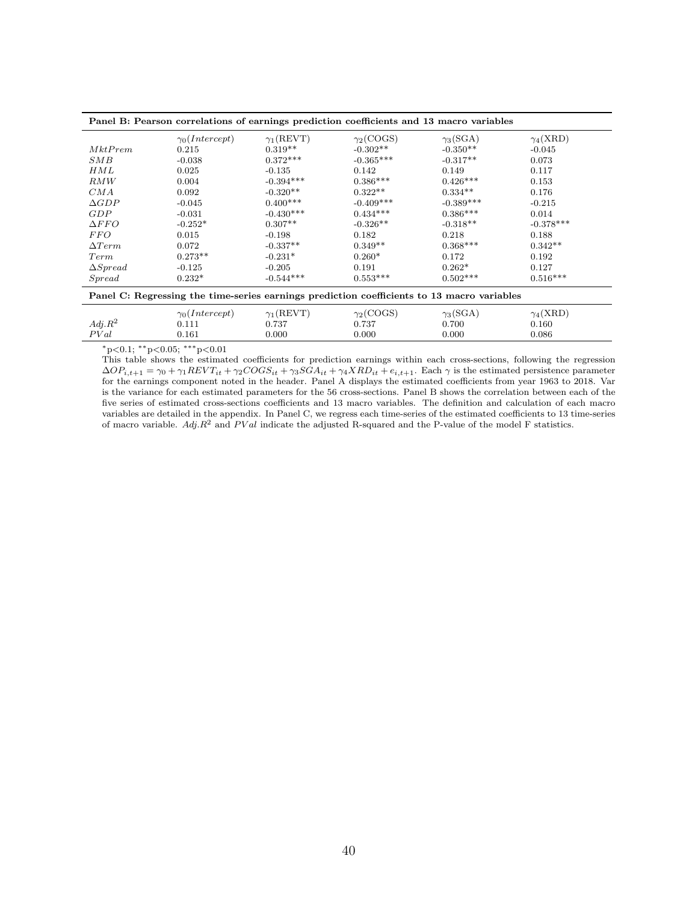**Panel B: Pearson correlations of earnings prediction coefficients and 13 macro variables**

| | $\gamma_0(Intercept)$ | $\gamma_1$(REVT) | $\gamma_2$(COGS) | $\gamma_3$(SGA) | $\gamma_4$(XRD) |
|---|---|---|---|---|---|
| $MktPrem$ | 0.215 | 0.319** | -0.302** | -0.350** | -0.045 |
| $SMB$ | -0.038 | 0.372*** | -0.365*** | -0.317** | 0.073 |
| $HML$ | 0.025 | -0.135 | 0.142 | 0.149 | 0.117 |
| $RMW$ | 0.004 | -0.394*** | 0.386*** | 0.426*** | 0.153 |
| $CMA$ | 0.092 | -0.320** | 0.322** | 0.334** | 0.176 |
| $\Delta GDP$ | -0.045 | 0.400*** | -0.409*** | -0.389*** | -0.215 |
| $GDP$ | -0.031 | -0.430*** | 0.434*** | 0.386*** | 0.014 |
| $\Delta FFO$ | -0.252* | 0.307** | -0.326** | -0.318** | -0.378*** |
| $FFO$ | 0.015 | -0.198 | 0.182 | 0.218 | 0.188 |
| $\Delta Term$ | 0.072 | -0.337** | 0.349** | 0.368*** | 0.342** |
| $Term$ | 0.273** | -0.231* | 0.260* | 0.172 | 0.192 |
| $\Delta Spread$ | -0.125 | -0.205 | 0.191 | 0.262* | 0.127 |
| $Spread$ | 0.232* | -0.544*** | 0.553*** | 0.502*** | 0.516*** |

**Panel C: Regressing the time-series earnings prediction coefficients to 13 macro variables**

| | $\gamma_0(Intercept)$ | $\gamma_1$(REVT) | $\gamma_2$(COGS) | $\gamma_3$(SGA) | $\gamma_4$(XRD) |
|---|---|---|---|---|---|
| $Adj.R^2$ | 0.111 | 0.737 | 0.737 | 0.700 | 0.160 |
| $PVal$ | 0.161 | 0.000 | 0.000 | 0.000 | 0.086 |

*p<0.1; **p<0.05; ***p<0.01

This table shows the estimated coefficients for prediction earnings within each cross-sections, following the regression $\Delta OP_{i,t+1} = \gamma_0 + \gamma_1 REVT_{it} + \gamma_2 COGS_{it} + \gamma_3 SGA_{it} + \gamma_4 XRD_{it} + e_{i,t+1}$. Each $\gamma$ is the estimated persistence parameter for the earnings component noted in the header. Panel A displays the estimated coefficients from year 1963 to 2018. Var is the variance for each estimated parameters for the 56 cross-sections. Panel B shows the correlation between each of the five series of estimated cross-sections coefficients and 13 macro variables. The definition and calculation of each macro variables are detailed in the appendix. In Panel C, we regress each time-series of the estimated coefficients to 13 time-series of macro variable. $Adj.R^2$ and $PVal$ indicate the adjusted R-squared and the P-value of the model F statistics.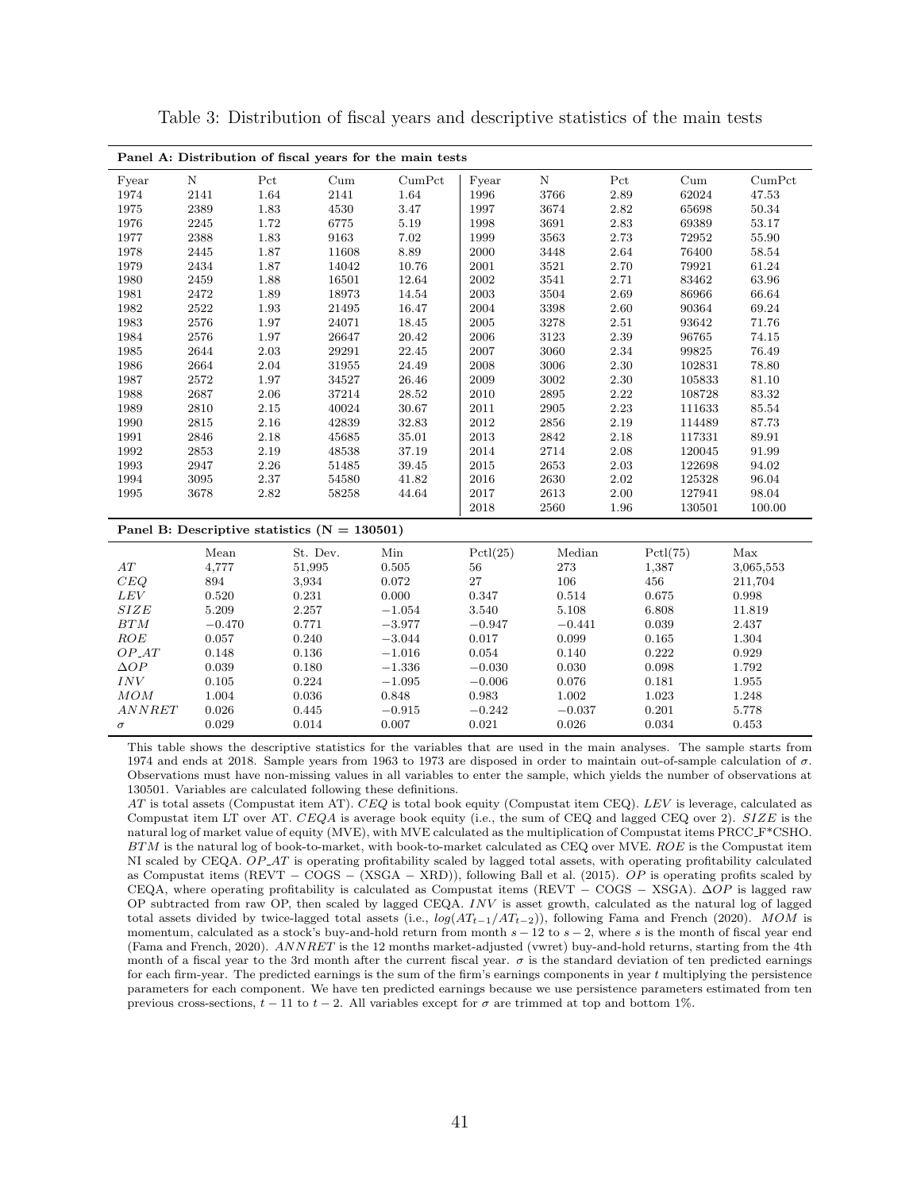Table 3: Distribution of fiscal years and descriptive statistics of the main tests

**Panel A: Distribution of fiscal years for the main tests**

| Fyear | N | Pct | Cum | CumPct | Fyear | N | Pct | Cum | CumPct |
|---|---|---|---|---|---|---|---|---|---|
| 1974 | 2141 | 1.64 | 2141 | 1.64 | 1996 | 3766 | 2.89 | 62024 | 47.53 |
| 1975 | 2389 | 1.83 | 4530 | 3.47 | 1997 | 3674 | 2.82 | 65698 | 50.34 |
| 1976 | 2245 | 1.72 | 6775 | 5.19 | 1998 | 3691 | 2.83 | 69389 | 53.17 |
| 1977 | 2388 | 1.83 | 9163 | 7.02 | 1999 | 3563 | 2.73 | 72952 | 55.90 |
| 1978 | 2445 | 1.87 | 11608 | 8.89 | 2000 | 3448 | 2.64 | 76400 | 58.54 |
| 1979 | 2434 | 1.87 | 14042 | 10.76 | 2001 | 3521 | 2.70 | 79921 | 61.24 |
| 1980 | 2459 | 1.88 | 16501 | 12.64 | 2002 | 3541 | 2.71 | 83462 | 63.96 |
| 1981 | 2472 | 1.89 | 18973 | 14.54 | 2003 | 3504 | 2.69 | 86966 | 66.64 |
| 1982 | 2522 | 1.93 | 21495 | 16.47 | 2004 | 3398 | 2.60 | 90364 | 69.24 |
| 1983 | 2576 | 1.97 | 24071 | 18.45 | 2005 | 3278 | 2.51 | 93642 | 71.76 |
| 1984 | 2576 | 1.97 | 26647 | 20.42 | 2006 | 3123 | 2.39 | 96765 | 74.15 |
| 1985 | 2644 | 2.03 | 29291 | 22.45 | 2007 | 3060 | 2.34 | 99825 | 76.49 |
| 1986 | 2664 | 2.04 | 31955 | 24.49 | 2008 | 3006 | 2.30 | 102831 | 78.80 |
| 1987 | 2572 | 1.97 | 34527 | 26.46 | 2009 | 3002 | 2.30 | 105833 | 81.10 |
| 1988 | 2687 | 2.06 | 37214 | 28.52 | 2010 | 2895 | 2.22 | 108728 | 83.32 |
| 1989 | 2810 | 2.15 | 40024 | 30.67 | 2011 | 2905 | 2.23 | 111633 | 85.54 |
| 1990 | 2815 | 2.16 | 42839 | 32.83 | 2012 | 2856 | 2.19 | 114489 | 87.73 |
| 1991 | 2846 | 2.18 | 45685 | 35.01 | 2013 | 2842 | 2.18 | 117331 | 89.91 |
| 1992 | 2853 | 2.19 | 48538 | 37.19 | 2014 | 2714 | 2.08 | 120045 | 91.99 |
| 1993 | 2947 | 2.26 | 51485 | 39.45 | 2015 | 2653 | 2.03 | 122698 | 94.02 |
| 1994 | 3095 | 2.37 | 54580 | 41.82 | 2016 | 2630 | 2.02 | 125328 | 96.04 |
| 1995 | 3678 | 2.82 | 58258 | 44.64 | 2017 | 2613 | 2.00 | 127941 | 98.04 |
| | | | | | 2018 | 2560 | 1.96 | 130501 | 100.00 |

**Panel B: Descriptive statistics (N = 130501)**

| | Mean | St. Dev. | Min | Pctl(25) | Median | Pctl(75) | Max |
|---|---|---|---|---|---|---|---|
| $AT$ | 4,777 | 51,995 | 0.505 | 56 | 273 | 1,387 | 3,065,553 |
| $CEQ$ | 894 | 3,934 | 0.072 | 27 | 106 | 456 | 211,704 |
| $LEV$ | 0.520 | 0.231 | 0.000 | 0.347 | 0.514 | 0.675 | 0.998 |
| $SIZE$ | 5.209 | 2.257 | −1.054 | 3.540 | 5.108 | 6.808 | 11.819 |
| $BTM$ | −0.470 | 0.771 | −3.977 | −0.947 | −0.441 | 0.039 | 2.437 |
| $ROE$ | 0.057 | 0.240 | −3.044 | 0.017 | 0.099 | 0.165 | 1.304 |
| $OP\_AT$ | 0.148 | 0.136 | −1.016 | 0.054 | 0.140 | 0.222 | 0.929 |
| $\Delta OP$ | 0.039 | 0.180 | −1.336 | −0.030 | 0.030 | 0.098 | 1.792 |
| $INV$ | 0.105 | 0.224 | −1.095 | −0.006 | 0.076 | 0.181 | 1.955 |
| $MOM$ | 1.004 | 0.036 | 0.848 | 0.983 | 1.002 | 1.023 | 1.248 |
| $ANNRET$ | 0.026 | 0.445 | −0.915 | −0.242 | −0.037 | 0.201 | 5.778 |
| $\sigma$ | 0.029 | 0.014 | 0.007 | 0.021 | 0.026 | 0.034 | 0.453 |

This table shows the descriptive statistics for the variables that are used in the main analyses. The sample starts from 1974 and ends at 2018. Sample years from 1963 to 1973 are disposed in order to maintain out-of-sample calculation of $\sigma$. Observations must have non-missing values in all variables to enter the sample, which yields the number of observations at 130501. Variables are calculated following these definitions.

$AT$ is total assets (Compustat item AT). $CEQ$ is total book equity (Compustat item CEQ). $LEV$ is leverage, calculated as Compustat item LT over AT. $CEQA$ is average book equity (i.e., the sum of CEQ and lagged CEQ over 2). $SIZE$ is the natural log of market value of equity (MVE), with MVE calculated as the multiplication of Compustat items PRCC_F*CSHO. $BTM$ is the natural log of book-to-market, with book-to-market calculated as CEQ over MVE. $ROE$ is the Compustat item NI scaled by CEQA. $OP\_AT$ is operating profitability scaled by lagged total assets, with operating profitability calculated as Compustat items (REVT − COGS − (XSGA − XRD)), following Ball et al. (2015). $OP$ is operating profits scaled by CEQA, where operating profitability is calculated as Compustat items (REVT − COGS − XSGA). $\Delta OP$ is lagged raw OP subtracted from raw OP, then scaled by lagged CEQA. $INV$ is asset growth, calculated as the natural log of lagged total assets divided by twice-lagged total assets (i.e., $log(AT_{t-1}/AT_{t-2})$), following Fama and French (2020). $MOM$ is momentum, calculated as a stock's buy-and-hold return from month $s-12$ to $s-2$, where $s$ is the month of fiscal year end (Fama and French, 2020). $ANNRET$ is the 12 months market-adjusted (vwret) buy-and-hold returns, starting from the 4th month of a fiscal year to the 3rd month after the current fiscal year. $\sigma$ is the standard deviation of ten predicted earnings for each firm-year. The predicted earnings is the sum of the firm's earnings components in year $t$ multiplying the persistence parameters for each component. We have ten predicted earnings because we use persistence parameters estimated from ten previous cross-sections, $t-11$ to $t-2$. All variables except for $\sigma$ are trimmed at top and bottom 1%.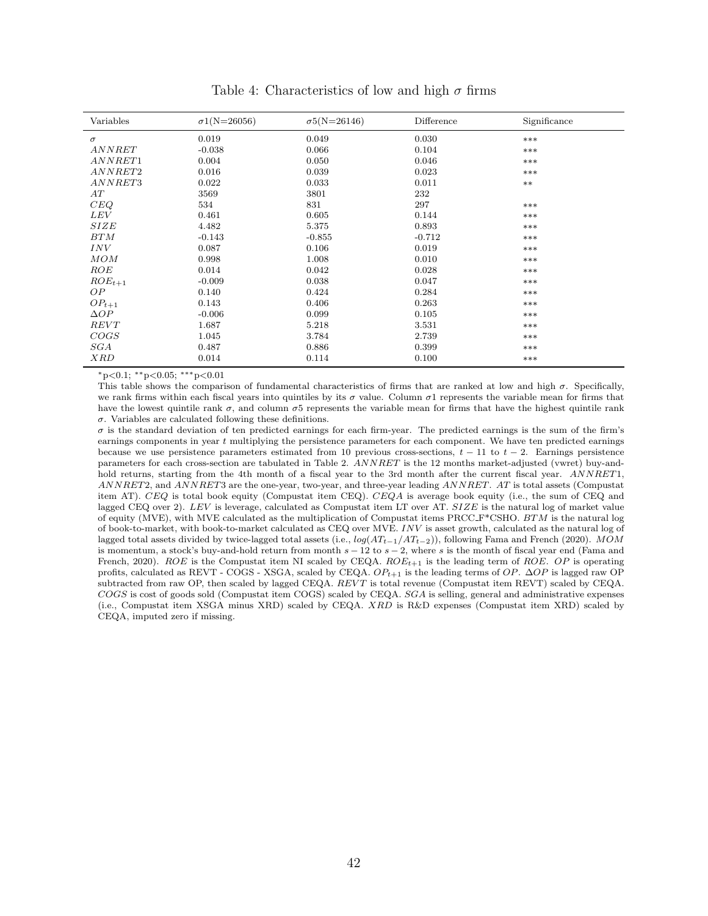Table 4: Characteristics of low and high $\sigma$ firms

| Variables | $\sigma$1(N=26056) | $\sigma$5(N=26146) | Difference | Significance |
|---|---|---|---|---|
| $\sigma$ | 0.019 | 0.049 | 0.030 | *** |
| $ANNRET$ | -0.038 | 0.066 | 0.104 | *** |
| $ANNRET1$ | 0.004 | 0.050 | 0.046 | *** |
| $ANNRET2$ | 0.016 | 0.039 | 0.023 | *** |
| $ANNRET3$ | 0.022 | 0.033 | 0.011 | ** |
| $AT$ | 3569 | 3801 | 232 | |
| $CEQ$ | 534 | 831 | 297 | *** |
| $LEV$ | 0.461 | 0.605 | 0.144 | *** |
| $SIZE$ | 4.482 | 5.375 | 0.893 | *** |
| $BTM$ | -0.143 | -0.855 | -0.712 | *** |
| $INV$ | 0.087 | 0.106 | 0.019 | *** |
| $MOM$ | 0.998 | 1.008 | 0.010 | *** |
| $ROE$ | 0.014 | 0.042 | 0.028 | *** |
| $ROE_{t+1}$ | -0.009 | 0.038 | 0.047 | *** |
| $OP$ | 0.140 | 0.424 | 0.284 | *** |
| $OP_{t+1}$ | 0.143 | 0.406 | 0.263 | *** |
| $\Delta OP$ | -0.006 | 0.099 | 0.105 | *** |
| $REVT$ | 1.687 | 5.218 | 3.531 | *** |
| $COGS$ | 1.045 | 3.784 | 2.739 | *** |
| $SGA$ | 0.487 | 0.886 | 0.399 | *** |
| $XRD$ | 0.014 | 0.114 | 0.100 | *** |

*p<0.1; **p<0.05; ***p<0.01

This table shows the comparison of fundamental characteristics of firms that are ranked at low and high $\sigma$. Specifically, we rank firms within each fiscal years into quintiles by its $\sigma$ value. Column $\sigma$1 represents the variable mean for firms that have the lowest quintile rank $\sigma$, and column $\sigma$5 represents the variable mean for firms that have the highest quintile rank $\sigma$. Variables are calculated following these definitions.

$\sigma$ is the standard deviation of ten predicted earnings for each firm-year. The predicted earnings is the sum of the firm's earnings components in year $t$ multiplying the persistence parameters for each component. We have ten predicted earnings because we use persistence parameters estimated from 10 previous cross-sections, $t-11$ to $t-2$. Earnings persistence parameters for each cross-section are tabulated in Table 2. $ANNRET$ is the 12 months market-adjusted (vwret) buy-and-hold returns, starting from the 4th month of a fiscal year to the 3rd month after the current fiscal year. $ANNRET1$, $ANNRET2$, and $ANNRET3$ are the one-year, two-year, and three-year leading $ANNRET$. $AT$ is total assets (Compustat item AT). $CEQ$ is total book equity (Compustat item CEQ). $CEQA$ is average book equity (i.e., the sum of CEQ and lagged CEQ over 2). $LEV$ is leverage, calculated as Compustat item LT over AT. $SIZE$ is the natural log of market value of equity (MVE), with MVE calculated as the multiplication of Compustat items PRCC_F*CSHO. $BTM$ is the natural log of book-to-market, with book-to-market calculated as CEQ over MVE. $INV$ is asset growth, calculated as the natural log of lagged total assets divided by twice-lagged total assets (i.e., $log(AT_{t-1}/AT_{t-2})$), following Fama and French (2020). $MOM$ is momentum, a stock's buy-and-hold return from month $s-12$ to $s-2$, where $s$ is the month of fiscal year end (Fama and French, 2020). $ROE$ is the Compustat item NI scaled by CEQA. $ROE_{t+1}$ is the leading term of $ROE$. $OP$ is operating profits, calculated as REVT - COGS - XSGA, scaled by CEQA. $OP_{t+1}$ is the leading terms of $OP$. $\Delta OP$ is lagged raw OP subtracted from raw OP, then scaled by lagged CEQA. $REVT$ is total revenue (Compustat item REVT) scaled by CEQA. $COGS$ is cost of goods sold (Compustat item COGS) scaled by CEQA. $SGA$ is selling, general and administrative expenses (i.e., Compustat item XSGA minus XRD) scaled by CEQA. $XRD$ is R&D expenses (Compustat item XRD) scaled by CEQA, imputed zero if missing.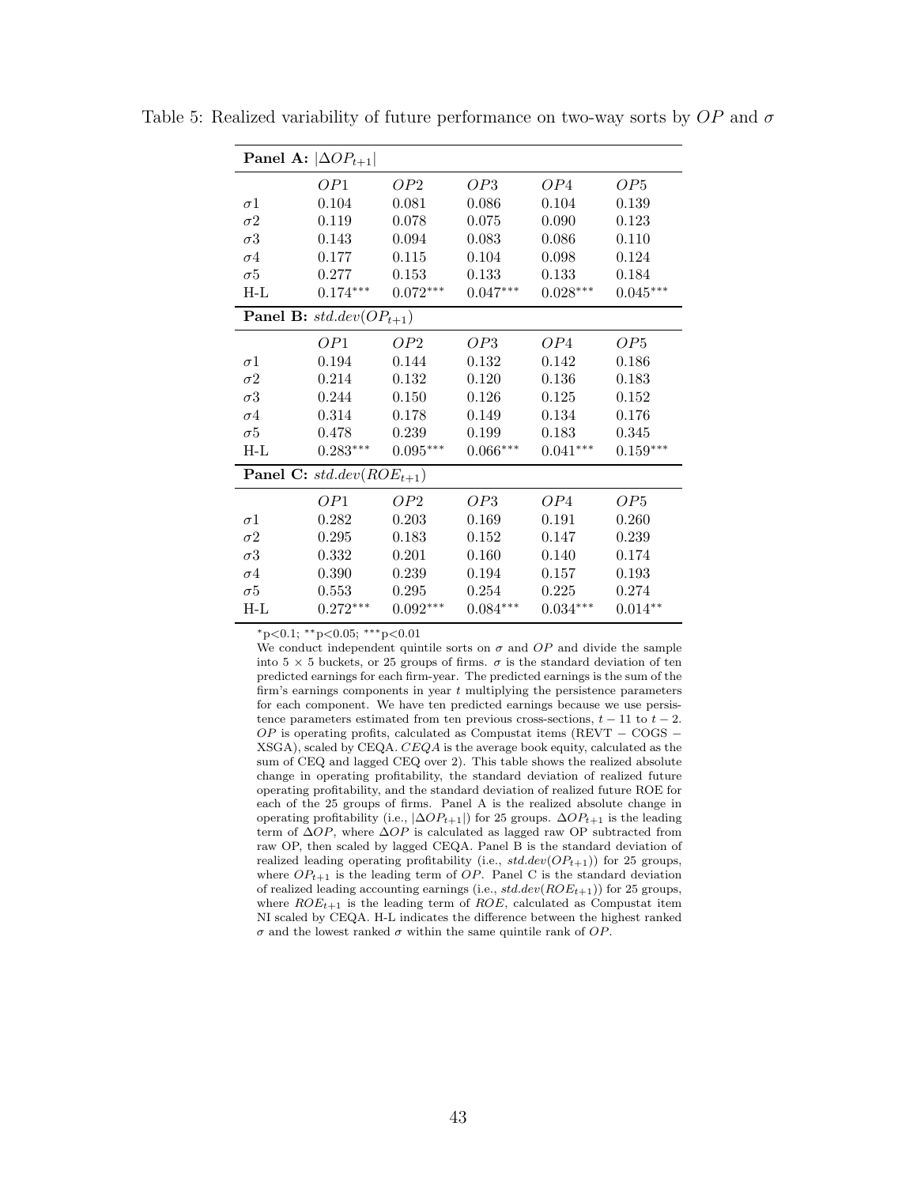Table 5: Realized variability of future performance on two-way sorts by $OP$ and $\sigma$

| **Panel A:** $\lvert \Delta OP_{t+1} \rvert$ | | | | | |
|---|---|---|---|---|---|
| | $OP1$ | $OP2$ | $OP3$ | $OP4$ | $OP5$ |
| $\sigma 1$ | 0.104 | 0.081 | 0.086 | 0.104 | 0.139 |
| $\sigma 2$ | 0.119 | 0.078 | 0.075 | 0.090 | 0.123 |
| $\sigma 3$ | 0.143 | 0.094 | 0.083 | 0.086 | 0.110 |
| $\sigma 4$ | 0.177 | 0.115 | 0.104 | 0.098 | 0.124 |
| $\sigma 5$ | 0.277 | 0.153 | 0.133 | 0.133 | 0.184 |
| H-L | 0.174*** | 0.072*** | 0.047*** | 0.028*** | 0.045*** |
| **Panel B:** $std.dev(OP_{t+1})$ | | | | | |
| | $OP1$ | $OP2$ | $OP3$ | $OP4$ | $OP5$ |
| $\sigma 1$ | 0.194 | 0.144 | 0.132 | 0.142 | 0.186 |
| $\sigma 2$ | 0.214 | 0.132 | 0.120 | 0.136 | 0.183 |
| $\sigma 3$ | 0.244 | 0.150 | 0.126 | 0.125 | 0.152 |
| $\sigma 4$ | 0.314 | 0.178 | 0.149 | 0.134 | 0.176 |
| $\sigma 5$ | 0.478 | 0.239 | 0.199 | 0.183 | 0.345 |
| H-L | 0.283*** | 0.095*** | 0.066*** | 0.041*** | 0.159*** |
| **Panel C:** $std.dev(ROE_{t+1})$ | | | | | |
| | $OP1$ | $OP2$ | $OP3$ | $OP4$ | $OP5$ |
| $\sigma 1$ | 0.282 | 0.203 | 0.169 | 0.191 | 0.260 |
| $\sigma 2$ | 0.295 | 0.183 | 0.152 | 0.147 | 0.239 |
| $\sigma 3$ | 0.332 | 0.201 | 0.160 | 0.140 | 0.174 |
| $\sigma 4$ | 0.390 | 0.239 | 0.194 | 0.157 | 0.193 |
| $\sigma 5$ | 0.553 | 0.295 | 0.254 | 0.225 | 0.274 |
| H-L | 0.272*** | 0.092*** | 0.084*** | 0.034*** | 0.014** |

*p<0.1; **p<0.05; ***p<0.01

We conduct independent quintile sorts on $\sigma$ and $OP$ and divide the sample into $5 \times 5$ buckets, or 25 groups of firms. $\sigma$ is the standard deviation of ten predicted earnings for each firm-year. The predicted earnings is the sum of the firm's earnings components in year $t$ multiplying the persistence parameters for each component. We have ten predicted earnings because we use persistence parameters estimated from ten previous cross-sections, $t-11$ to $t-2$. $OP$ is operating profits, calculated as Compustat items (REVT − COGS − XSGA), scaled by CEQA. $CEQA$ is the average book equity, calculated as the sum of CEQ and lagged CEQ over 2). This table shows the realized absolute change in operating profitability, the standard deviation of realized future operating profitability, and the standard deviation of realized future ROE for each of the 25 groups of firms. Panel A is the realized absolute change in operating profitability (i.e., $\lvert \Delta OP_{t+1} \rvert$) for 25 groups. $\Delta OP_{t+1}$ is the leading term of $\Delta OP$, where $\Delta OP$ is calculated as lagged raw OP subtracted from raw OP, then scaled by lagged CEQA. Panel B is the standard deviation of realized leading operating profitability (i.e., $std.dev(OP_{t+1})$) for 25 groups, where $OP_{t+1}$ is the leading term of $OP$. Panel C is the standard deviation of realized leading accounting earnings (i.e., $std.dev(ROE_{t+1})$) for 25 groups, where $ROE_{t+1}$ is the leading term of $ROE$, calculated as Compustat item NI scaled by CEQA. H-L indicates the difference between the highest ranked $\sigma$ and the lowest ranked $\sigma$ within the same quintile rank of $OP$.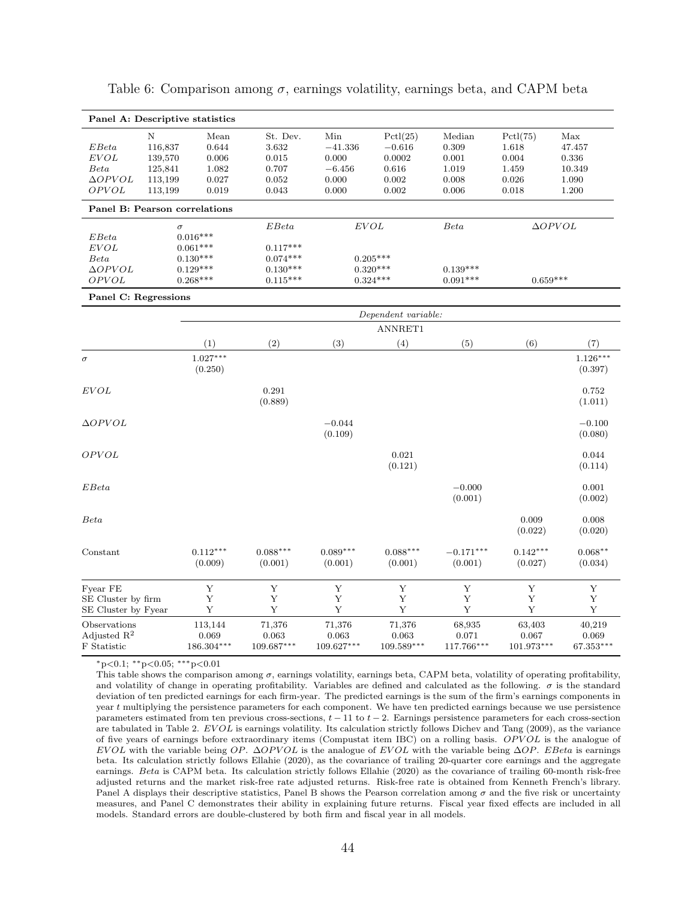Table 6: Comparison among $\sigma$, earnings volatility, earnings beta, and CAPM beta

**Panel A: Descriptive statistics**

| | N | Mean | St. Dev. | Min | Pctl(25) | Median | Pctl(75) | Max |
|---|---|---|---|---|---|---|---|---|
| $EBeta$ | 116,837 | 0.644 | 3.632 | −41.336 | −0.616 | 0.309 | 1.618 | 47.457 |
| $EVOL$ | 139,570 | 0.006 | 0.015 | 0.000 | 0.0002 | 0.001 | 0.004 | 0.336 |
| $Beta$ | 125,841 | 1.082 | 0.707 | −6.456 | 0.616 | 1.019 | 1.459 | 10.349 |
| $\Delta OPVOL$ | 113,199 | 0.027 | 0.052 | 0.000 | 0.002 | 0.008 | 0.026 | 1.090 |
| $OPVOL$ | 113,199 | 0.019 | 0.043 | 0.000 | 0.002 | 0.006 | 0.018 | 1.200 |

**Panel B: Pearson correlations**

| | $\sigma$ | $EBeta$ | $EVOL$ | $Beta$ | $\Delta OPVOL$ |
|---|---|---|---|---|---|
| $EBeta$ | 0.016*** | | | | |
| $EVOL$ | 0.061*** | 0.117*** | | | |
| $Beta$ | 0.130*** | 0.074*** | 0.205*** | | |
| $\Delta OPVOL$ | 0.129*** | 0.130*** | 0.320*** | 0.139*** | |
| $OPVOL$ | 0.268*** | 0.115*** | 0.324*** | 0.091*** | 0.659*** |

**Panel C: Regressions**

| | *Dependent variable:* | | | | | | |
|---|---|---|---|---|---|---|---|
| | ANNRET1 | | | | | | |
| | (1) | (2) | (3) | (4) | (5) | (6) | (7) |
| $\sigma$ | 1.027*** | | | | | | 1.126*** |
| | (0.250) | | | | | | (0.397) |
| $EVOL$ | | 0.291 | | | | | 0.752 |
| | | (0.889) | | | | | (1.011) |
| $\Delta OPVOL$ | | | −0.044 | | | | −0.100 |
| | | | (0.109) | | | | (0.080) |
| $OPVOL$ | | | | 0.021 | | | 0.044 |
| | | | | (0.121) | | | (0.114) |
| $EBeta$ | | | | | −0.000 | | 0.001 |
| | | | | | (0.001) | | (0.002) |
| $Beta$ | | | | | | 0.009 | 0.008 |
| | | | | | | (0.022) | (0.020) |
| Constant | 0.112*** | 0.088*** | 0.089*** | 0.088*** | −0.171*** | 0.142*** | 0.068** |
| | (0.009) | (0.001) | (0.001) | (0.001) | (0.001) | (0.027) | (0.034) |
| Fyear FE | Y | Y | Y | Y | Y | Y | Y |
| SE Cluster by firm | Y | Y | Y | Y | Y | Y | Y |
| SE Cluster by Fyear | Y | Y | Y | Y | Y | Y | Y |
| Observations | 113,144 | 71,376 | 71,376 | 71,376 | 68,935 | 63,403 | 40,219 |
| Adjusted $R^2$ | 0.069 | 0.063 | 0.063 | 0.063 | 0.071 | 0.067 | 0.069 |
| F Statistic | 186.304*** | 109.687*** | 109.627*** | 109.589*** | 117.766*** | 101.973*** | 67.353*** |

*p<0.1; **p<0.05; ***p<0.01

This table shows the comparison among $\sigma$, earnings volatility, earnings beta, CAPM beta, volatility of operating profitability, and volatility of change in operating profitability. Variables are defined and calculated as the following. $\sigma$ is the standard deviation of ten predicted earnings for each firm-year. The predicted earnings is the sum of the firm's earnings components in year $t$ multiplying the persistence parameters for each component. We have ten predicted earnings because we use persistence parameters estimated from ten previous cross-sections, $t-11$ to $t-2$. Earnings persistence parameters for each cross-section are tabulated in Table 2. $EVOL$ is earnings volatility. Its calculation strictly follows Dichev and Tang (2009), as the variance of five years of earnings before extraordinary items (Compustat item IBC) on a rolling basis. $OPVOL$ is the analogue of $EVOL$ with the variable being $OP$. $\Delta OPVOL$ is the analogue of $EVOL$ with the variable being $\Delta OP$. $EBeta$ is earnings beta. Its calculation strictly follows Ellahie (2020), as the covariance of trailing 20-quarter core earnings and the aggregate earnings. $Beta$ is CAPM beta. Its calculation strictly follows Ellahie (2020) as the covariance of trailing 60-month risk-free adjusted returns and the market risk-free rate adjusted returns. Risk-free rate is obtained from Kenneth French's library. Panel A displays their descriptive statistics, Panel B shows the Pearson correlation among $\sigma$ and the five risk or uncertainty measures, and Panel C demonstrates their ability in explaining future returns. Fiscal year fixed effects are included in all models. Standard errors are double-clustered by both firm and fiscal year in all models.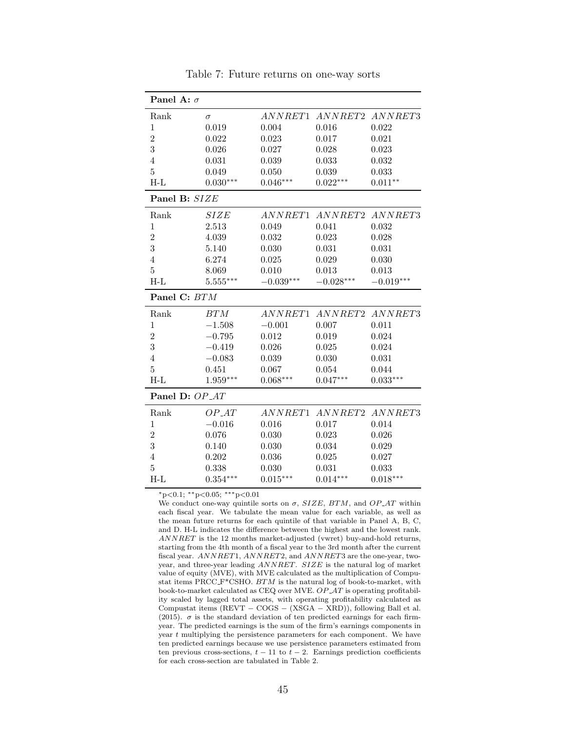Table 7: Future returns on one-way sorts

**Panel A:** $\sigma$

| Rank | $\sigma$ | $ANNRET1$ | $ANNRET2$ | $ANNRET3$ |
|---|---|---|---|---|
| 1 | 0.019 | 0.004 | 0.016 | 0.022 |
| 2 | 0.022 | 0.023 | 0.017 | 0.021 |
| 3 | 0.026 | 0.027 | 0.028 | 0.023 |
| 4 | 0.031 | 0.039 | 0.033 | 0.032 |
| 5 | 0.049 | 0.050 | 0.039 | 0.033 |
| H-L | 0.030*** | 0.046*** | 0.022*** | 0.011** |

**Panel B:** $SIZE$

| Rank | $SIZE$ | $ANNRET1$ | $ANNRET2$ | $ANNRET3$ |
|---|---|---|---|---|
| 1 | 2.513 | 0.049 | 0.041 | 0.032 |
| 2 | 4.039 | 0.032 | 0.023 | 0.028 |
| 3 | 5.140 | 0.030 | 0.031 | 0.031 |
| 4 | 6.274 | 0.025 | 0.029 | 0.030 |
| 5 | 8.069 | 0.010 | 0.013 | 0.013 |
| H-L | 5.555*** | −0.039*** | −0.028*** | −0.019*** |

**Panel C:** $BTM$

| Rank | $BTM$ | $ANNRET1$ | $ANNRET2$ | $ANNRET3$ |
|---|---|---|---|---|
| 1 | −1.508 | −0.001 | 0.007 | 0.011 |
| 2 | −0.795 | 0.012 | 0.019 | 0.024 |
| 3 | −0.419 | 0.026 | 0.025 | 0.024 |
| 4 | −0.083 | 0.039 | 0.030 | 0.031 |
| 5 | 0.451 | 0.067 | 0.054 | 0.044 |
| H-L | 1.959*** | 0.068*** | 0.047*** | 0.033*** |

**Panel D:** $OP\_AT$

| Rank | $OP\_AT$ | $ANNRET1$ | $ANNRET2$ | $ANNRET3$ |
|---|---|---|---|---|
| 1 | −0.016 | 0.016 | 0.017 | 0.014 |
| 2 | 0.076 | 0.030 | 0.023 | 0.026 |
| 3 | 0.140 | 0.030 | 0.034 | 0.029 |
| 4 | 0.202 | 0.036 | 0.025 | 0.027 |
| 5 | 0.338 | 0.030 | 0.031 | 0.033 |
| H-L | 0.354*** | 0.015*** | 0.014*** | 0.018*** |

*p<0.1; **p<0.05; ***p<0.01

We conduct one-way quintile sorts on $\sigma$, $SIZE$, $BTM$, and $OP\_AT$ within each fiscal year. We tabulate the mean value for each variable, as well as the mean future returns for each quintile of that variable in Panel A, B, C, and D. H-L indicates the difference between the highest and the lowest rank. $ANNRET$ is the 12 months market-adjusted (vwret) buy-and-hold returns, starting from the 4th month of a fiscal year to the 3rd month after the current fiscal year. $ANNRET1$, $ANNRET2$, and $ANNRET3$ are the one-year, two-year, and three-year leading $ANNRET$. $SIZE$ is the natural log of market value of equity (MVE), with MVE calculated as the multiplication of Compustat items PRCC_F*CSHO. $BTM$ is the natural log of book-to-market, with book-to-market calculated as CEQ over MVE. $OP\_AT$ is operating profitability scaled by lagged total assets, with operating profitability calculated as Compustat items (REVT − COGS − (XSGA − XRD)), following Ball et al. (2015). $\sigma$ is the standard deviation of ten predicted earnings for each firm-year. The predicted earnings is the sum of the firm's earnings components in year $t$ multiplying the persistence parameters for each component. We have ten predicted earnings because we use persistence parameters estimated from ten previous cross-sections, $t-11$ to $t-2$. Earnings prediction coefficients for each cross-section are tabulated in Table 2.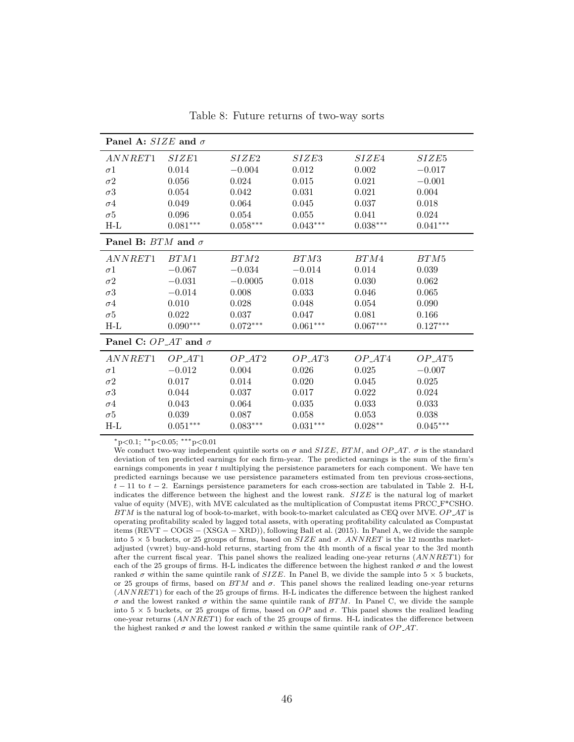Table 8: Future returns of two-way sorts

| **Panel A:** $SIZE$ **and** $\sigma$ | | | | | |
|---|---|---|---|---|---|
| $ANNRET1$ | $SIZE1$ | $SIZE2$ | $SIZE3$ | $SIZE4$ | $SIZE5$ |
| $\sigma 1$ | 0.014 | −0.004 | 0.012 | 0.002 | −0.017 |
| $\sigma 2$ | 0.056 | 0.024 | 0.015 | 0.021 | −0.001 |
| $\sigma 3$ | 0.054 | 0.042 | 0.031 | 0.021 | 0.004 |
| $\sigma 4$ | 0.049 | 0.064 | 0.045 | 0.037 | 0.018 |
| $\sigma 5$ | 0.096 | 0.054 | 0.055 | 0.041 | 0.024 |
| H-L | 0.081*** | 0.058*** | 0.043*** | 0.038*** | 0.041*** |
| **Panel B:** $BTM$ **and** $\sigma$ | | | | | |
| $ANNRET1$ | $BTM1$ | $BTM2$ | $BTM3$ | $BTM4$ | $BTM5$ |
| $\sigma 1$ | −0.067 | −0.034 | −0.014 | 0.014 | 0.039 |
| $\sigma 2$ | −0.031 | −0.0005 | 0.018 | 0.030 | 0.062 |
| $\sigma 3$ | −0.014 | 0.008 | 0.033 | 0.046 | 0.065 |
| $\sigma 4$ | 0.010 | 0.028 | 0.048 | 0.054 | 0.090 |
| $\sigma 5$ | 0.022 | 0.037 | 0.047 | 0.081 | 0.166 |
| H-L | 0.090*** | 0.072*** | 0.061*** | 0.067*** | 0.127*** |
| **Panel C:** $OP\_AT$ **and** $\sigma$ | | | | | |
| $ANNRET1$ | $OP\_AT1$ | $OP\_AT2$ | $OP\_AT3$ | $OP\_AT4$ | $OP\_AT5$ |
| $\sigma 1$ | −0.012 | 0.004 | 0.026 | 0.025 | −0.007 |
| $\sigma 2$ | 0.017 | 0.014 | 0.020 | 0.045 | 0.025 |
| $\sigma 3$ | 0.044 | 0.037 | 0.017 | 0.022 | 0.024 |
| $\sigma 4$ | 0.043 | 0.064 | 0.035 | 0.033 | 0.033 |
| $\sigma 5$ | 0.039 | 0.087 | 0.058 | 0.053 | 0.038 |
| H-L | 0.051*** | 0.083*** | 0.031*** | 0.028** | 0.045*** |

*p<0.1; **p<0.05; ***p<0.01

We conduct two-way independent quintile sorts on $\sigma$ and $SIZE$, $BTM$, and $OP\_AT$. $\sigma$ is the standard deviation of ten predicted earnings for each firm-year. The predicted earnings is the sum of the firm's earnings components in year $t$ multiplying the persistence parameters for each component. We have ten predicted earnings because we use persistence parameters estimated from ten previous cross-sections, $t-11$ to $t-2$. Earnings persistence parameters for each cross-section are tabulated in Table 2. H-L indicates the difference between the highest and the lowest rank. $SIZE$ is the natural log of market value of equity (MVE), with MVE calculated as the multiplication of Compustat items PRCC_F*CSHO. $BTM$ is the natural log of book-to-market, with book-to-market calculated as CEQ over MVE. $OP\_AT$ is operating profitability scaled by lagged total assets, with operating profitability calculated as Compustat items (REVT − COGS − (XSGA − XRD)), following Ball et al. (2015). In Panel A, we divide the sample into 5 × 5 buckets, or 25 groups of firms, based on $SIZE$ and $\sigma$. $ANNRET$ is the 12 months market-adjusted (vwret) buy-and-hold returns, starting from the 4th month of a fiscal year to the 3rd month after the current fiscal year. This panel shows the realized leading one-year returns ($ANNRET1$) for each of the 25 groups of firms. H-L indicates the difference between the highest ranked $\sigma$ and the lowest ranked $\sigma$ within the same quintile rank of $SIZE$. In Panel B, we divide the sample into 5 × 5 buckets, or 25 groups of firms, based on $BTM$ and $\sigma$. This panel shows the realized leading one-year returns ($ANNRET1$) for each of the 25 groups of firms. H-L indicates the difference between the highest ranked $\sigma$ and the lowest ranked $\sigma$ within the same quintile rank of $BTM$. In Panel C, we divide the sample into 5 × 5 buckets, or 25 groups of firms, based on $OP$ and $\sigma$. This panel shows the realized leading one-year returns ($ANNRET1$) for each of the 25 groups of firms. H-L indicates the difference between the highest ranked $\sigma$ and the lowest ranked $\sigma$ within the same quintile rank of $OP\_AT$.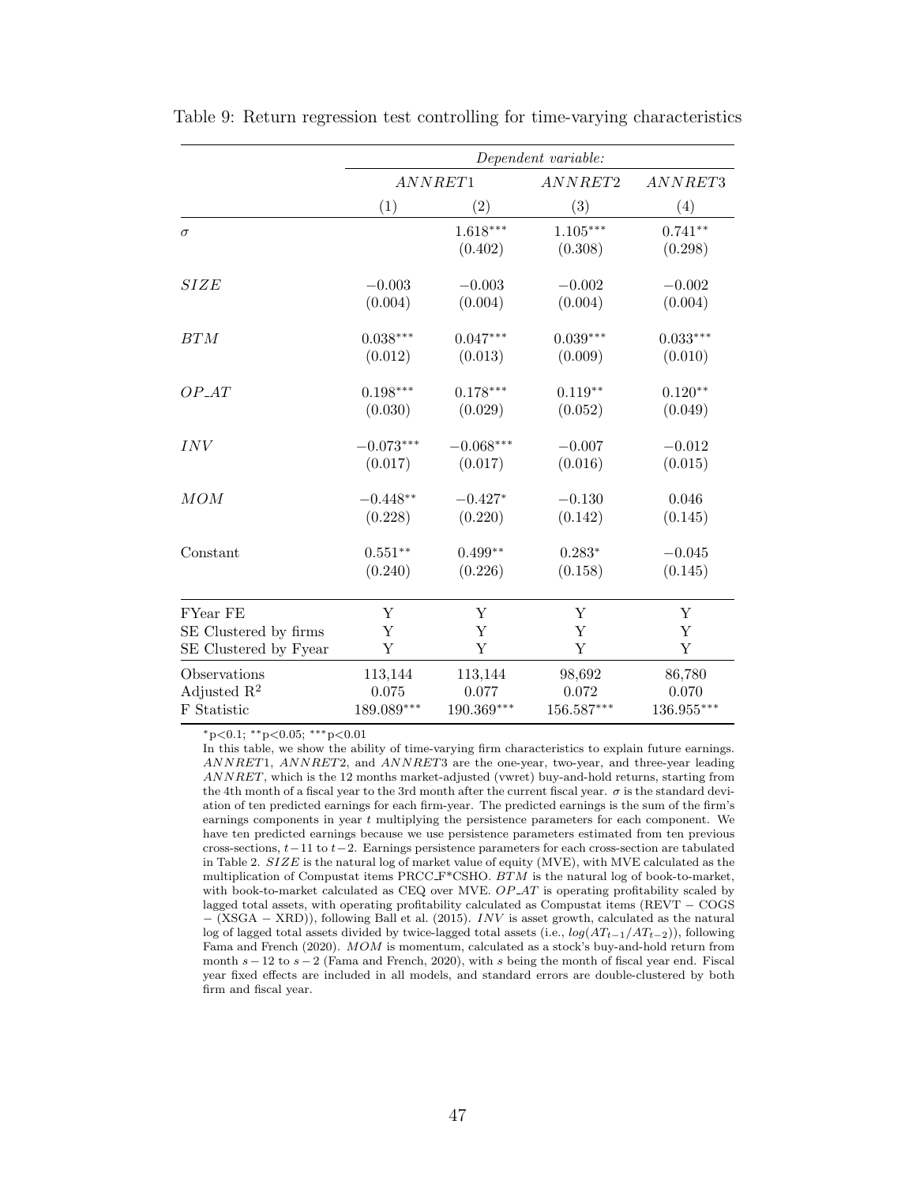Table 9: Return regression test controlling for time-varying characteristics

| | *Dependent variable:* | | | |
|---|---|---|---|---|
| | *ANNRET*1 | | *ANNRET*2 | *ANNRET*3 |
| | (1) | (2) | (3) | (4) |
| $\sigma$ | | $1.618^{***}$ | $1.105^{***}$ | $0.741^{**}$ |
| | | (0.402) | (0.308) | (0.298) |
| *SIZE* | −0.003 | −0.003 | −0.002 | −0.002 |
| | (0.004) | (0.004) | (0.004) | (0.004) |
| *BTM* | $0.038^{***}$ | $0.047^{***}$ | $0.039^{***}$ | $0.033^{***}$ |
| | (0.012) | (0.013) | (0.009) | (0.010) |
| *OP_AT* | $0.198^{***}$ | $0.178^{***}$ | $0.119^{**}$ | $0.120^{**}$ |
| | (0.030) | (0.029) | (0.052) | (0.049) |
| *INV* | $-0.073^{***}$ | $-0.068^{***}$ | −0.007 | −0.012 |
| | (0.017) | (0.017) | (0.016) | (0.015) |
| *MOM* | $-0.448^{**}$ | $-0.427^{*}$ | −0.130 | 0.046 |
| | (0.228) | (0.220) | (0.142) | (0.145) |
| Constant | $0.551^{**}$ | $0.499^{**}$ | $0.283^{*}$ | −0.045 |
| | (0.240) | (0.226) | (0.158) | (0.145) |
| FYear FE | Y | Y | Y | Y |
| SE Clustered by firms | Y | Y | Y | Y |
| SE Clustered by Fyear | Y | Y | Y | Y |
| Observations | 113,144 | 113,144 | 98,692 | 86,780 |
| Adjusted $R^2$ | 0.075 | 0.077 | 0.072 | 0.070 |
| F Statistic | $189.089^{***}$ | $190.369^{***}$ | $156.587^{***}$ | $136.955^{***}$ |

$^{*}$p<0.1; $^{**}$p<0.05; $^{***}$p<0.01

In this table, we show the ability of time-varying firm characteristics to explain future earnings. *ANNRET*1, *ANNRET*2, and *ANNRET*3 are the one-year, two-year, and three-year leading *ANNRET*, which is the 12 months market-adjusted (vwret) buy-and-hold returns, starting from the 4th month of a fiscal year to the 3rd month after the current fiscal year. $\sigma$ is the standard deviation of ten predicted earnings for each firm-year. The predicted earnings is the sum of the firm's earnings components in year $t$ multiplying the persistence parameters for each component. We have ten predicted earnings because we use persistence parameters estimated from ten previous cross-sections, $t-11$ to $t-2$. Earnings persistence parameters for each cross-section are tabulated in Table 2. *SIZE* is the natural log of market value of equity (MVE), with MVE calculated as the multiplication of Compustat items PRCC_F*CSHO. *BTM* is the natural log of book-to-market, with book-to-market calculated as CEQ over MVE. *OP_AT* is operating profitability scaled by lagged total assets, with operating profitability calculated as Compustat items (REVT − COGS − (XSGA − XRD)), following Ball et al. (2015). *INV* is asset growth, calculated as the natural log of lagged total assets divided by twice-lagged total assets (i.e., $log(AT_{t-1}/AT_{t-2})$), following Fama and French (2020). *MOM* is momentum, calculated as a stock's buy-and-hold return from month $s-12$ to $s-2$ (Fama and French, 2020), with $s$ being the month of fiscal year end. Fiscal year fixed effects are included in all models, and standard errors are double-clustered by both firm and fiscal year.